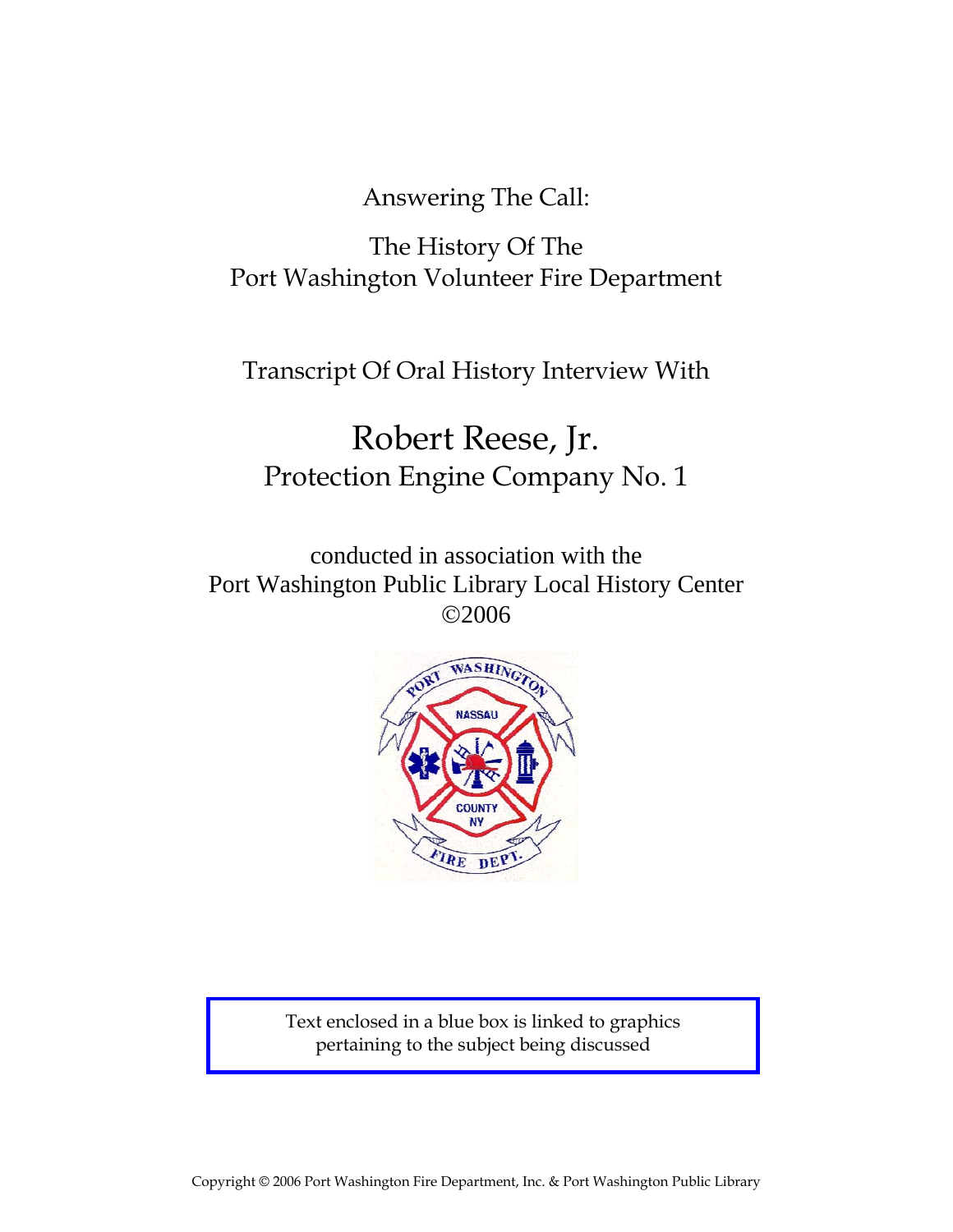Answering The Call:

The History Of The
Port Washington Volunteer Fire Department

Transcript Of Oral History Interview With

# Robert Reese, Jr.

## Protection Engine Company No. 1

conducted in association with the
Port Washington Public Library Local History Center
©2006

Text enclosed in a blue box is linked to graphics pertaining to the subject being discussed

Copyright © 2006 Port Washington Fire Department, Inc. & Port Washington Public Library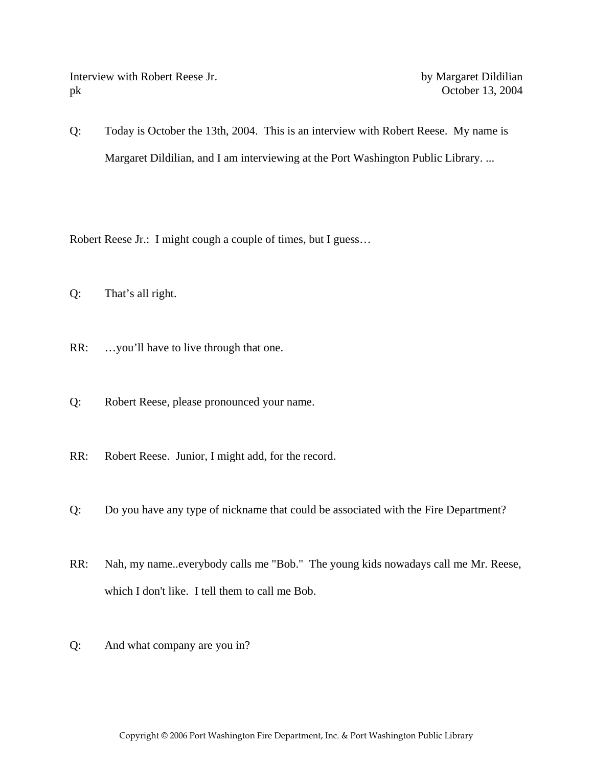Q: Today is October the 13th, 2004. This is an interview with Robert Reese. My name is Margaret Dildilian, and I am interviewing at the Port Washington Public Library. ...

Robert Reese Jr.: I might cough a couple of times, but I guess…

Q: That's all right.

RR: …you'll have to live through that one.

Q: Robert Reese, please pronounced your name.

RR: Robert Reese. Junior, I might add, for the record.

Q: Do you have any type of nickname that could be associated with the Fire Department?

RR: Nah, my name..everybody calls me "Bob." The young kids nowadays call me Mr. Reese, which I don't like. I tell them to call me Bob.

Q: And what company are you in?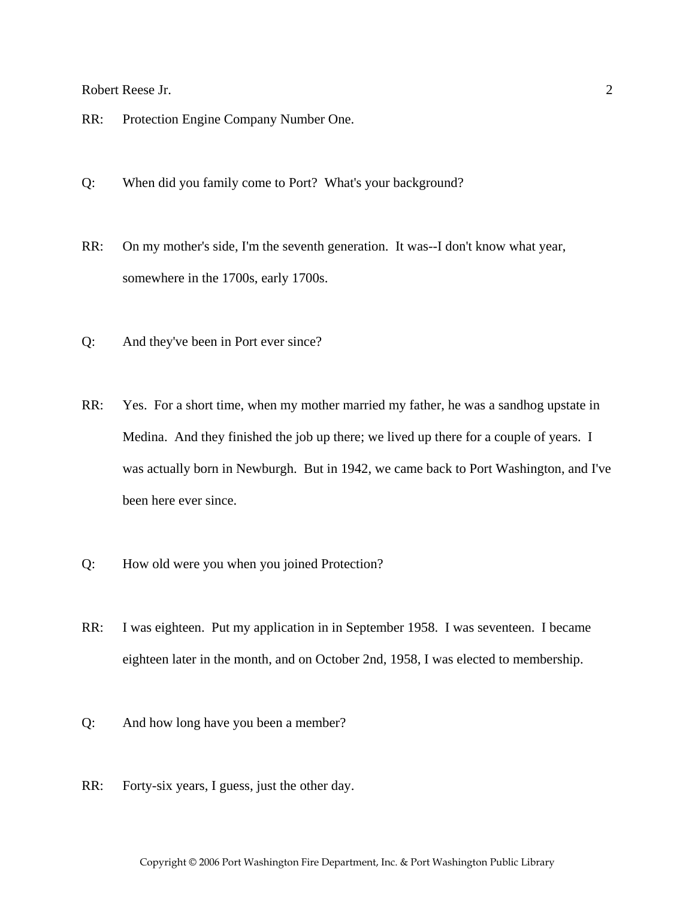RR: Protection Engine Company Number One.

Q: When did you family come to Port? What's your background?

RR: On my mother's side, I'm the seventh generation. It was--I don't know what year, somewhere in the 1700s, early 1700s.

Q: And they've been in Port ever since?

RR: Yes. For a short time, when my mother married my father, he was a sandhog upstate in Medina. And they finished the job up there; we lived up there for a couple of years. I was actually born in Newburgh. But in 1942, we came back to Port Washington, and I've been here ever since.

Q: How old were you when you joined Protection?

RR: I was eighteen. Put my application in in September 1958. I was seventeen. I became eighteen later in the month, and on October 2nd, 1958, I was elected to membership.

Q: And how long have you been a member?

RR: Forty-six years, I guess, just the other day.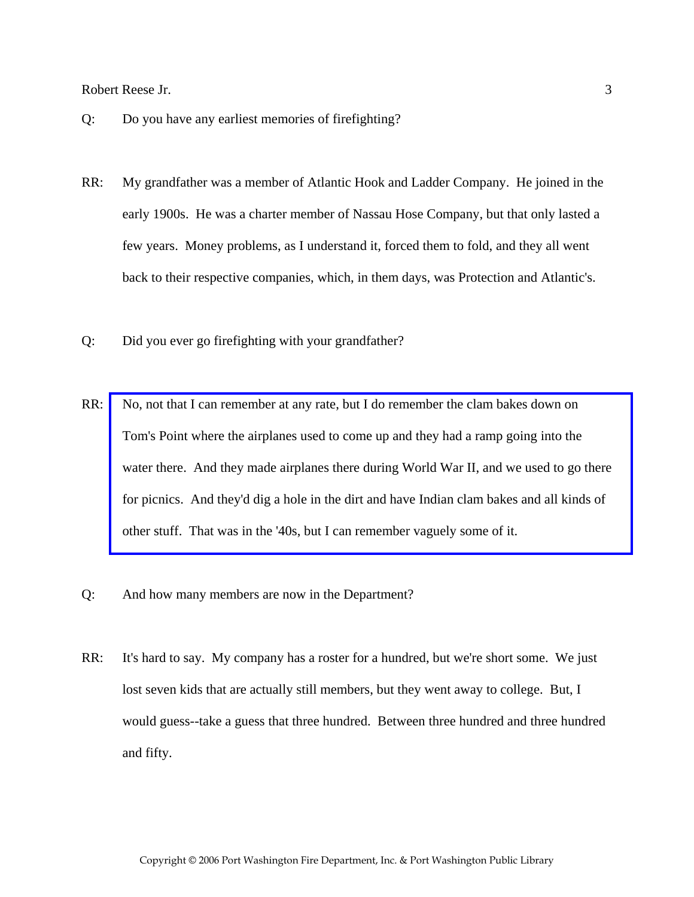Q: Do you have any earliest memories of firefighting?

RR: My grandfather was a member of Atlantic Hook and Ladder Company. He joined in the early 1900s. He was a charter member of Nassau Hose Company, but that only lasted a few years. Money problems, as I understand it, forced them to fold, and they all went back to their respective companies, which, in them days, was Protection and Atlantic's.

Q: Did you ever go firefighting with your grandfather?

RR: No, not that I can remember at any rate, but I do remember the clam bakes down on Tom's Point where the airplanes used to come up and they had a ramp going into the water there. And they made airplanes there during World War II, and we used to go there for picnics. And they'd dig a hole in the dirt and have Indian clam bakes and all kinds of other stuff. That was in the '40s, but I can remember vaguely some of it.

Q: And how many members are now in the Department?

RR: It's hard to say. My company has a roster for a hundred, but we're short some. We just lost seven kids that are actually still members, but they went away to college. But, I would guess--take a guess that three hundred. Between three hundred and three hundred and fifty.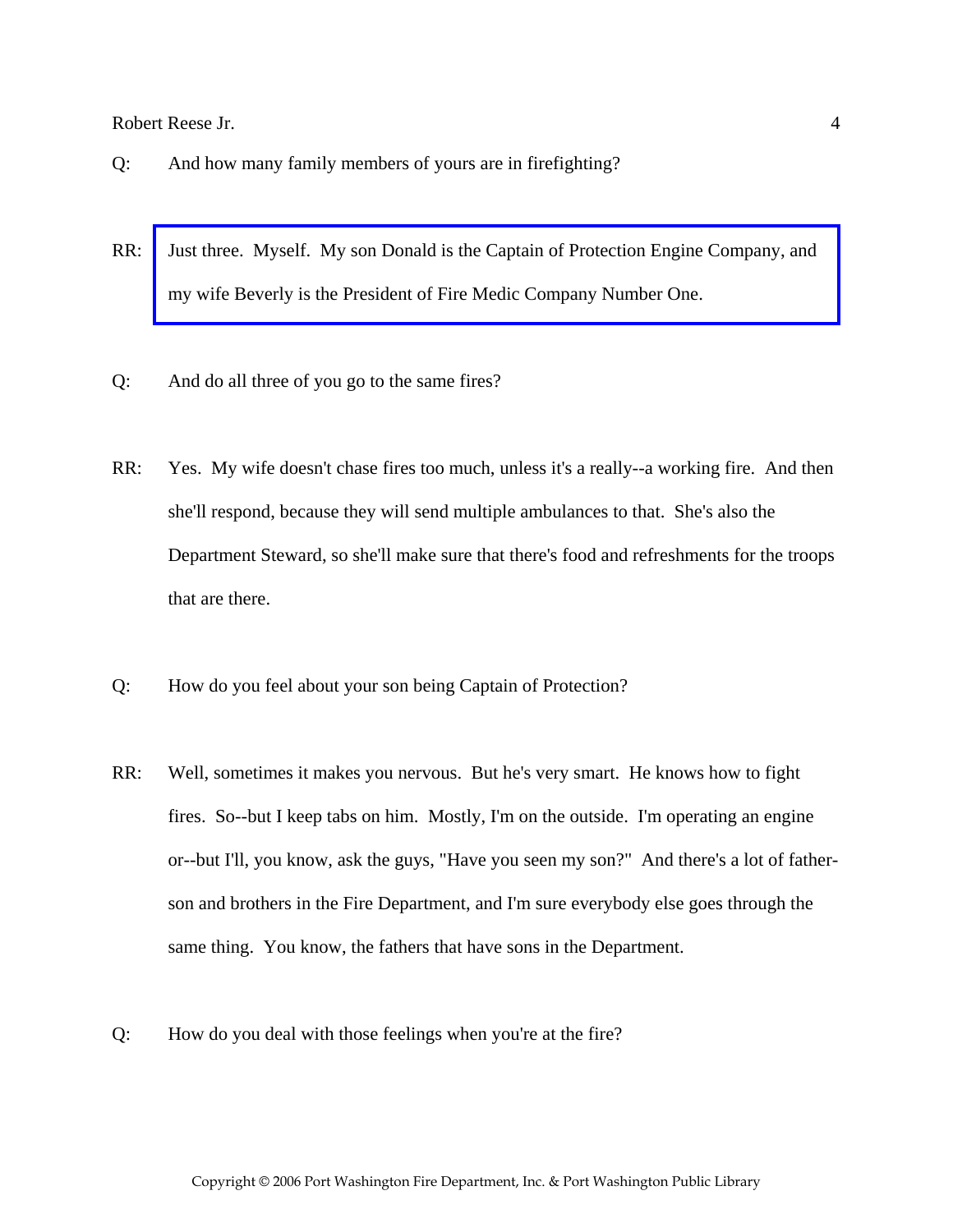Q: And how many family members of yours are in firefighting?

RR: Just three. Myself. My son Donald is the Captain of Protection Engine Company, and my wife Beverly is the President of Fire Medic Company Number One.

Q: And do all three of you go to the same fires?

RR: Yes. My wife doesn't chase fires too much, unless it's a really--a working fire. And then she'll respond, because they will send multiple ambulances to that. She's also the Department Steward, so she'll make sure that there's food and refreshments for the troops that are there.

Q: How do you feel about your son being Captain of Protection?

RR: Well, sometimes it makes you nervous. But he's very smart. He knows how to fight fires. So--but I keep tabs on him. Mostly, I'm on the outside. I'm operating an engine or--but I'll, you know, ask the guys, "Have you seen my son?" And there's a lot of father-son and brothers in the Fire Department, and I'm sure everybody else goes through the same thing. You know, the fathers that have sons in the Department.

Q: How do you deal with those feelings when you're at the fire?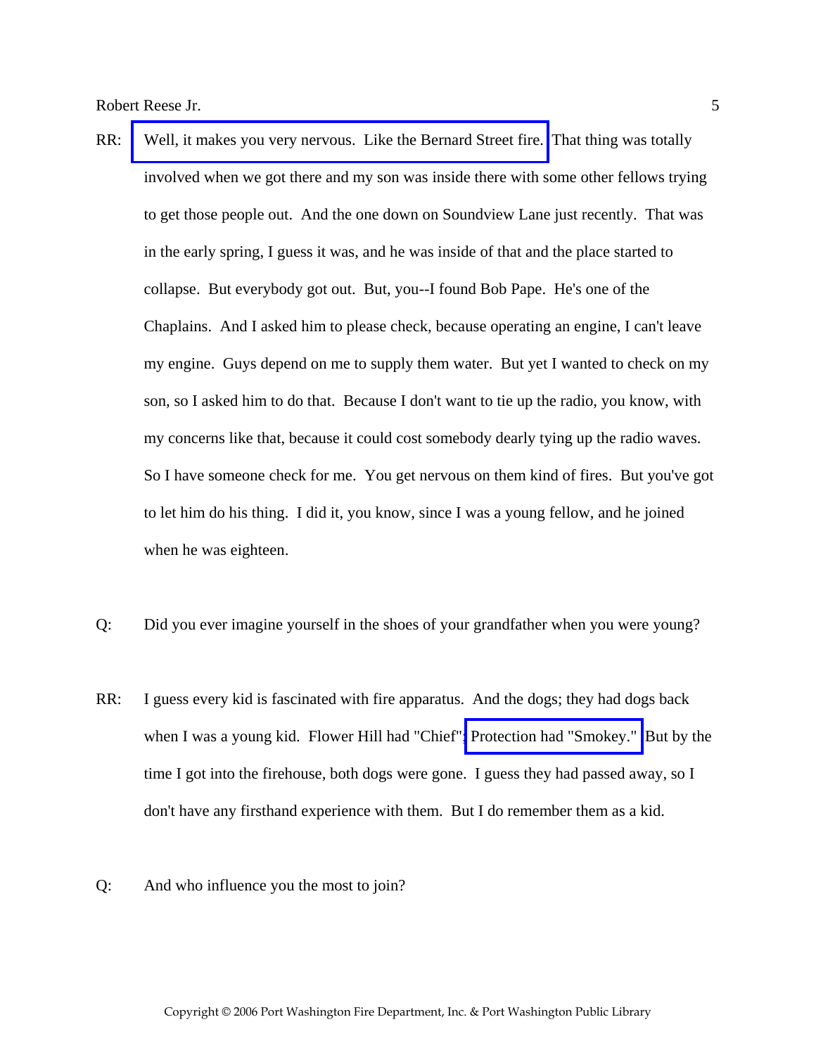RR: Well, it makes you very nervous. Like the Bernard Street fire. That thing was totally involved when we got there and my son was inside there with some other fellows trying to get those people out. And the one down on Soundview Lane just recently. That was in the early spring, I guess it was, and he was inside of that and the place started to collapse. But everybody got out. But, you--I found Bob Pape. He's one of the Chaplains. And I asked him to please check, because operating an engine, I can't leave my engine. Guys depend on me to supply them water. But yet I wanted to check on my son, so I asked him to do that. Because I don't want to tie up the radio, you know, with my concerns like that, because it could cost somebody dearly tying up the radio waves. So I have someone check for me. You get nervous on them kind of fires. But you've got to let him do his thing. I did it, you know, since I was a young fellow, and he joined when he was eighteen.

Q: Did you ever imagine yourself in the shoes of your grandfather when you were young?

RR: I guess every kid is fascinated with fire apparatus. And the dogs; they had dogs back when I was a young kid. Flower Hill had "Chief"; Protection had "Smokey." But by the time I got into the firehouse, both dogs were gone. I guess they had passed away, so I don't have any firsthand experience with them. But I do remember them as a kid.

Q: And who influence you the most to join?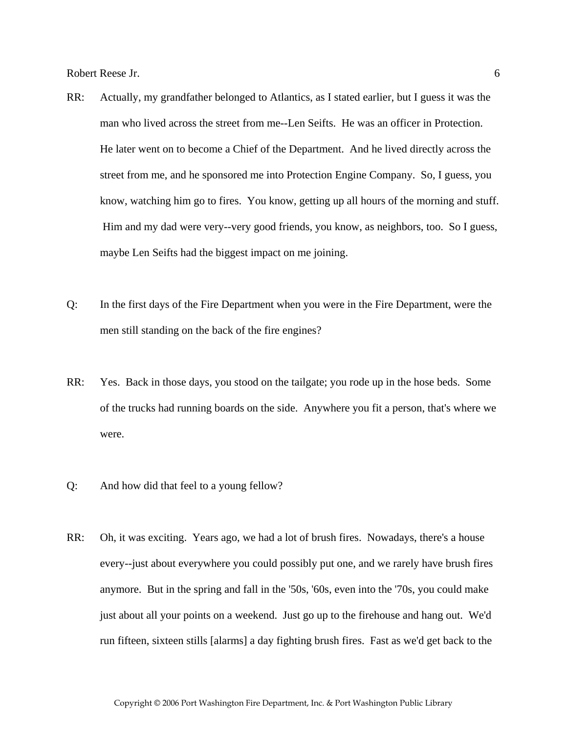RR: Actually, my grandfather belonged to Atlantics, as I stated earlier, but I guess it was the man who lived across the street from me--Len Seifts. He was an officer in Protection. He later went on to become a Chief of the Department. And he lived directly across the street from me, and he sponsored me into Protection Engine Company. So, I guess, you know, watching him go to fires. You know, getting up all hours of the morning and stuff. Him and my dad were very--very good friends, you know, as neighbors, too. So I guess, maybe Len Seifts had the biggest impact on me joining.

Q: In the first days of the Fire Department when you were in the Fire Department, were the men still standing on the back of the fire engines?

RR: Yes. Back in those days, you stood on the tailgate; you rode up in the hose beds. Some of the trucks had running boards on the side. Anywhere you fit a person, that's where we were.

Q: And how did that feel to a young fellow?

RR: Oh, it was exciting. Years ago, we had a lot of brush fires. Nowadays, there's a house every--just about everywhere you could possibly put one, and we rarely have brush fires anymore. But in the spring and fall in the '50s, '60s, even into the '70s, you could make just about all your points on a weekend. Just go up to the firehouse and hang out. We'd run fifteen, sixteen stills [alarms] a day fighting brush fires. Fast as we'd get back to the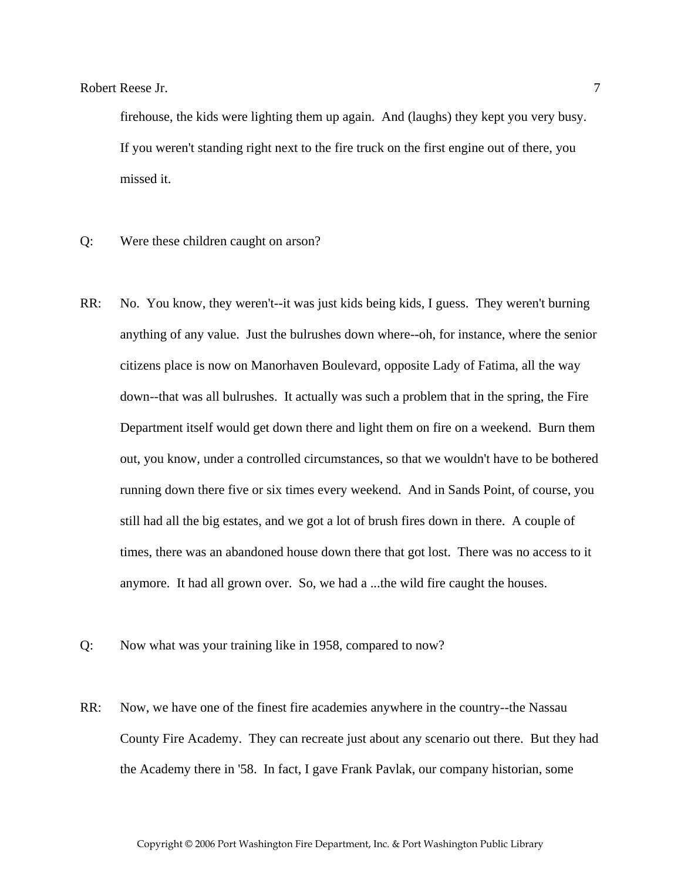firehouse, the kids were lighting them up again. And (laughs) they kept you very busy. If you weren't standing right next to the fire truck on the first engine out of there, you missed it.

Q: Were these children caught on arson?

RR: No. You know, they weren't--it was just kids being kids, I guess. They weren't burning anything of any value. Just the bulrushes down where--oh, for instance, where the senior citizens place is now on Manorhaven Boulevard, opposite Lady of Fatima, all the way down--that was all bulrushes. It actually was such a problem that in the spring, the Fire Department itself would get down there and light them on fire on a weekend. Burn them out, you know, under a controlled circumstances, so that we wouldn't have to be bothered running down there five or six times every weekend. And in Sands Point, of course, you still had all the big estates, and we got a lot of brush fires down in there. A couple of times, there was an abandoned house down there that got lost. There was no access to it anymore. It had all grown over. So, we had a ...the wild fire caught the houses.

Q: Now what was your training like in 1958, compared to now?

RR: Now, we have one of the finest fire academies anywhere in the country--the Nassau County Fire Academy. They can recreate just about any scenario out there. But they had the Academy there in '58. In fact, I gave Frank Pavlak, our company historian, some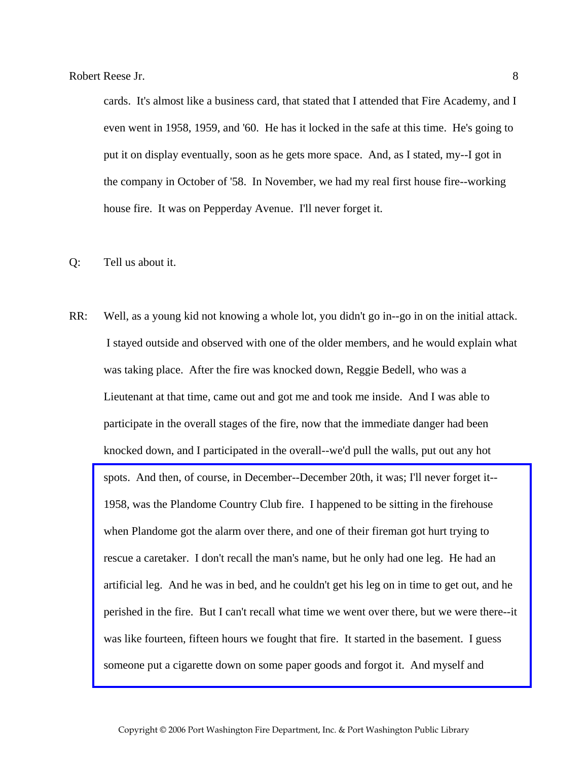cards. It's almost like a business card, that stated that I attended that Fire Academy, and I even went in 1958, 1959, and '60. He has it locked in the safe at this time. He's going to put it on display eventually, soon as he gets more space. And, as I stated, my--I got in the company in October of '58. In November, we had my real first house fire--working house fire. It was on Pepperday Avenue. I'll never forget it.

Q: Tell us about it.

RR: Well, as a young kid not knowing a whole lot, you didn't go in--go in on the initial attack. I stayed outside and observed with one of the older members, and he would explain what was taking place. After the fire was knocked down, Reggie Bedell, who was a Lieutenant at that time, came out and got me and took me inside. And I was able to participate in the overall stages of the fire, now that the immediate danger had been knocked down, and I participated in the overall--we'd pull the walls, put out any hot spots. And then, of course, in December--December 20th, it was; I'll never forget it--1958, was the Plandome Country Club fire. I happened to be sitting in the firehouse when Plandome got the alarm over there, and one of their fireman got hurt trying to rescue a caretaker. I don't recall the man's name, but he only had one leg. He had an artificial leg. And he was in bed, and he couldn't get his leg on in time to get out, and he perished in the fire. But I can't recall what time we went over there, but we were there--it was like fourteen, fifteen hours we fought that fire. It started in the basement. I guess someone put a cigarette down on some paper goods and forgot it. And myself and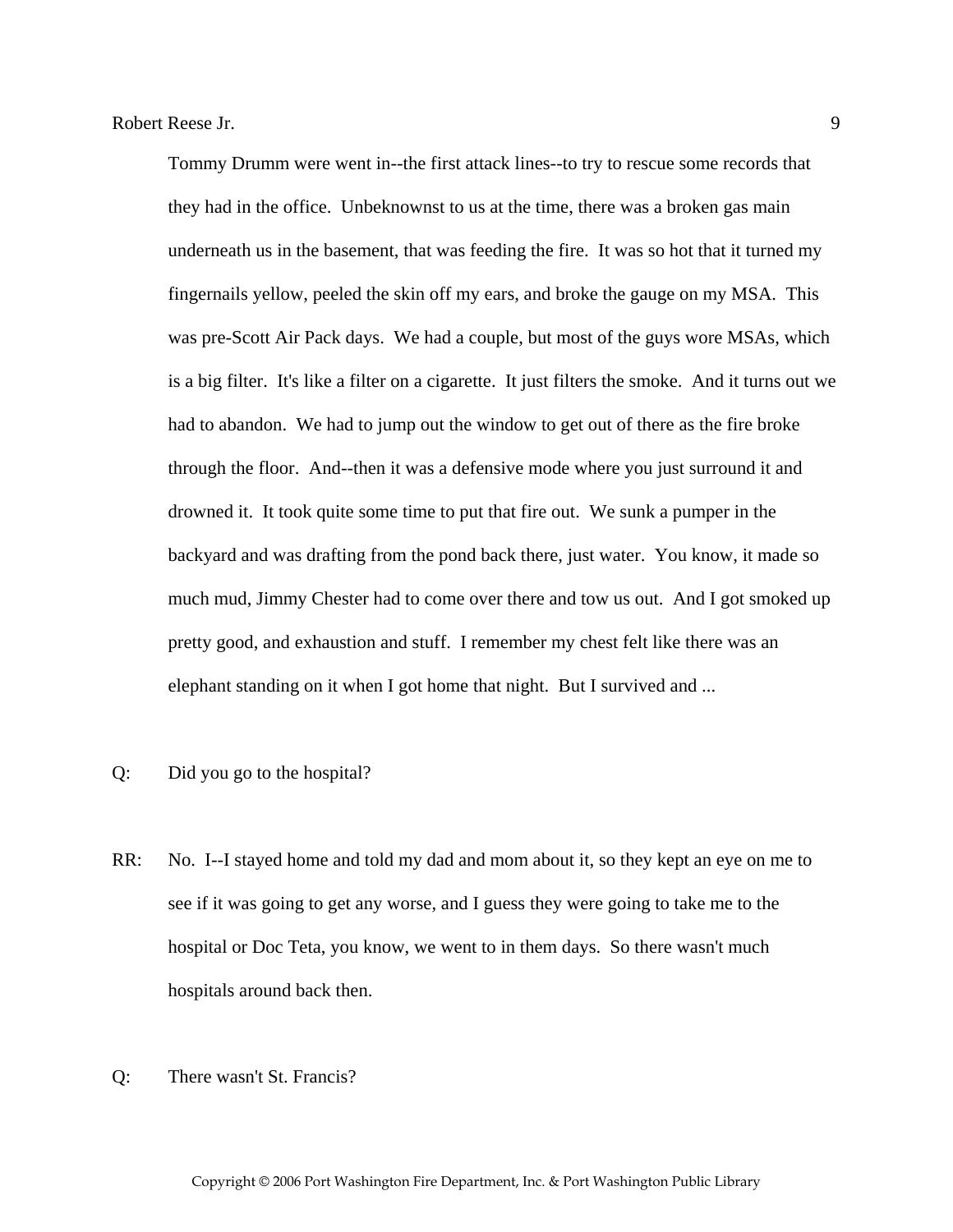Tommy Drumm were went in--the first attack lines--to try to rescue some records that they had in the office. Unbeknownst to us at the time, there was a broken gas main underneath us in the basement, that was feeding the fire. It was so hot that it turned my fingernails yellow, peeled the skin off my ears, and broke the gauge on my MSA. This was pre-Scott Air Pack days. We had a couple, but most of the guys wore MSAs, which is a big filter. It's like a filter on a cigarette. It just filters the smoke. And it turns out we had to abandon. We had to jump out the window to get out of there as the fire broke through the floor. And--then it was a defensive mode where you just surround it and drowned it. It took quite some time to put that fire out. We sunk a pumper in the backyard and was drafting from the pond back there, just water. You know, it made so much mud, Jimmy Chester had to come over there and tow us out. And I got smoked up pretty good, and exhaustion and stuff. I remember my chest felt like there was an elephant standing on it when I got home that night. But I survived and ...

Q: Did you go to the hospital?

RR: No. I--I stayed home and told my dad and mom about it, so they kept an eye on me to see if it was going to get any worse, and I guess they were going to take me to the hospital or Doc Teta, you know, we went to in them days. So there wasn't much hospitals around back then.

Q: There wasn't St. Francis?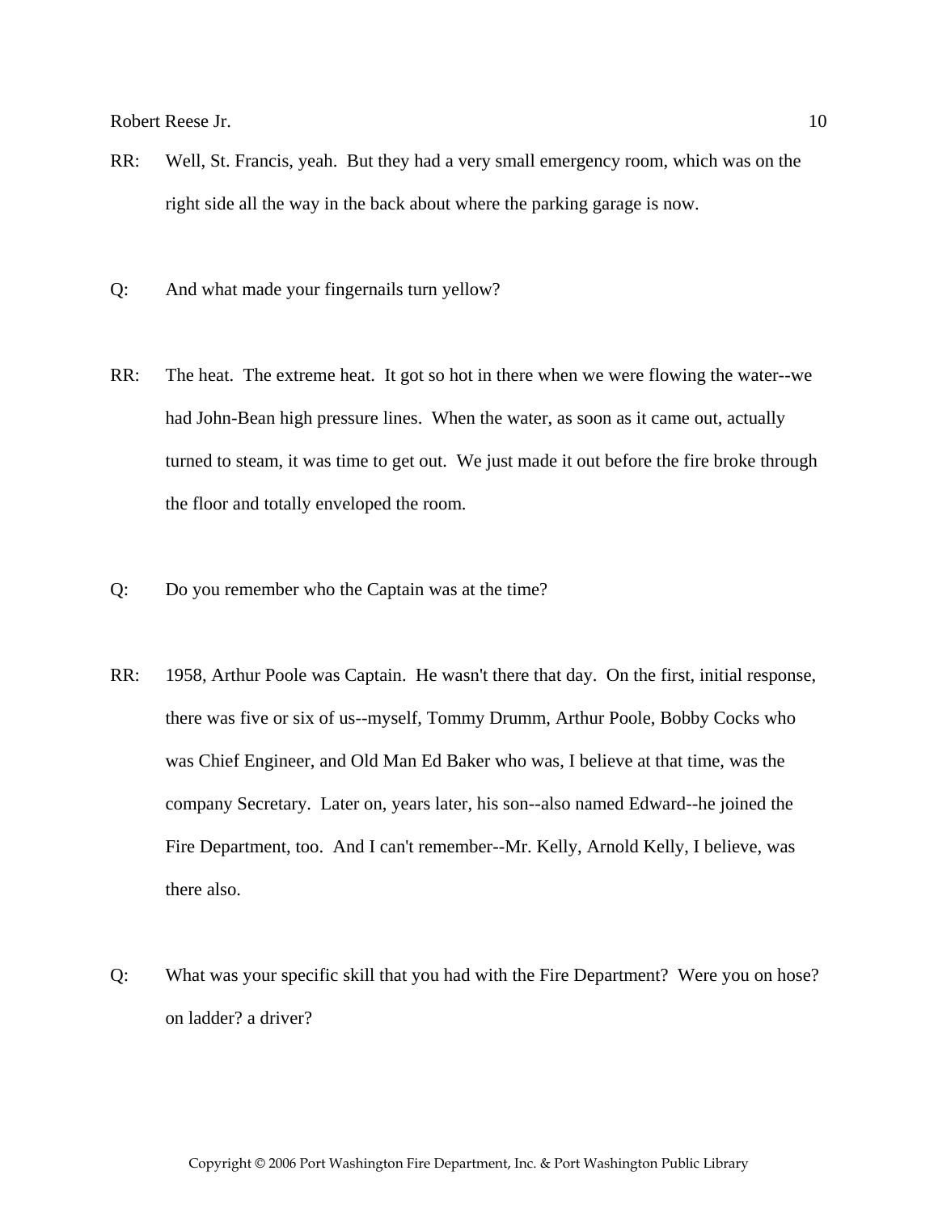RR: Well, St. Francis, yeah. But they had a very small emergency room, which was on the right side all the way in the back about where the parking garage is now.

Q: And what made your fingernails turn yellow?

RR: The heat. The extreme heat. It got so hot in there when we were flowing the water--we had John-Bean high pressure lines. When the water, as soon as it came out, actually turned to steam, it was time to get out. We just made it out before the fire broke through the floor and totally enveloped the room.

Q: Do you remember who the Captain was at the time?

RR: 1958, Arthur Poole was Captain. He wasn't there that day. On the first, initial response, there was five or six of us--myself, Tommy Drumm, Arthur Poole, Bobby Cocks who was Chief Engineer, and Old Man Ed Baker who was, I believe at that time, was the company Secretary. Later on, years later, his son--also named Edward--he joined the Fire Department, too. And I can't remember--Mr. Kelly, Arnold Kelly, I believe, was there also.

Q: What was your specific skill that you had with the Fire Department? Were you on hose? on ladder? a driver?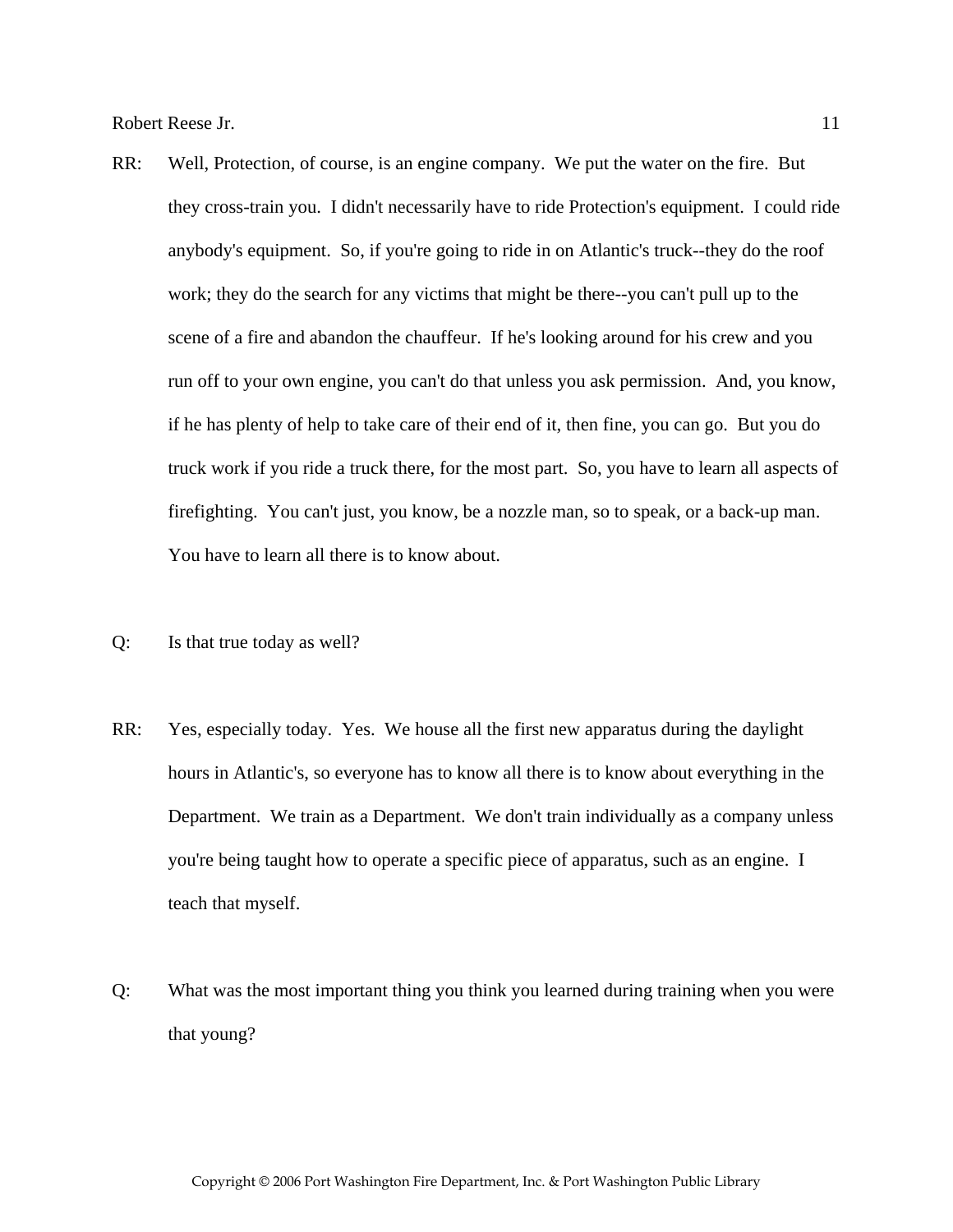RR: Well, Protection, of course, is an engine company. We put the water on the fire. But they cross-train you. I didn't necessarily have to ride Protection's equipment. I could ride anybody's equipment. So, if you're going to ride in on Atlantic's truck--they do the roof work; they do the search for any victims that might be there--you can't pull up to the scene of a fire and abandon the chauffeur. If he's looking around for his crew and you run off to your own engine, you can't do that unless you ask permission. And, you know, if he has plenty of help to take care of their end of it, then fine, you can go. But you do truck work if you ride a truck there, for the most part. So, you have to learn all aspects of firefighting. You can't just, you know, be a nozzle man, so to speak, or a back-up man. You have to learn all there is to know about.

Q: Is that true today as well?

RR: Yes, especially today. Yes. We house all the first new apparatus during the daylight hours in Atlantic's, so everyone has to know all there is to know about everything in the Department. We train as a Department. We don't train individually as a company unless you're being taught how to operate a specific piece of apparatus, such as an engine. I teach that myself.

Q: What was the most important thing you think you learned during training when you were that young?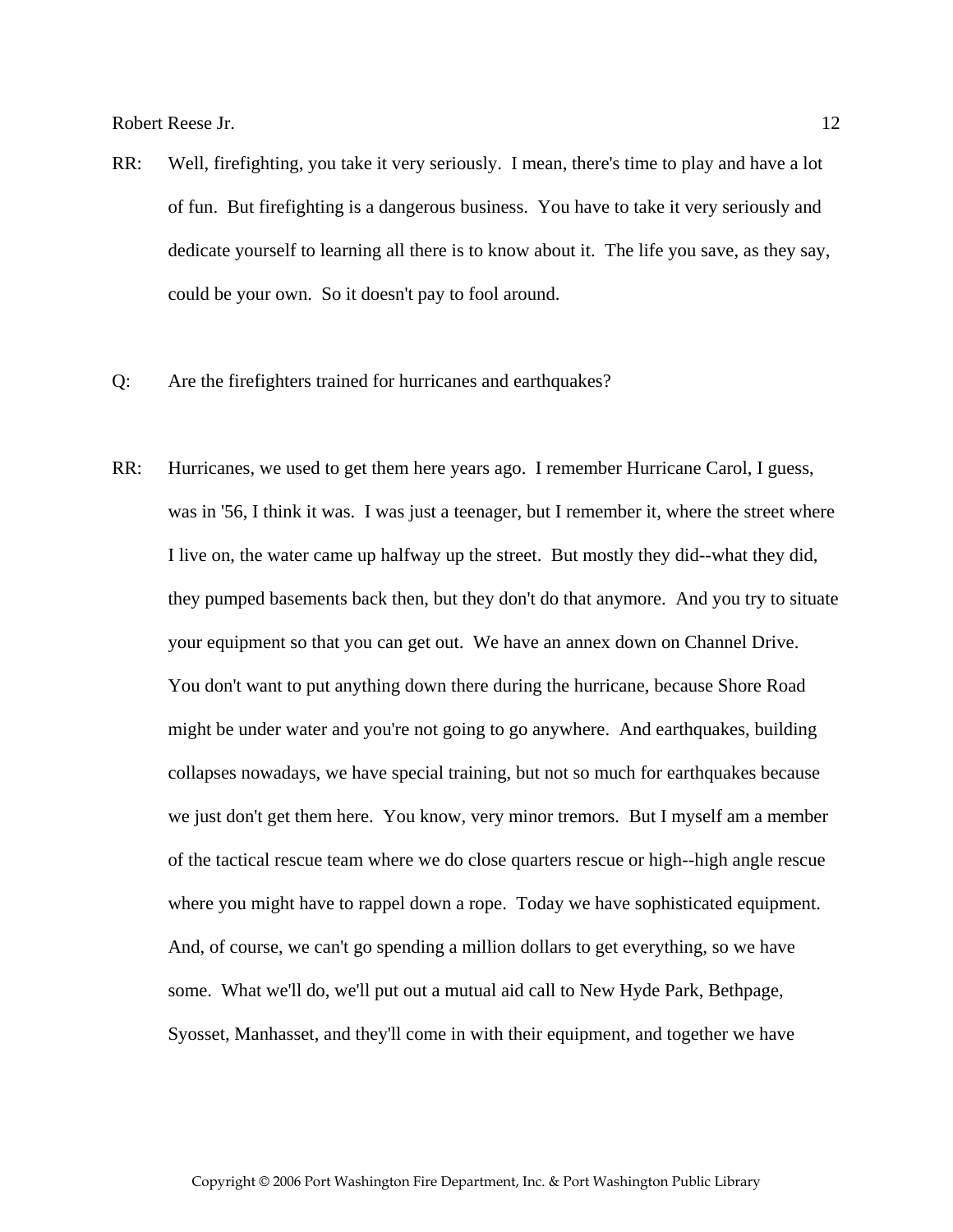RR: Well, firefighting, you take it very seriously. I mean, there's time to play and have a lot of fun. But firefighting is a dangerous business. You have to take it very seriously and dedicate yourself to learning all there is to know about it. The life you save, as they say, could be your own. So it doesn't pay to fool around.

Q: Are the firefighters trained for hurricanes and earthquakes?

RR: Hurricanes, we used to get them here years ago. I remember Hurricane Carol, I guess, was in '56, I think it was. I was just a teenager, but I remember it, where the street where I live on, the water came up halfway up the street. But mostly they did--what they did, they pumped basements back then, but they don't do that anymore. And you try to situate your equipment so that you can get out. We have an annex down on Channel Drive. You don't want to put anything down there during the hurricane, because Shore Road might be under water and you're not going to go anywhere. And earthquakes, building collapses nowadays, we have special training, but not so much for earthquakes because we just don't get them here. You know, very minor tremors. But I myself am a member of the tactical rescue team where we do close quarters rescue or high--high angle rescue where you might have to rappel down a rope. Today we have sophisticated equipment. And, of course, we can't go spending a million dollars to get everything, so we have some. What we'll do, we'll put out a mutual aid call to New Hyde Park, Bethpage, Syosset, Manhasset, and they'll come in with their equipment, and together we have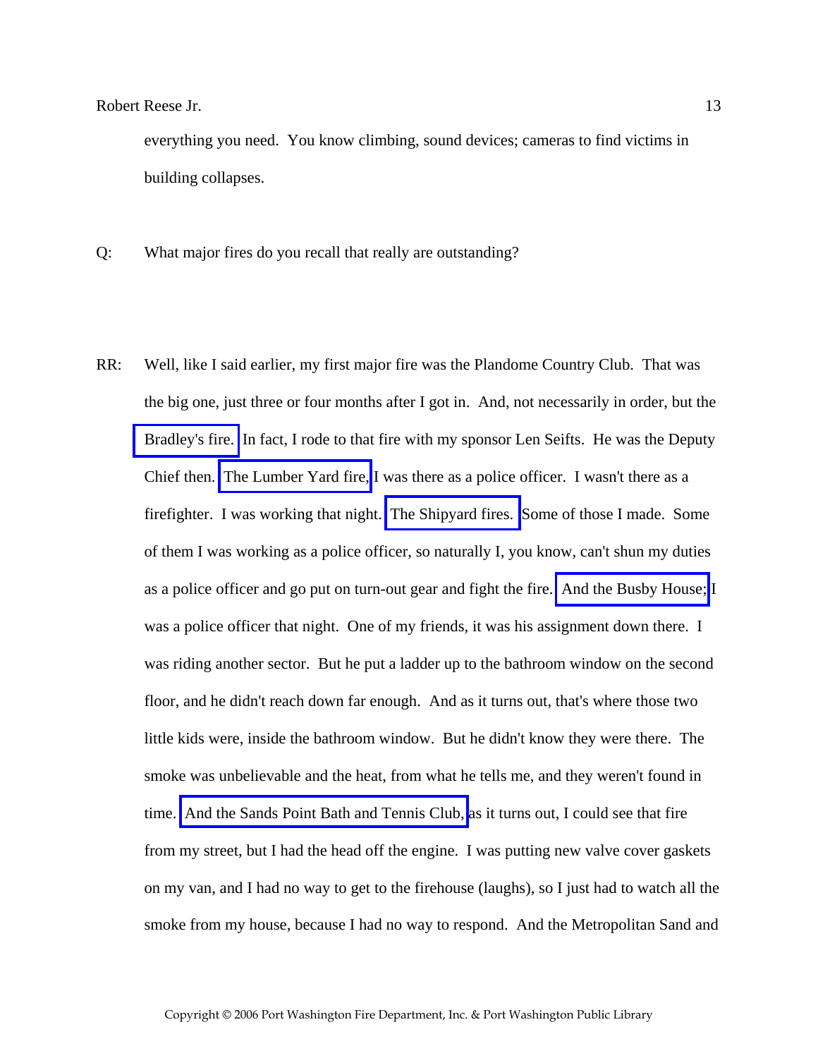everything you need. You know climbing, sound devices; cameras to find victims in building collapses.

Q: What major fires do you recall that really are outstanding?

RR: Well, like I said earlier, my first major fire was the Plandome Country Club. That was the big one, just three or four months after I got in. And, not necessarily in order, but the Bradley's fire. In fact, I rode to that fire with my sponsor Len Seifts. He was the Deputy Chief then. The Lumber Yard fire, I was there as a police officer. I wasn't there as a firefighter. I was working that night. The Shipyard fires. Some of those I made. Some of them I was working as a police officer, so naturally I, you know, can't shun my duties as a police officer and go put on turn-out gear and fight the fire. And the Busby House; I was a police officer that night. One of my friends, it was his assignment down there. I was riding another sector. But he put a ladder up to the bathroom window on the second floor, and he didn't reach down far enough. And as it turns out, that's where those two little kids were, inside the bathroom window. But he didn't know they were there. The smoke was unbelievable and the heat, from what he tells me, and they weren't found in time. And the Sands Point Bath and Tennis Club, as it turns out, I could see that fire from my street, but I had the head off the engine. I was putting new valve cover gaskets on my van, and I had no way to get to the firehouse (laughs), so I just had to watch all the smoke from my house, because I had no way to respond. And the Metropolitan Sand and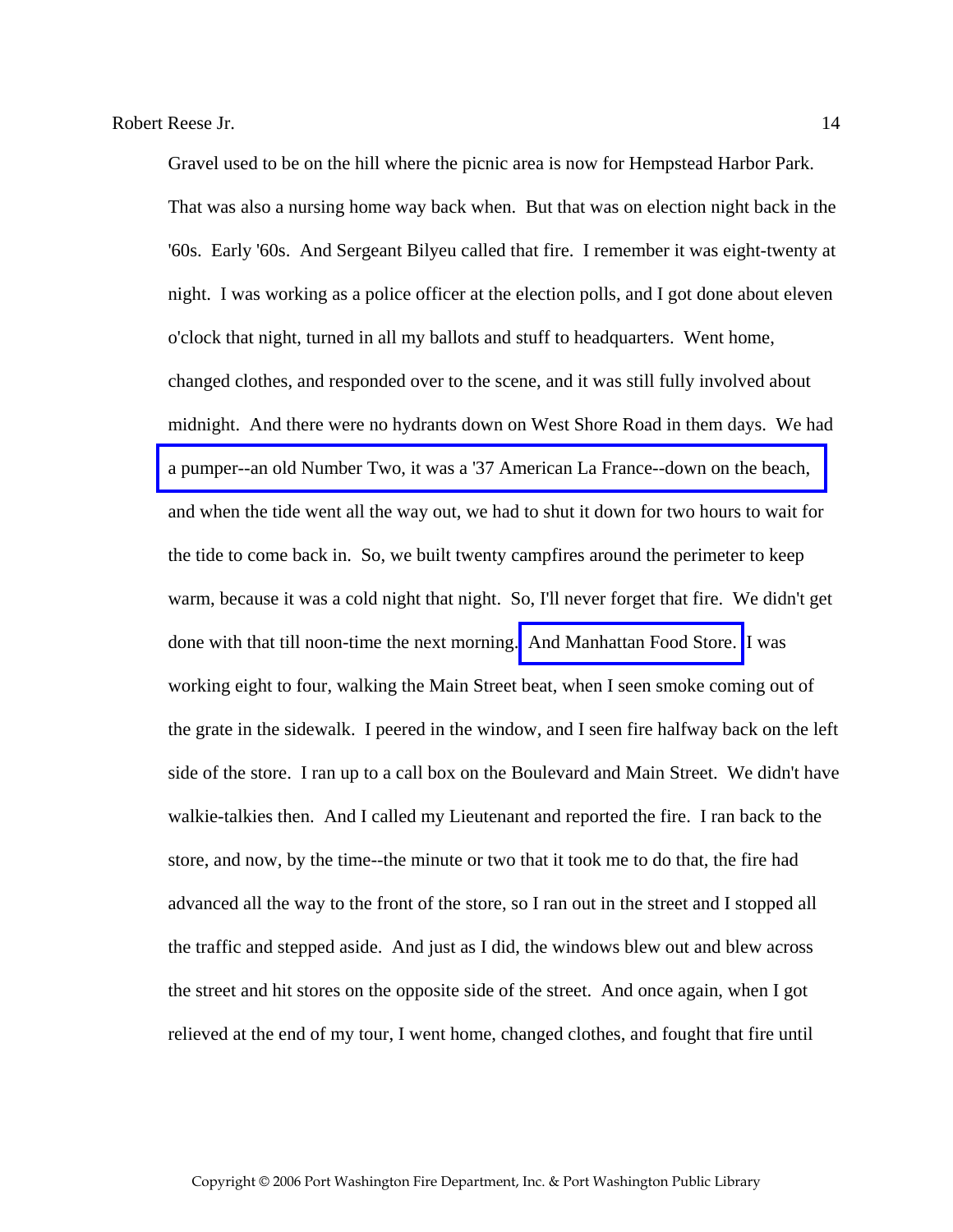Gravel used to be on the hill where the picnic area is now for Hempstead Harbor Park. That was also a nursing home way back when. But that was on election night back in the '60s. Early '60s. And Sergeant Bilyeu called that fire. I remember it was eight-twenty at night. I was working as a police officer at the election polls, and I got done about eleven o'clock that night, turned in all my ballots and stuff to headquarters. Went home, changed clothes, and responded over to the scene, and it was still fully involved about midnight. And there were no hydrants down on West Shore Road in them days. We had a pumper--an old Number Two, it was a '37 American La France--down on the beach, and when the tide went all the way out, we had to shut it down for two hours to wait for the tide to come back in. So, we built twenty campfires around the perimeter to keep warm, because it was a cold night that night. So, I'll never forget that fire. We didn't get done with that till noon-time the next morning. And Manhattan Food Store. I was working eight to four, walking the Main Street beat, when I seen smoke coming out of the grate in the sidewalk. I peered in the window, and I seen fire halfway back on the left side of the store. I ran up to a call box on the Boulevard and Main Street. We didn't have walkie-talkies then. And I called my Lieutenant and reported the fire. I ran back to the store, and now, by the time--the minute or two that it took me to do that, the fire had advanced all the way to the front of the store, so I ran out in the street and I stopped all the traffic and stepped aside. And just as I did, the windows blew out and blew across the street and hit stores on the opposite side of the street. And once again, when I got relieved at the end of my tour, I went home, changed clothes, and fought that fire until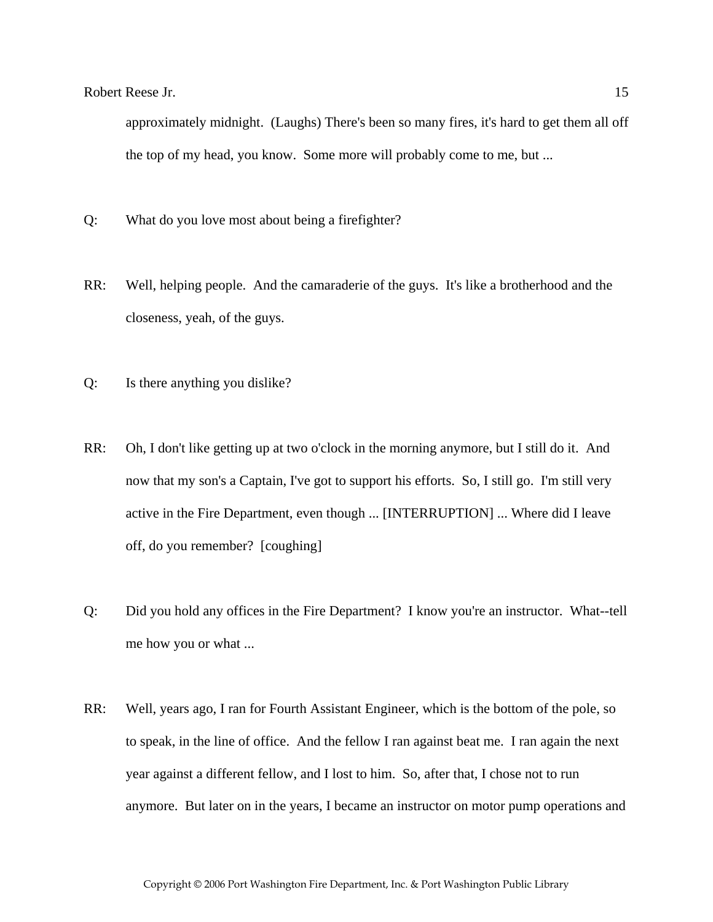approximately midnight. (Laughs) There's been so many fires, it's hard to get them all off the top of my head, you know. Some more will probably come to me, but ...

Q: What do you love most about being a firefighter?

RR: Well, helping people. And the camaraderie of the guys. It's like a brotherhood and the closeness, yeah, of the guys.

Q: Is there anything you dislike?

RR: Oh, I don't like getting up at two o'clock in the morning anymore, but I still do it. And now that my son's a Captain, I've got to support his efforts. So, I still go. I'm still very active in the Fire Department, even though ... [INTERRUPTION] ... Where did I leave off, do you remember? [coughing]

Q: Did you hold any offices in the Fire Department? I know you're an instructor. What--tell me how you or what ...

RR: Well, years ago, I ran for Fourth Assistant Engineer, which is the bottom of the pole, so to speak, in the line of office. And the fellow I ran against beat me. I ran again the next year against a different fellow, and I lost to him. So, after that, I chose not to run anymore. But later on in the years, I became an instructor on motor pump operations and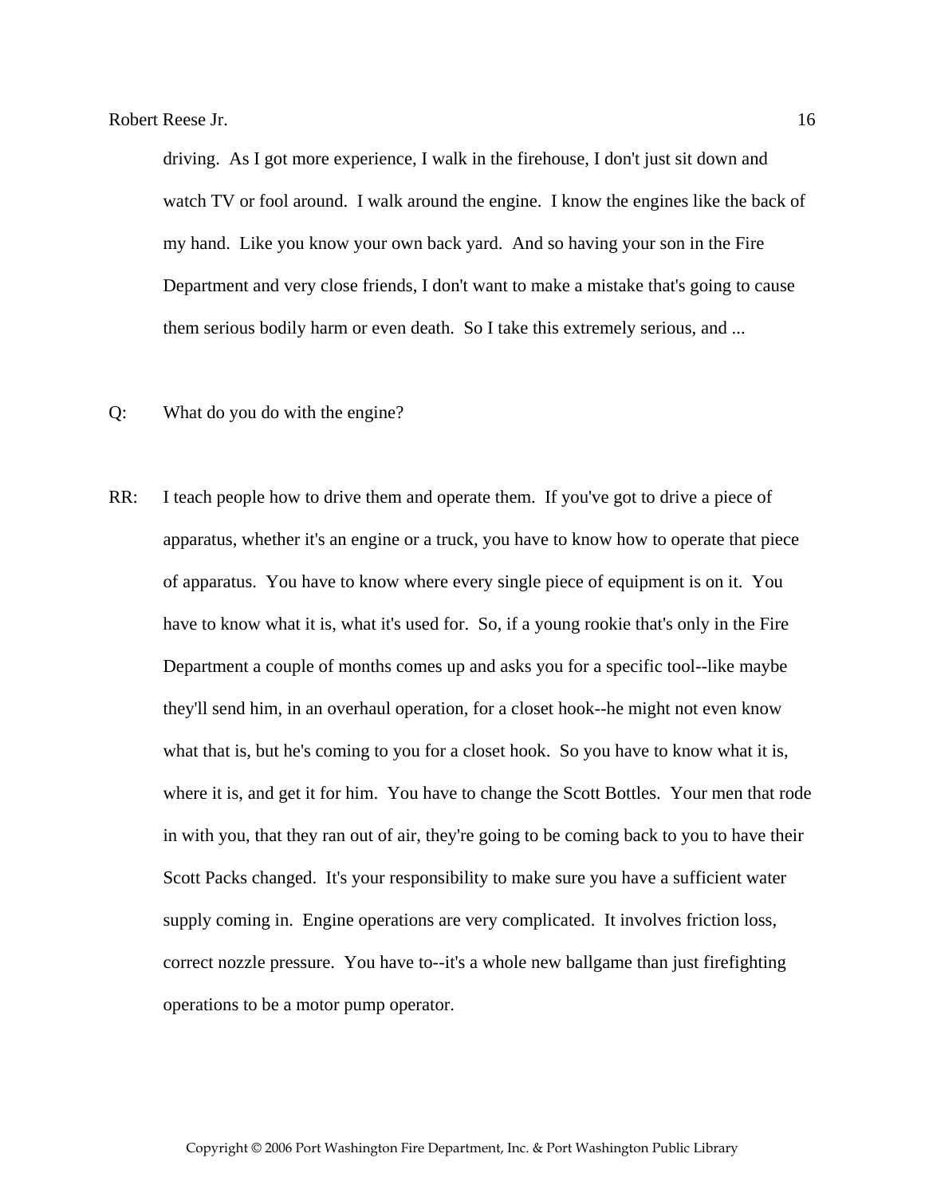driving. As I got more experience, I walk in the firehouse, I don't just sit down and watch TV or fool around. I walk around the engine. I know the engines like the back of my hand. Like you know your own back yard. And so having your son in the Fire Department and very close friends, I don't want to make a mistake that's going to cause them serious bodily harm or even death. So I take this extremely serious, and ...

Q: What do you do with the engine?

RR: I teach people how to drive them and operate them. If you've got to drive a piece of apparatus, whether it's an engine or a truck, you have to know how to operate that piece of apparatus. You have to know where every single piece of equipment is on it. You have to know what it is, what it's used for. So, if a young rookie that's only in the Fire Department a couple of months comes up and asks you for a specific tool--like maybe they'll send him, in an overhaul operation, for a closet hook--he might not even know what that is, but he's coming to you for a closet hook. So you have to know what it is, where it is, and get it for him. You have to change the Scott Bottles. Your men that rode in with you, that they ran out of air, they're going to be coming back to you to have their Scott Packs changed. It's your responsibility to make sure you have a sufficient water supply coming in. Engine operations are very complicated. It involves friction loss, correct nozzle pressure. You have to--it's a whole new ballgame than just firefighting operations to be a motor pump operator.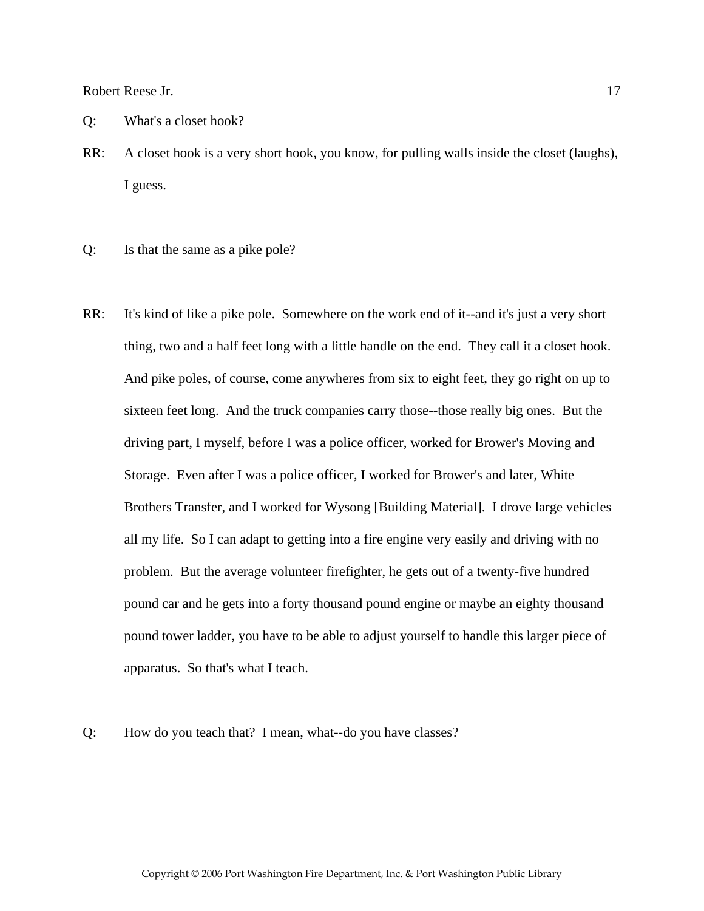Q: What's a closet hook?

RR: A closet hook is a very short hook, you know, for pulling walls inside the closet (laughs), I guess.

Q: Is that the same as a pike pole?

RR: It's kind of like a pike pole. Somewhere on the work end of it--and it's just a very short thing, two and a half feet long with a little handle on the end. They call it a closet hook. And pike poles, of course, come anywheres from six to eight feet, they go right on up to sixteen feet long. And the truck companies carry those--those really big ones. But the driving part, I myself, before I was a police officer, worked for Brower's Moving and Storage. Even after I was a police officer, I worked for Brower's and later, White Brothers Transfer, and I worked for Wysong [Building Material]. I drove large vehicles all my life. So I can adapt to getting into a fire engine very easily and driving with no problem. But the average volunteer firefighter, he gets out of a twenty-five hundred pound car and he gets into a forty thousand pound engine or maybe an eighty thousand pound tower ladder, you have to be able to adjust yourself to handle this larger piece of apparatus. So that's what I teach.

Q: How do you teach that? I mean, what--do you have classes?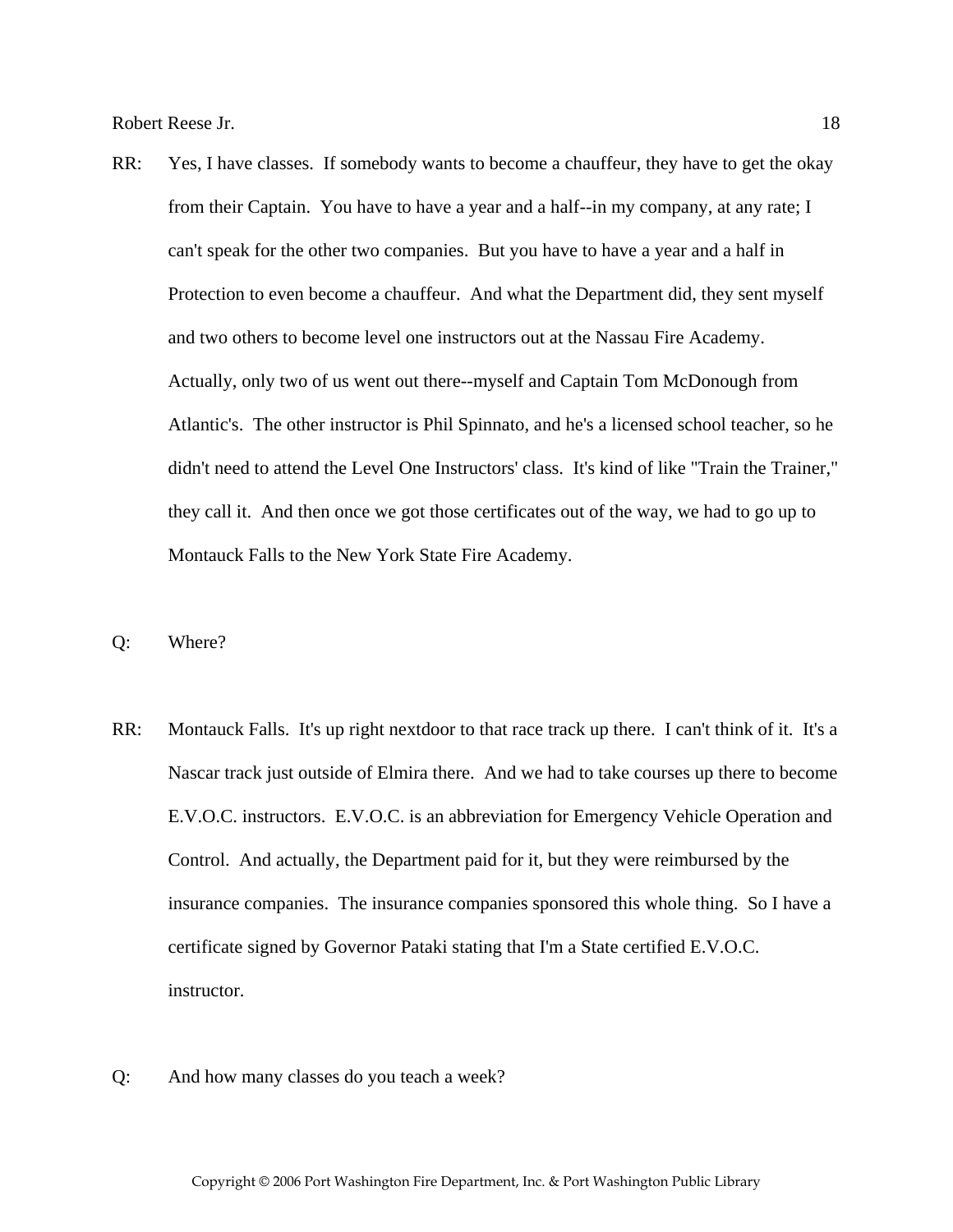RR: Yes, I have classes. If somebody wants to become a chauffeur, they have to get the okay from their Captain. You have to have a year and a half--in my company, at any rate; I can't speak for the other two companies. But you have to have a year and a half in Protection to even become a chauffeur. And what the Department did, they sent myself and two others to become level one instructors out at the Nassau Fire Academy. Actually, only two of us went out there--myself and Captain Tom McDonough from Atlantic's. The other instructor is Phil Spinnato, and he's a licensed school teacher, so he didn't need to attend the Level One Instructors' class. It's kind of like "Train the Trainer," they call it. And then once we got those certificates out of the way, we had to go up to Montauck Falls to the New York State Fire Academy.

Q: Where?

RR: Montauck Falls. It's up right nextdoor to that race track up there. I can't think of it. It's a Nascar track just outside of Elmira there. And we had to take courses up there to become E.V.O.C. instructors. E.V.O.C. is an abbreviation for Emergency Vehicle Operation and Control. And actually, the Department paid for it, but they were reimbursed by the insurance companies. The insurance companies sponsored this whole thing. So I have a certificate signed by Governor Pataki stating that I'm a State certified E.V.O.C. instructor.

Q: And how many classes do you teach a week?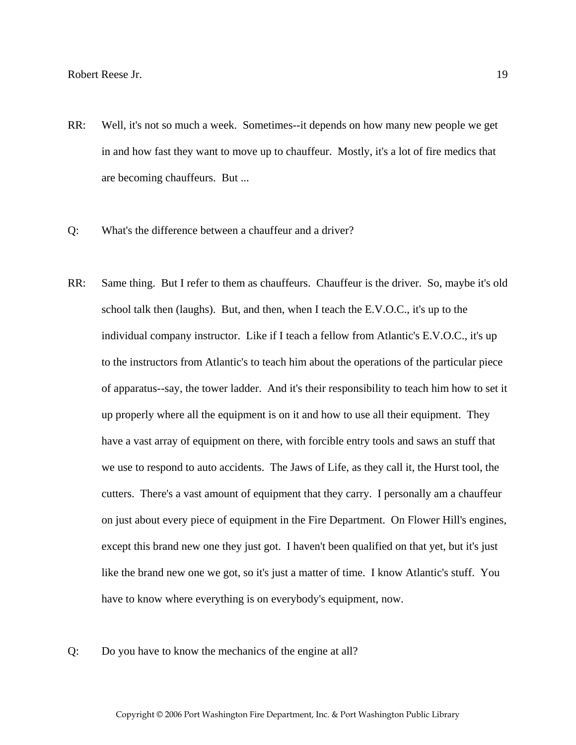RR: Well, it's not so much a week. Sometimes--it depends on how many new people we get in and how fast they want to move up to chauffeur. Mostly, it's a lot of fire medics that are becoming chauffeurs. But ...

Q: What's the difference between a chauffeur and a driver?

RR: Same thing. But I refer to them as chauffeurs. Chauffeur is the driver. So, maybe it's old school talk then (laughs). But, and then, when I teach the E.V.O.C., it's up to the individual company instructor. Like if I teach a fellow from Atlantic's E.V.O.C., it's up to the instructors from Atlantic's to teach him about the operations of the particular piece of apparatus--say, the tower ladder. And it's their responsibility to teach him how to set it up properly where all the equipment is on it and how to use all their equipment. They have a vast array of equipment on there, with forcible entry tools and saws an stuff that we use to respond to auto accidents. The Jaws of Life, as they call it, the Hurst tool, the cutters. There's a vast amount of equipment that they carry. I personally am a chauffeur on just about every piece of equipment in the Fire Department. On Flower Hill's engines, except this brand new one they just got. I haven't been qualified on that yet, but it's just like the brand new one we got, so it's just a matter of time. I know Atlantic's stuff. You have to know where everything is on everybody's equipment, now.

Q: Do you have to know the mechanics of the engine at all?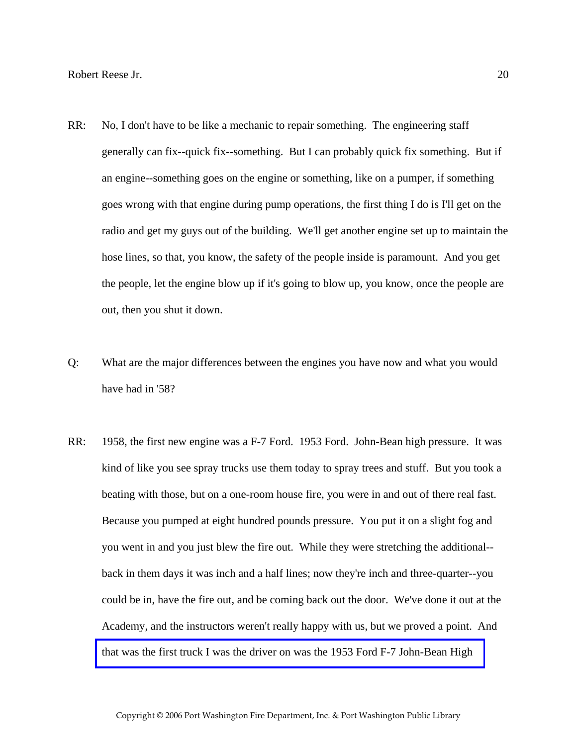RR: No, I don't have to be like a mechanic to repair something. The engineering staff generally can fix--quick fix--something. But I can probably quick fix something. But if an engine--something goes on the engine or something, like on a pumper, if something goes wrong with that engine during pump operations, the first thing I do is I'll get on the radio and get my guys out of the building. We'll get another engine set up to maintain the hose lines, so that, you know, the safety of the people inside is paramount. And you get the people, let the engine blow up if it's going to blow up, you know, once the people are out, then you shut it down.

Q: What are the major differences between the engines you have now and what you would have had in '58?

RR: 1958, the first new engine was a F-7 Ford. 1953 Ford. John-Bean high pressure. It was kind of like you see spray trucks use them today to spray trees and stuff. But you took a beating with those, but on a one-room house fire, you were in and out of there real fast. Because you pumped at eight hundred pounds pressure. You put it on a slight fog and you went in and you just blew the fire out. While they were stretching the additional--back in them days it was inch and a half lines; now they're inch and three-quarter--you could be in, have the fire out, and be coming back out the door. We've done it out at the Academy, and the instructors weren't really happy with us, but we proved a point. And that was the first truck I was the driver on was the 1953 Ford F-7 John-Bean High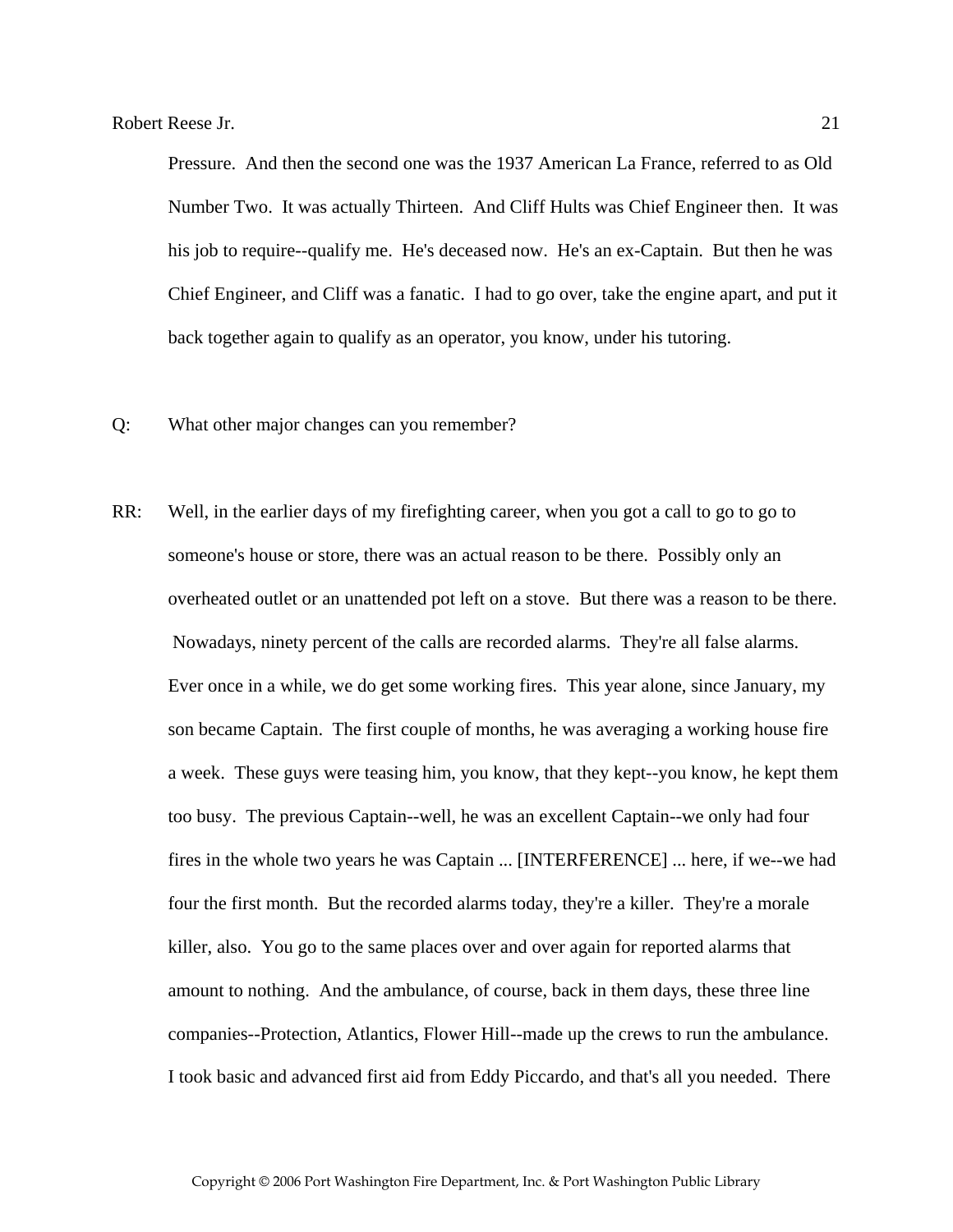Pressure. And then the second one was the 1937 American La France, referred to as Old Number Two. It was actually Thirteen. And Cliff Hults was Chief Engineer then. It was his job to require--qualify me. He's deceased now. He's an ex-Captain. But then he was Chief Engineer, and Cliff was a fanatic. I had to go over, take the engine apart, and put it back together again to qualify as an operator, you know, under his tutoring.

Q: What other major changes can you remember?

RR: Well, in the earlier days of my firefighting career, when you got a call to go to go to someone's house or store, there was an actual reason to be there. Possibly only an overheated outlet or an unattended pot left on a stove. But there was a reason to be there. Nowadays, ninety percent of the calls are recorded alarms. They're all false alarms. Ever once in a while, we do get some working fires. This year alone, since January, my son became Captain. The first couple of months, he was averaging a working house fire a week. These guys were teasing him, you know, that they kept--you know, he kept them too busy. The previous Captain--well, he was an excellent Captain--we only had four fires in the whole two years he was Captain ... [INTERFERENCE] ... here, if we--we had four the first month. But the recorded alarms today, they're a killer. They're a morale killer, also. You go to the same places over and over again for reported alarms that amount to nothing. And the ambulance, of course, back in them days, these three line companies--Protection, Atlantics, Flower Hill--made up the crews to run the ambulance. I took basic and advanced first aid from Eddy Piccardo, and that's all you needed. There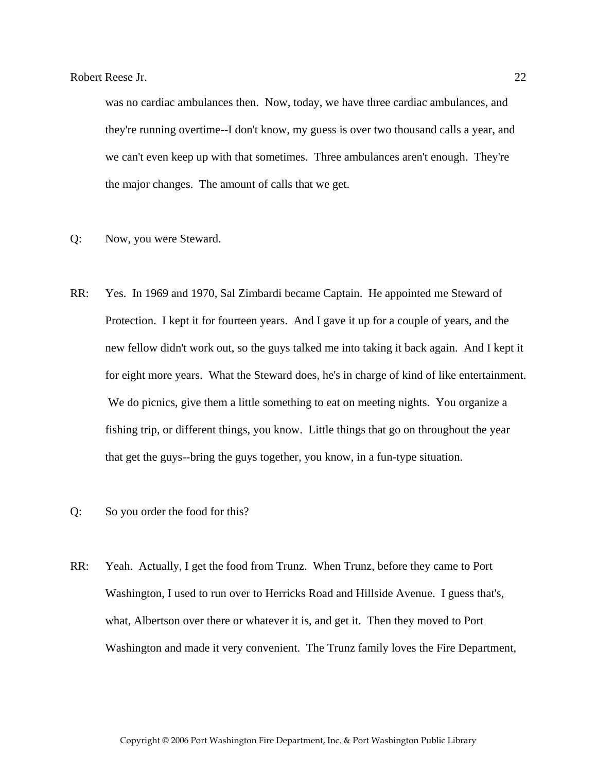was no cardiac ambulances then. Now, today, we have three cardiac ambulances, and they're running overtime--I don't know, my guess is over two thousand calls a year, and we can't even keep up with that sometimes. Three ambulances aren't enough. They're the major changes. The amount of calls that we get.

Q: Now, you were Steward.

RR: Yes. In 1969 and 1970, Sal Zimbardi became Captain. He appointed me Steward of Protection. I kept it for fourteen years. And I gave it up for a couple of years, and the new fellow didn't work out, so the guys talked me into taking it back again. And I kept it for eight more years. What the Steward does, he's in charge of kind of like entertainment. We do picnics, give them a little something to eat on meeting nights. You organize a fishing trip, or different things, you know. Little things that go on throughout the year that get the guys--bring the guys together, you know, in a fun-type situation.

Q: So you order the food for this?

RR: Yeah. Actually, I get the food from Trunz. When Trunz, before they came to Port Washington, I used to run over to Herricks Road and Hillside Avenue. I guess that's, what, Albertson over there or whatever it is, and get it. Then they moved to Port Washington and made it very convenient. The Trunz family loves the Fire Department,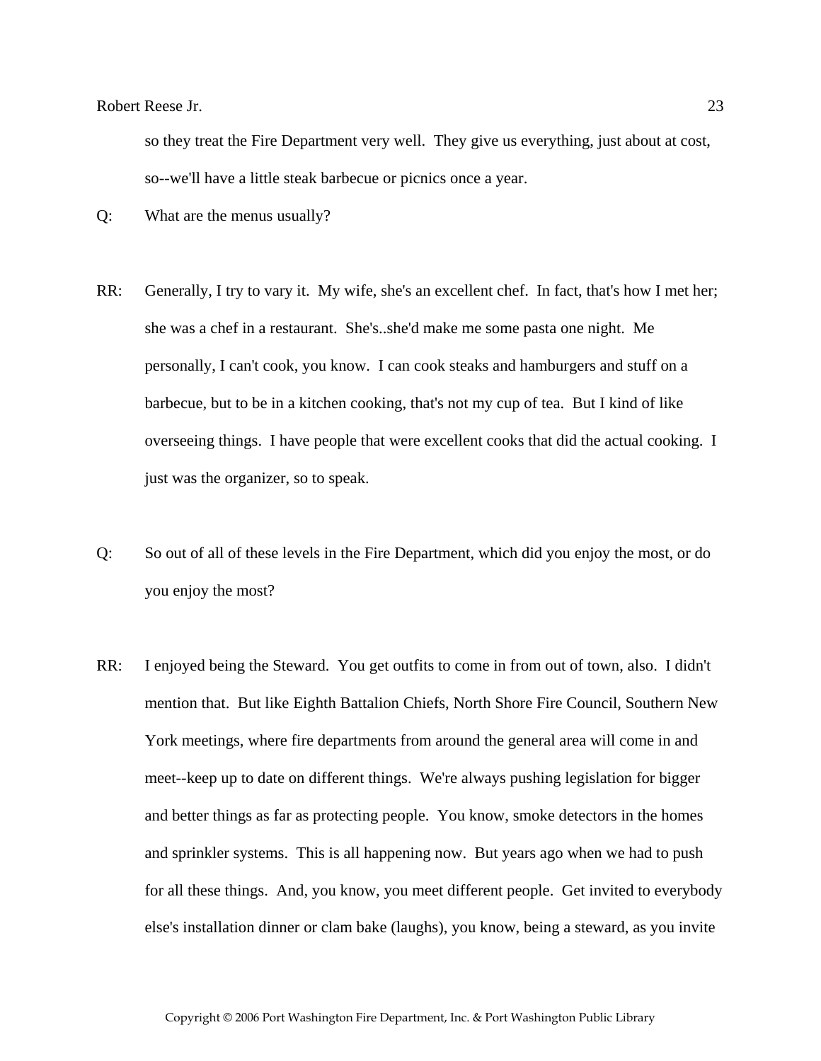so they treat the Fire Department very well. They give us everything, just about at cost, so--we'll have a little steak barbecue or picnics once a year.

Q: What are the menus usually?

RR: Generally, I try to vary it. My wife, she's an excellent chef. In fact, that's how I met her; she was a chef in a restaurant. She's..she'd make me some pasta one night. Me personally, I can't cook, you know. I can cook steaks and hamburgers and stuff on a barbecue, but to be in a kitchen cooking, that's not my cup of tea. But I kind of like overseeing things. I have people that were excellent cooks that did the actual cooking. I just was the organizer, so to speak.

Q: So out of all of these levels in the Fire Department, which did you enjoy the most, or do you enjoy the most?

RR: I enjoyed being the Steward. You get outfits to come in from out of town, also. I didn't mention that. But like Eighth Battalion Chiefs, North Shore Fire Council, Southern New York meetings, where fire departments from around the general area will come in and meet--keep up to date on different things. We're always pushing legislation for bigger and better things as far as protecting people. You know, smoke detectors in the homes and sprinkler systems. This is all happening now. But years ago when we had to push for all these things. And, you know, you meet different people. Get invited to everybody else's installation dinner or clam bake (laughs), you know, being a steward, as you invite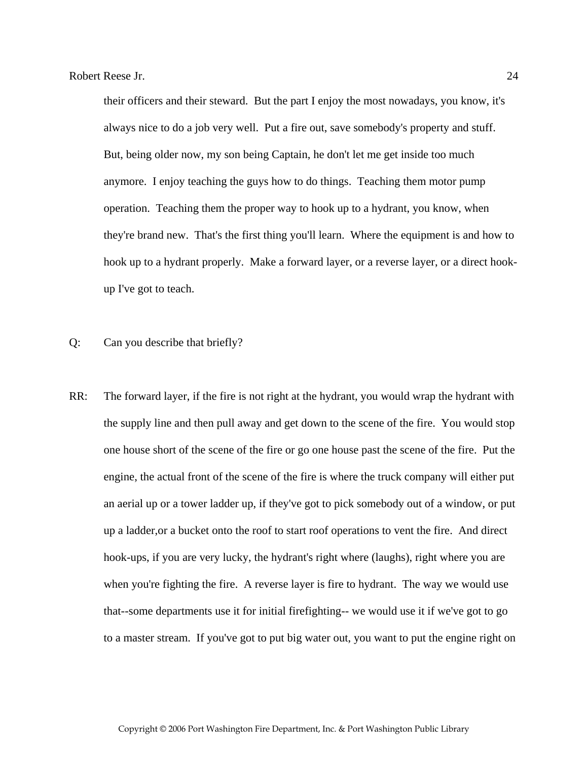their officers and their steward. But the part I enjoy the most nowadays, you know, it's always nice to do a job very well. Put a fire out, save somebody's property and stuff. But, being older now, my son being Captain, he don't let me get inside too much anymore. I enjoy teaching the guys how to do things. Teaching them motor pump operation. Teaching them the proper way to hook up to a hydrant, you know, when they're brand new. That's the first thing you'll learn. Where the equipment is and how to hook up to a hydrant properly. Make a forward layer, or a reverse layer, or a direct hook-up I've got to teach.

Q: Can you describe that briefly?

RR: The forward layer, if the fire is not right at the hydrant, you would wrap the hydrant with the supply line and then pull away and get down to the scene of the fire. You would stop one house short of the scene of the fire or go one house past the scene of the fire. Put the engine, the actual front of the scene of the fire is where the truck company will either put an aerial up or a tower ladder up, if they've got to pick somebody out of a window, or put up a ladder,or a bucket onto the roof to start roof operations to vent the fire. And direct hook-ups, if you are very lucky, the hydrant's right where (laughs), right where you are when you're fighting the fire. A reverse layer is fire to hydrant. The way we would use that--some departments use it for initial firefighting-- we would use it if we've got to go to a master stream. If you've got to put big water out, you want to put the engine right on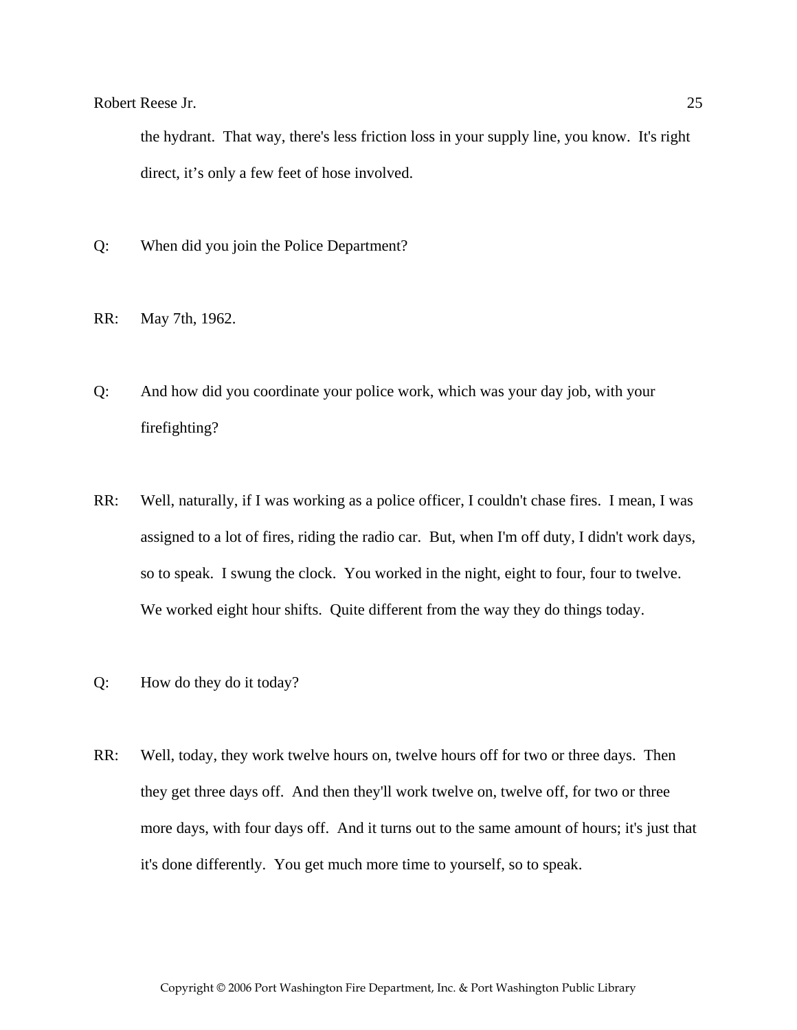the hydrant. That way, there's less friction loss in your supply line, you know. It's right direct, it's only a few feet of hose involved.

Q: When did you join the Police Department?

RR: May 7th, 1962.

Q: And how did you coordinate your police work, which was your day job, with your firefighting?

RR: Well, naturally, if I was working as a police officer, I couldn't chase fires. I mean, I was assigned to a lot of fires, riding the radio car. But, when I'm off duty, I didn't work days, so to speak. I swung the clock. You worked in the night, eight to four, four to twelve. We worked eight hour shifts. Quite different from the way they do things today.

Q: How do they do it today?

RR: Well, today, they work twelve hours on, twelve hours off for two or three days. Then they get three days off. And then they'll work twelve on, twelve off, for two or three more days, with four days off. And it turns out to the same amount of hours; it's just that it's done differently. You get much more time to yourself, so to speak.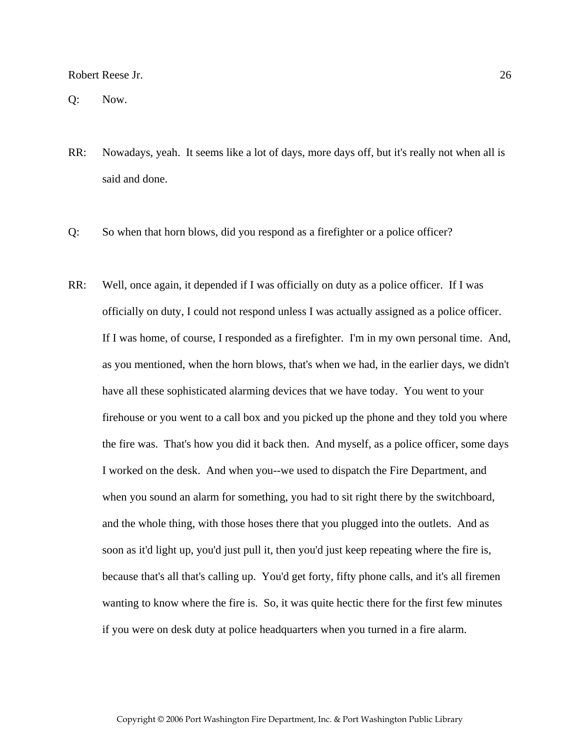Q: Now.

RR: Nowadays, yeah. It seems like a lot of days, more days off, but it's really not when all is said and done.

Q: So when that horn blows, did you respond as a firefighter or a police officer?

RR: Well, once again, it depended if I was officially on duty as a police officer. If I was officially on duty, I could not respond unless I was actually assigned as a police officer. If I was home, of course, I responded as a firefighter. I'm in my own personal time. And, as you mentioned, when the horn blows, that's when we had, in the earlier days, we didn't have all these sophisticated alarming devices that we have today. You went to your firehouse or you went to a call box and you picked up the phone and they told you where the fire was. That's how you did it back then. And myself, as a police officer, some days I worked on the desk. And when you--we used to dispatch the Fire Department, and when you sound an alarm for something, you had to sit right there by the switchboard, and the whole thing, with those hoses there that you plugged into the outlets. And as soon as it'd light up, you'd just pull it, then you'd just keep repeating where the fire is, because that's all that's calling up. You'd get forty, fifty phone calls, and it's all firemen wanting to know where the fire is. So, it was quite hectic there for the first few minutes if you were on desk duty at police headquarters when you turned in a fire alarm.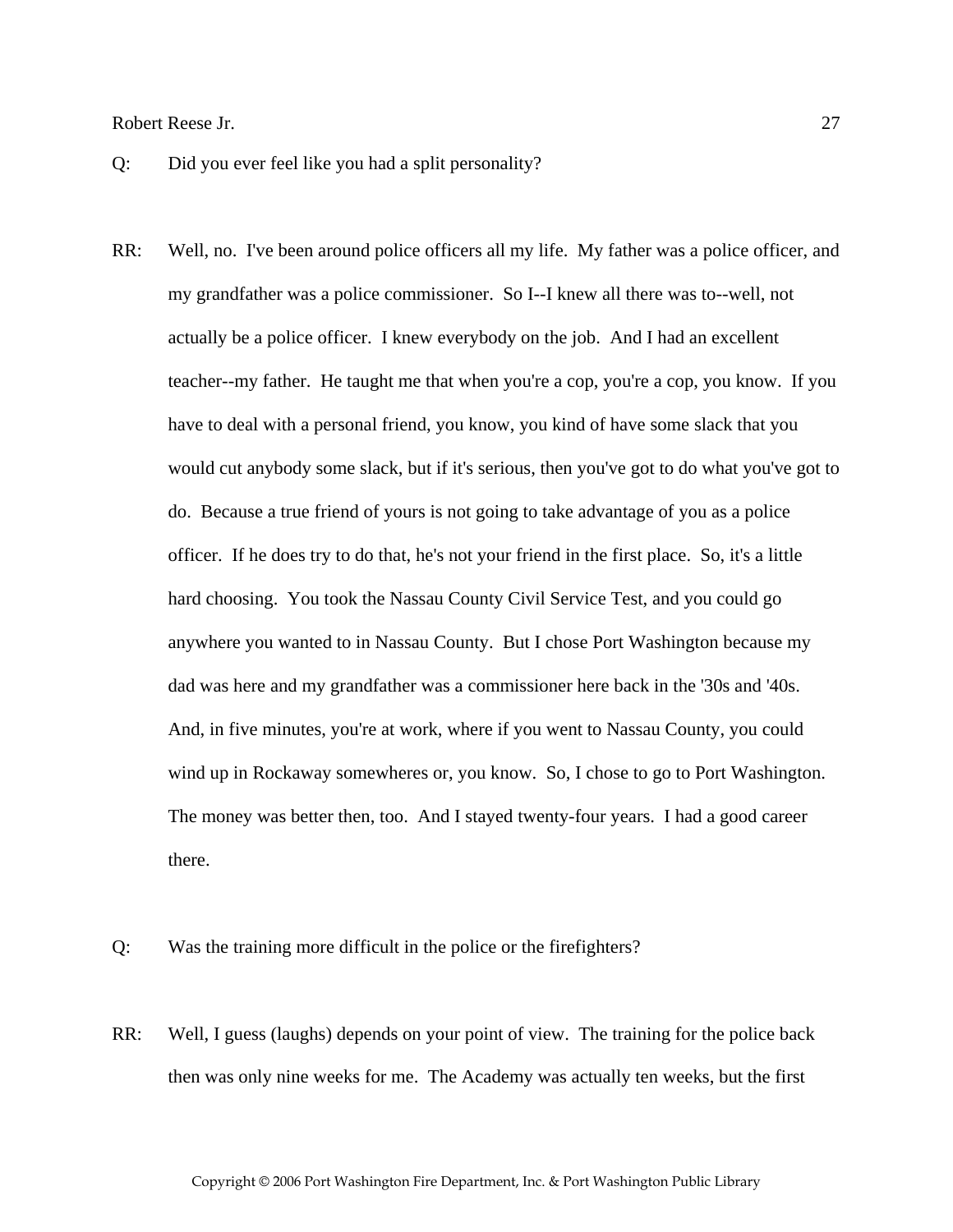Q: Did you ever feel like you had a split personality?

RR: Well, no. I've been around police officers all my life. My father was a police officer, and my grandfather was a police commissioner. So I--I knew all there was to--well, not actually be a police officer. I knew everybody on the job. And I had an excellent teacher--my father. He taught me that when you're a cop, you're a cop, you know. If you have to deal with a personal friend, you know, you kind of have some slack that you would cut anybody some slack, but if it's serious, then you've got to do what you've got to do. Because a true friend of yours is not going to take advantage of you as a police officer. If he does try to do that, he's not your friend in the first place. So, it's a little hard choosing. You took the Nassau County Civil Service Test, and you could go anywhere you wanted to in Nassau County. But I chose Port Washington because my dad was here and my grandfather was a commissioner here back in the '30s and '40s. And, in five minutes, you're at work, where if you went to Nassau County, you could wind up in Rockaway somewheres or, you know. So, I chose to go to Port Washington. The money was better then, too. And I stayed twenty-four years. I had a good career there.

Q: Was the training more difficult in the police or the firefighters?

RR: Well, I guess (laughs) depends on your point of view. The training for the police back then was only nine weeks for me. The Academy was actually ten weeks, but the first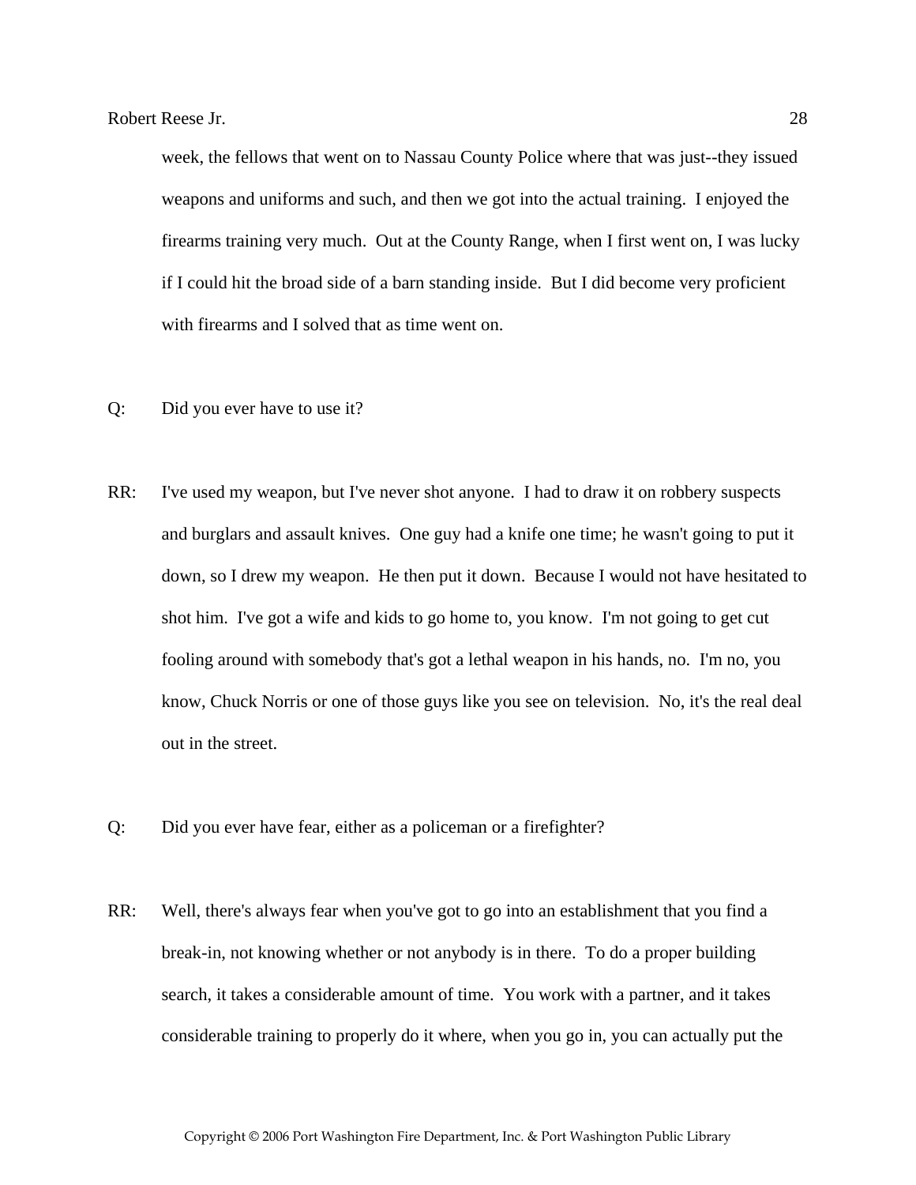week, the fellows that went on to Nassau County Police where that was just--they issued weapons and uniforms and such, and then we got into the actual training. I enjoyed the firearms training very much. Out at the County Range, when I first went on, I was lucky if I could hit the broad side of a barn standing inside. But I did become very proficient with firearms and I solved that as time went on.

Q: Did you ever have to use it?

RR: I've used my weapon, but I've never shot anyone. I had to draw it on robbery suspects and burglars and assault knives. One guy had a knife one time; he wasn't going to put it down, so I drew my weapon. He then put it down. Because I would not have hesitated to shot him. I've got a wife and kids to go home to, you know. I'm not going to get cut fooling around with somebody that's got a lethal weapon in his hands, no. I'm no, you know, Chuck Norris or one of those guys like you see on television. No, it's the real deal out in the street.

Q: Did you ever have fear, either as a policeman or a firefighter?

RR: Well, there's always fear when you've got to go into an establishment that you find a break-in, not knowing whether or not anybody is in there. To do a proper building search, it takes a considerable amount of time. You work with a partner, and it takes considerable training to properly do it where, when you go in, you can actually put the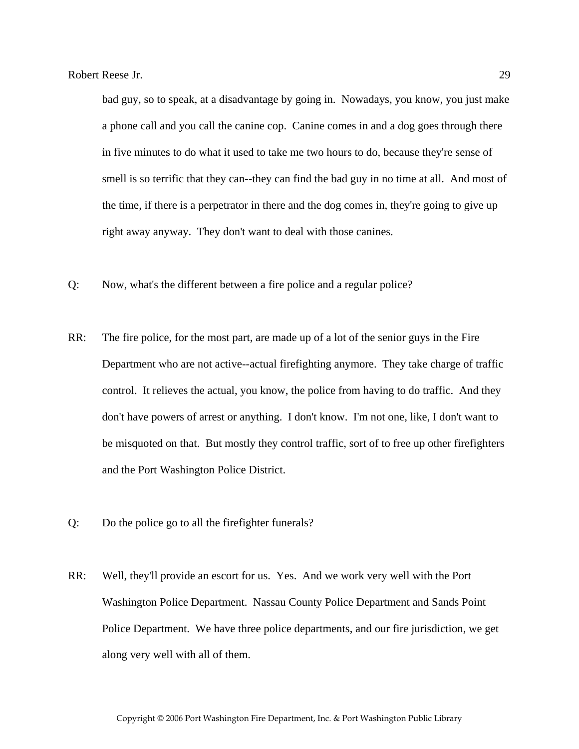bad guy, so to speak, at a disadvantage by going in. Nowadays, you know, you just make a phone call and you call the canine cop. Canine comes in and a dog goes through there in five minutes to do what it used to take me two hours to do, because they're sense of smell is so terrific that they can--they can find the bad guy in no time at all. And most of the time, if there is a perpetrator in there and the dog comes in, they're going to give up right away anyway. They don't want to deal with those canines.

Q: Now, what's the different between a fire police and a regular police?

RR: The fire police, for the most part, are made up of a lot of the senior guys in the Fire Department who are not active--actual firefighting anymore. They take charge of traffic control. It relieves the actual, you know, the police from having to do traffic. And they don't have powers of arrest or anything. I don't know. I'm not one, like, I don't want to be misquoted on that. But mostly they control traffic, sort of to free up other firefighters and the Port Washington Police District.

Q: Do the police go to all the firefighter funerals?

RR: Well, they'll provide an escort for us. Yes. And we work very well with the Port Washington Police Department. Nassau County Police Department and Sands Point Police Department. We have three police departments, and our fire jurisdiction, we get along very well with all of them.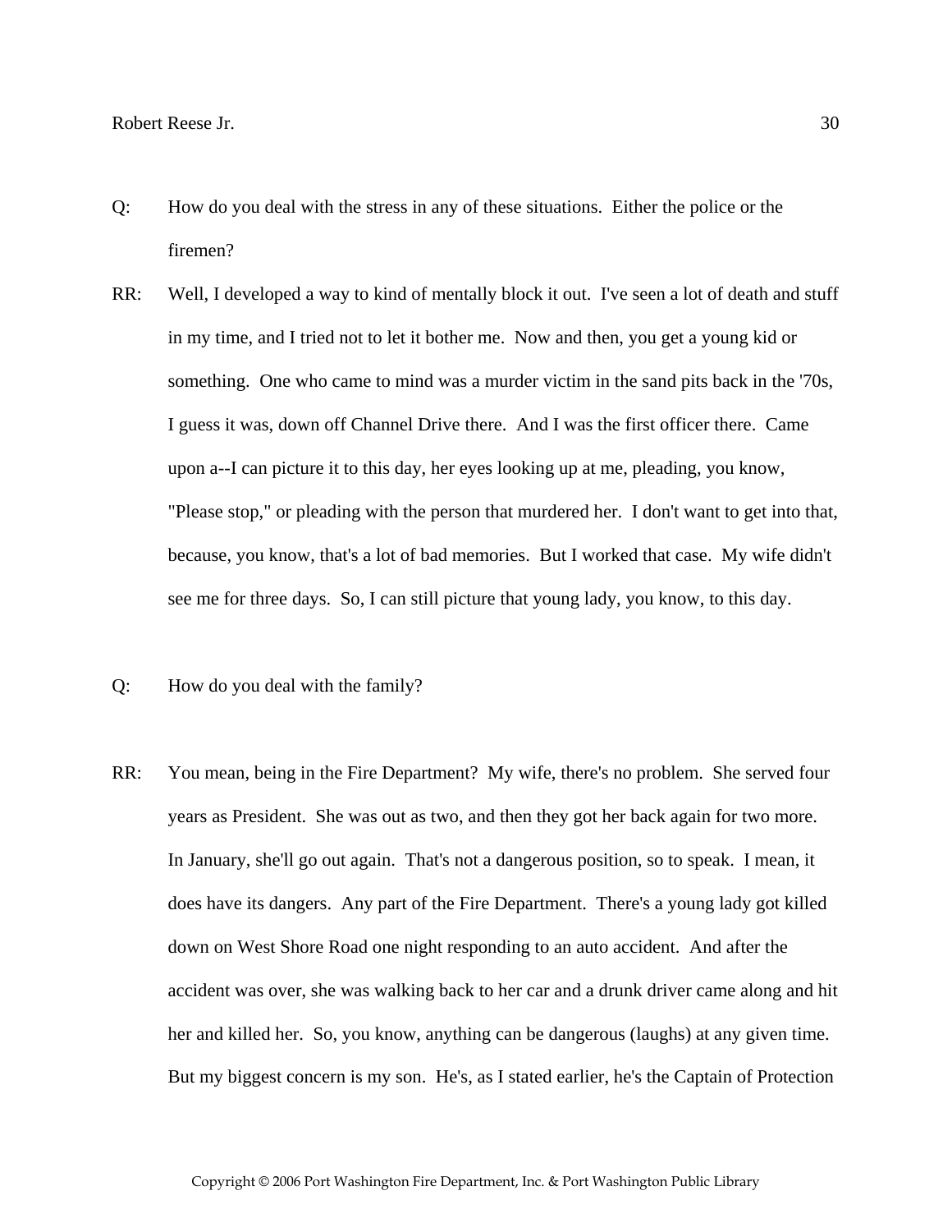Q: How do you deal with the stress in any of these situations. Either the police or the firemen?

RR: Well, I developed a way to kind of mentally block it out. I've seen a lot of death and stuff in my time, and I tried not to let it bother me. Now and then, you get a young kid or something. One who came to mind was a murder victim in the sand pits back in the '70s, I guess it was, down off Channel Drive there. And I was the first officer there. Came upon a--I can picture it to this day, her eyes looking up at me, pleading, you know, "Please stop," or pleading with the person that murdered her. I don't want to get into that, because, you know, that's a lot of bad memories. But I worked that case. My wife didn't see me for three days. So, I can still picture that young lady, you know, to this day.

Q: How do you deal with the family?

RR: You mean, being in the Fire Department? My wife, there's no problem. She served four years as President. She was out as two, and then they got her back again for two more. In January, she'll go out again. That's not a dangerous position, so to speak. I mean, it does have its dangers. Any part of the Fire Department. There's a young lady got killed down on West Shore Road one night responding to an auto accident. And after the accident was over, she was walking back to her car and a drunk driver came along and hit her and killed her. So, you know, anything can be dangerous (laughs) at any given time. But my biggest concern is my son. He's, as I stated earlier, he's the Captain of Protection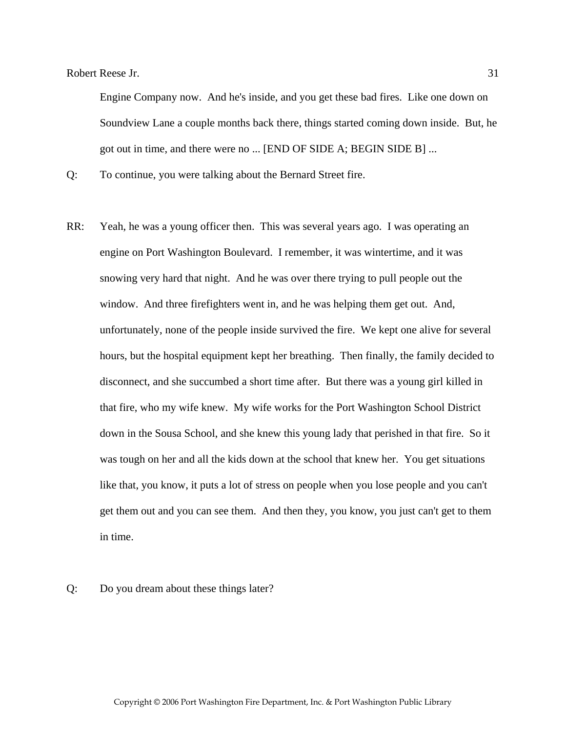Engine Company now. And he's inside, and you get these bad fires. Like one down on Soundview Lane a couple months back there, things started coming down inside. But, he got out in time, and there were no ... [END OF SIDE A; BEGIN SIDE B] ...

Q: To continue, you were talking about the Bernard Street fire.

RR: Yeah, he was a young officer then. This was several years ago. I was operating an engine on Port Washington Boulevard. I remember, it was wintertime, and it was snowing very hard that night. And he was over there trying to pull people out the window. And three firefighters went in, and he was helping them get out. And, unfortunately, none of the people inside survived the fire. We kept one alive for several hours, but the hospital equipment kept her breathing. Then finally, the family decided to disconnect, and she succumbed a short time after. But there was a young girl killed in that fire, who my wife knew. My wife works for the Port Washington School District down in the Sousa School, and she knew this young lady that perished in that fire. So it was tough on her and all the kids down at the school that knew her. You get situations like that, you know, it puts a lot of stress on people when you lose people and you can't get them out and you can see them. And then they, you know, you just can't get to them in time.

Q: Do you dream about these things later?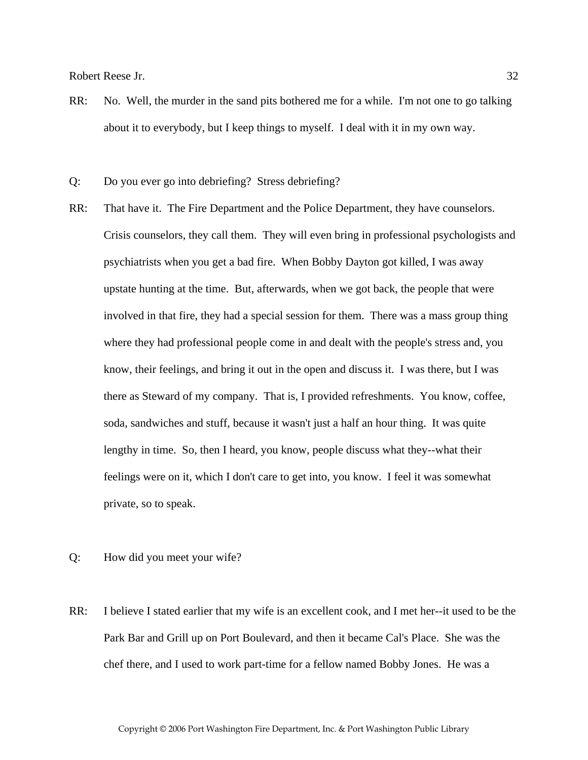RR: No. Well, the murder in the sand pits bothered me for a while. I'm not one to go talking about it to everybody, but I keep things to myself. I deal with it in my own way.

Q: Do you ever go into debriefing? Stress debriefing?

RR: That have it. The Fire Department and the Police Department, they have counselors. Crisis counselors, they call them. They will even bring in professional psychologists and psychiatrists when you get a bad fire. When Bobby Dayton got killed, I was away upstate hunting at the time. But, afterwards, when we got back, the people that were involved in that fire, they had a special session for them. There was a mass group thing where they had professional people come in and dealt with the people's stress and, you know, their feelings, and bring it out in the open and discuss it. I was there, but I was there as Steward of my company. That is, I provided refreshments. You know, coffee, soda, sandwiches and stuff, because it wasn't just a half an hour thing. It was quite lengthy in time. So, then I heard, you know, people discuss what they--what their feelings were on it, which I don't care to get into, you know. I feel it was somewhat private, so to speak.

Q: How did you meet your wife?

RR: I believe I stated earlier that my wife is an excellent cook, and I met her--it used to be the Park Bar and Grill up on Port Boulevard, and then it became Cal's Place. She was the chef there, and I used to work part-time for a fellow named Bobby Jones. He was a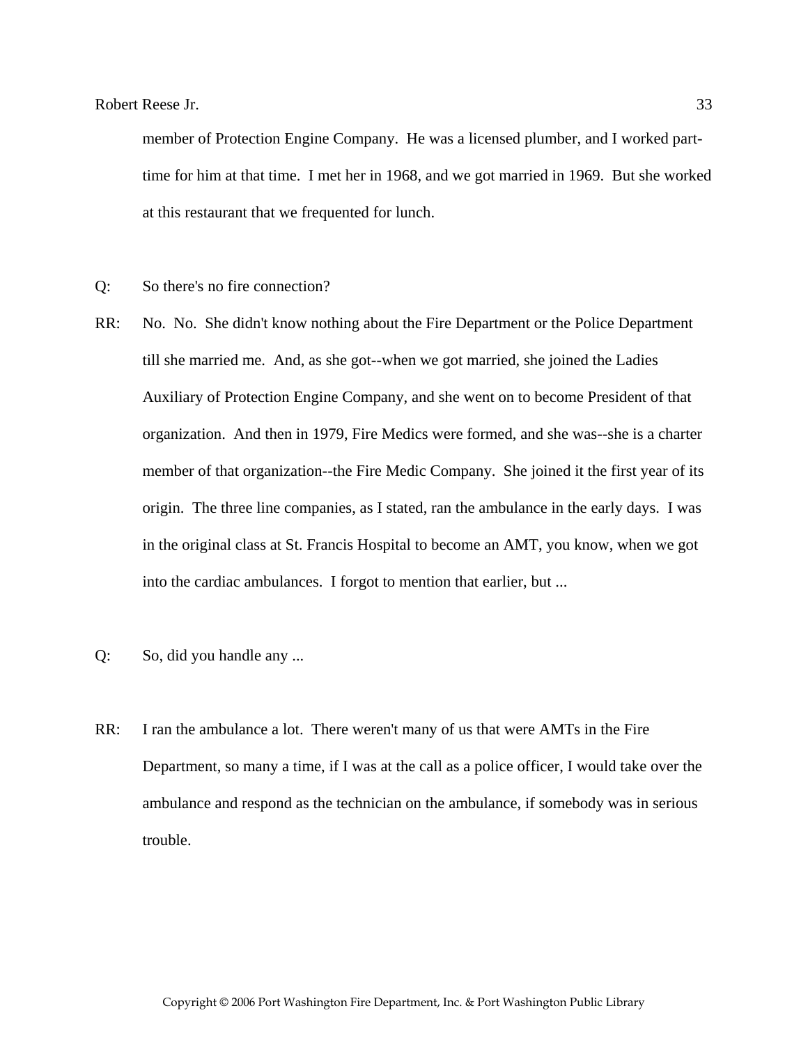member of Protection Engine Company. He was a licensed plumber, and I worked part-time for him at that time. I met her in 1968, and we got married in 1969. But she worked at this restaurant that we frequented for lunch.

Q: So there's no fire connection?

RR: No. No. She didn't know nothing about the Fire Department or the Police Department till she married me. And, as she got--when we got married, she joined the Ladies Auxiliary of Protection Engine Company, and she went on to become President of that organization. And then in 1979, Fire Medics were formed, and she was--she is a charter member of that organization--the Fire Medic Company. She joined it the first year of its origin. The three line companies, as I stated, ran the ambulance in the early days. I was in the original class at St. Francis Hospital to become an AMT, you know, when we got into the cardiac ambulances. I forgot to mention that earlier, but ...

Q: So, did you handle any ...

RR: I ran the ambulance a lot. There weren't many of us that were AMTs in the Fire Department, so many a time, if I was at the call as a police officer, I would take over the ambulance and respond as the technician on the ambulance, if somebody was in serious trouble.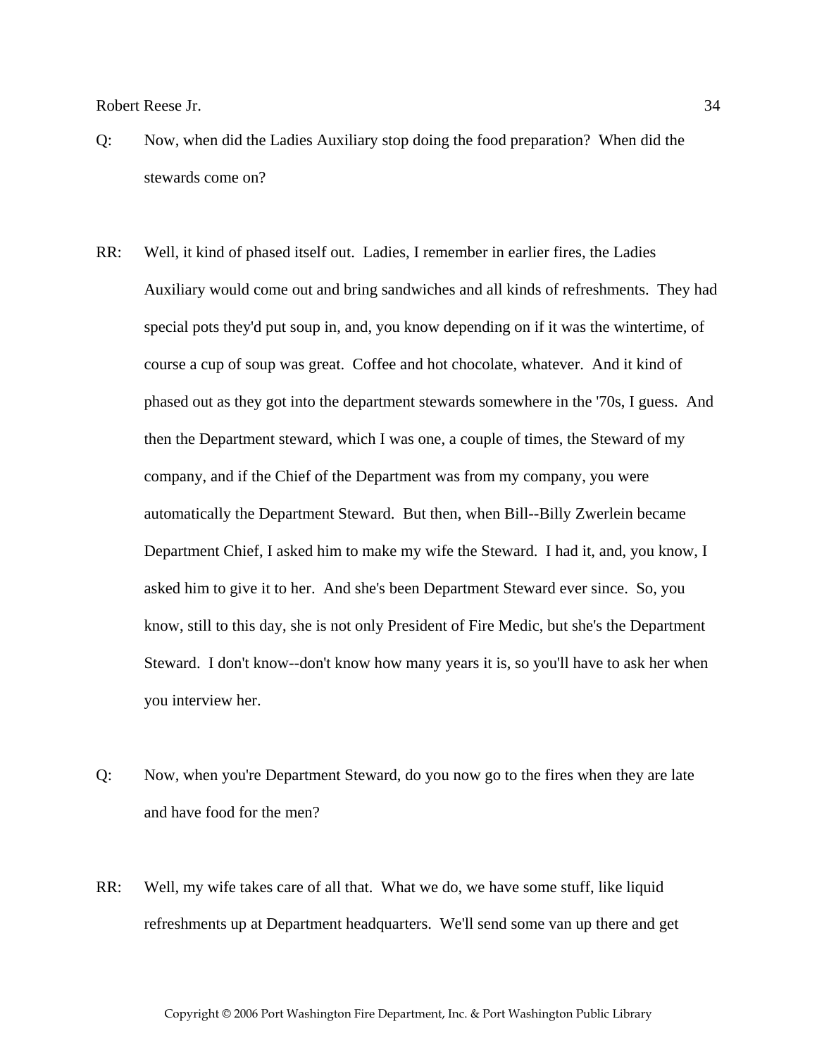Q: Now, when did the Ladies Auxiliary stop doing the food preparation? When did the stewards come on?

RR: Well, it kind of phased itself out. Ladies, I remember in earlier fires, the Ladies Auxiliary would come out and bring sandwiches and all kinds of refreshments. They had special pots they'd put soup in, and, you know depending on if it was the wintertime, of course a cup of soup was great. Coffee and hot chocolate, whatever. And it kind of phased out as they got into the department stewards somewhere in the '70s, I guess. And then the Department steward, which I was one, a couple of times, the Steward of my company, and if the Chief of the Department was from my company, you were automatically the Department Steward. But then, when Bill--Billy Zwerlein became Department Chief, I asked him to make my wife the Steward. I had it, and, you know, I asked him to give it to her. And she's been Department Steward ever since. So, you know, still to this day, she is not only President of Fire Medic, but she's the Department Steward. I don't know--don't know how many years it is, so you'll have to ask her when you interview her.

Q: Now, when you're Department Steward, do you now go to the fires when they are late and have food for the men?

RR: Well, my wife takes care of all that. What we do, we have some stuff, like liquid refreshments up at Department headquarters. We'll send some van up there and get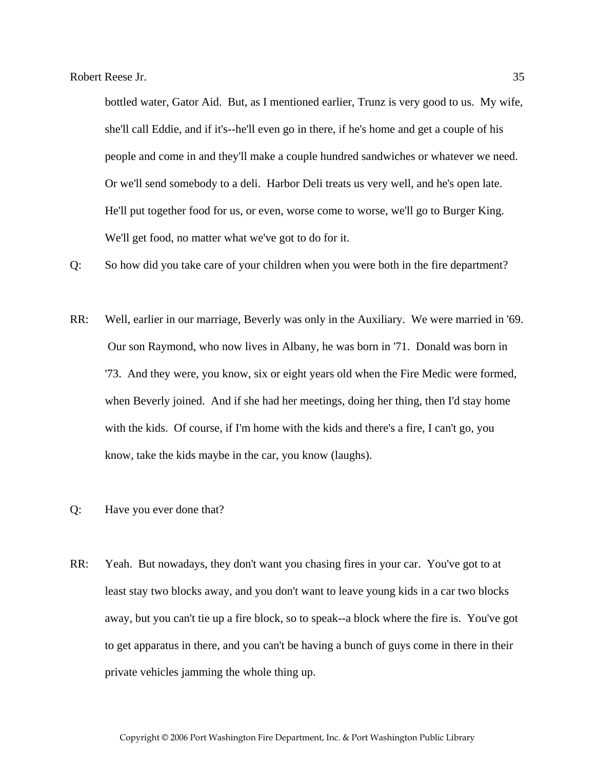bottled water, Gator Aid. But, as I mentioned earlier, Trunz is very good to us. My wife, she'll call Eddie, and if it's--he'll even go in there, if he's home and get a couple of his people and come in and they'll make a couple hundred sandwiches or whatever we need. Or we'll send somebody to a deli. Harbor Deli treats us very well, and he's open late. He'll put together food for us, or even, worse come to worse, we'll go to Burger King. We'll get food, no matter what we've got to do for it.

Q: So how did you take care of your children when you were both in the fire department?

RR: Well, earlier in our marriage, Beverly was only in the Auxiliary. We were married in '69. Our son Raymond, who now lives in Albany, he was born in '71. Donald was born in '73. And they were, you know, six or eight years old when the Fire Medic were formed, when Beverly joined. And if she had her meetings, doing her thing, then I'd stay home with the kids. Of course, if I'm home with the kids and there's a fire, I can't go, you know, take the kids maybe in the car, you know (laughs).

Q: Have you ever done that?

RR: Yeah. But nowadays, they don't want you chasing fires in your car. You've got to at least stay two blocks away, and you don't want to leave young kids in a car two blocks away, but you can't tie up a fire block, so to speak--a block where the fire is. You've got to get apparatus in there, and you can't be having a bunch of guys come in there in their private vehicles jamming the whole thing up.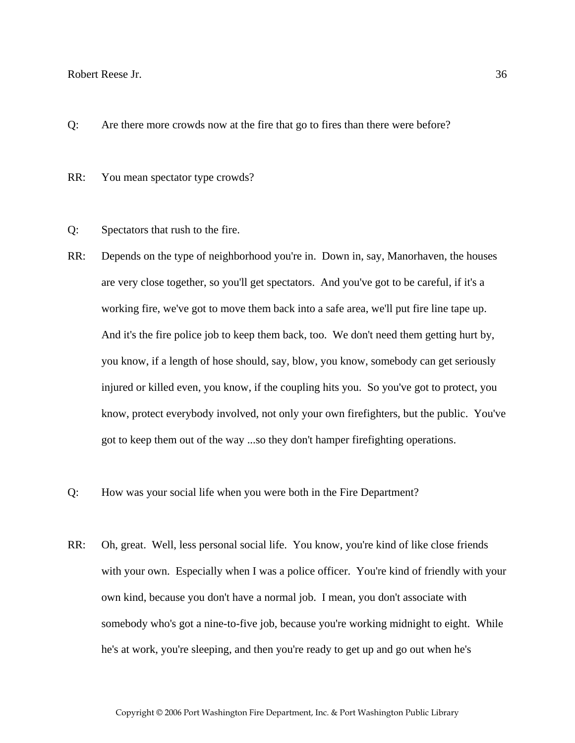Q: Are there more crowds now at the fire that go to fires than there were before?

RR: You mean spectator type crowds?

Q: Spectators that rush to the fire.

RR: Depends on the type of neighborhood you're in. Down in, say, Manorhaven, the houses are very close together, so you'll get spectators. And you've got to be careful, if it's a working fire, we've got to move them back into a safe area, we'll put fire line tape up. And it's the fire police job to keep them back, too. We don't need them getting hurt by, you know, if a length of hose should, say, blow, you know, somebody can get seriously injured or killed even, you know, if the coupling hits you. So you've got to protect, you know, protect everybody involved, not only your own firefighters, but the public. You've got to keep them out of the way ...so they don't hamper firefighting operations.

Q: How was your social life when you were both in the Fire Department?

RR: Oh, great. Well, less personal social life. You know, you're kind of like close friends with your own. Especially when I was a police officer. You're kind of friendly with your own kind, because you don't have a normal job. I mean, you don't associate with somebody who's got a nine-to-five job, because you're working midnight to eight. While he's at work, you're sleeping, and then you're ready to get up and go out when he's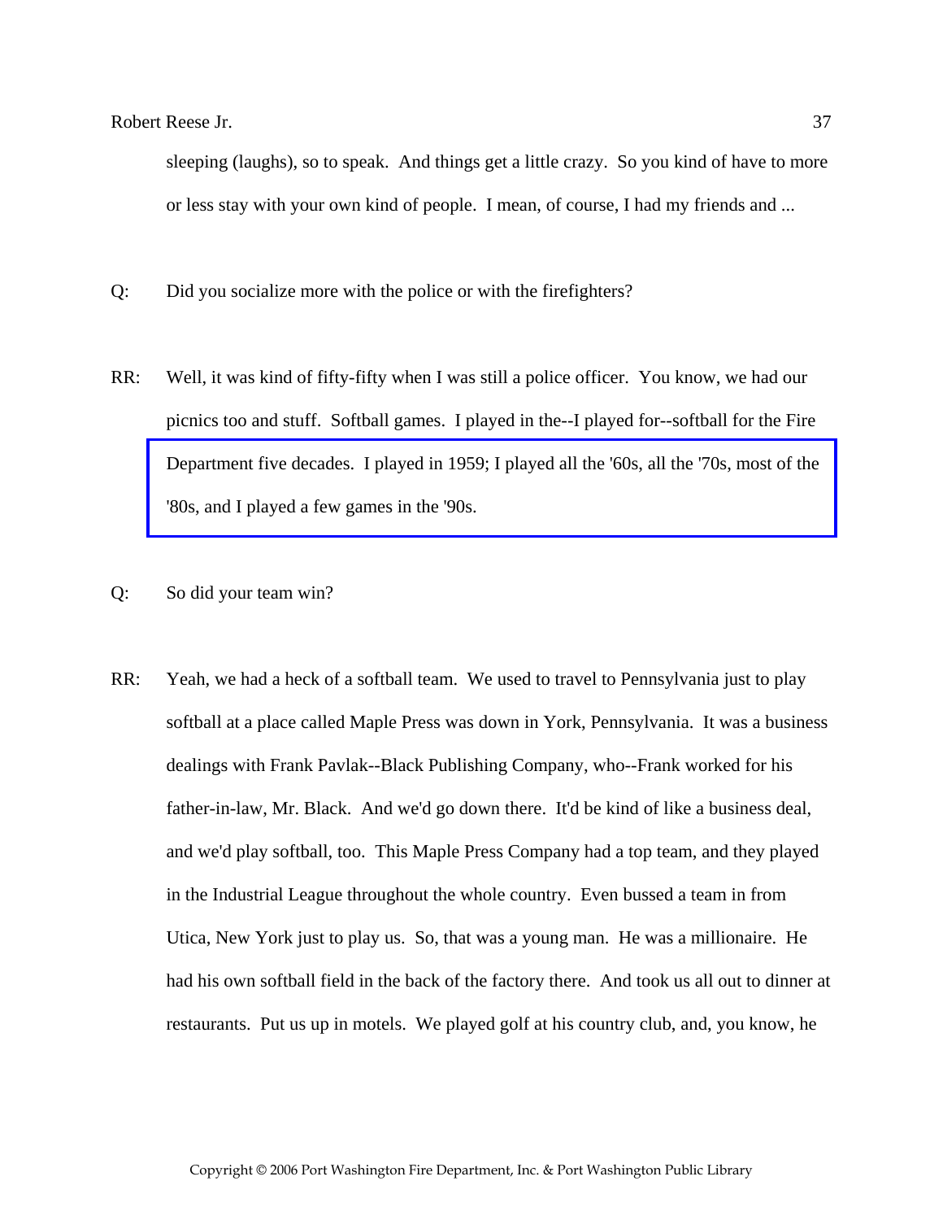sleeping (laughs), so to speak. And things get a little crazy. So you kind of have to more or less stay with your own kind of people. I mean, of course, I had my friends and ...

Q: Did you socialize more with the police or with the firefighters?

RR: Well, it was kind of fifty-fifty when I was still a police officer. You know, we had our picnics too and stuff. Softball games. I played in the--I played for--softball for the Fire Department five decades. I played in 1959; I played all the '60s, all the '70s, most of the '80s, and I played a few games in the '90s.

Q: So did your team win?

RR: Yeah, we had a heck of a softball team. We used to travel to Pennsylvania just to play softball at a place called Maple Press was down in York, Pennsylvania. It was a business dealings with Frank Pavlak--Black Publishing Company, who--Frank worked for his father-in-law, Mr. Black. And we'd go down there. It'd be kind of like a business deal, and we'd play softball, too. This Maple Press Company had a top team, and they played in the Industrial League throughout the whole country. Even bussed a team in from Utica, New York just to play us. So, that was a young man. He was a millionaire. He had his own softball field in the back of the factory there. And took us all out to dinner at restaurants. Put us up in motels. We played golf at his country club, and, you know, he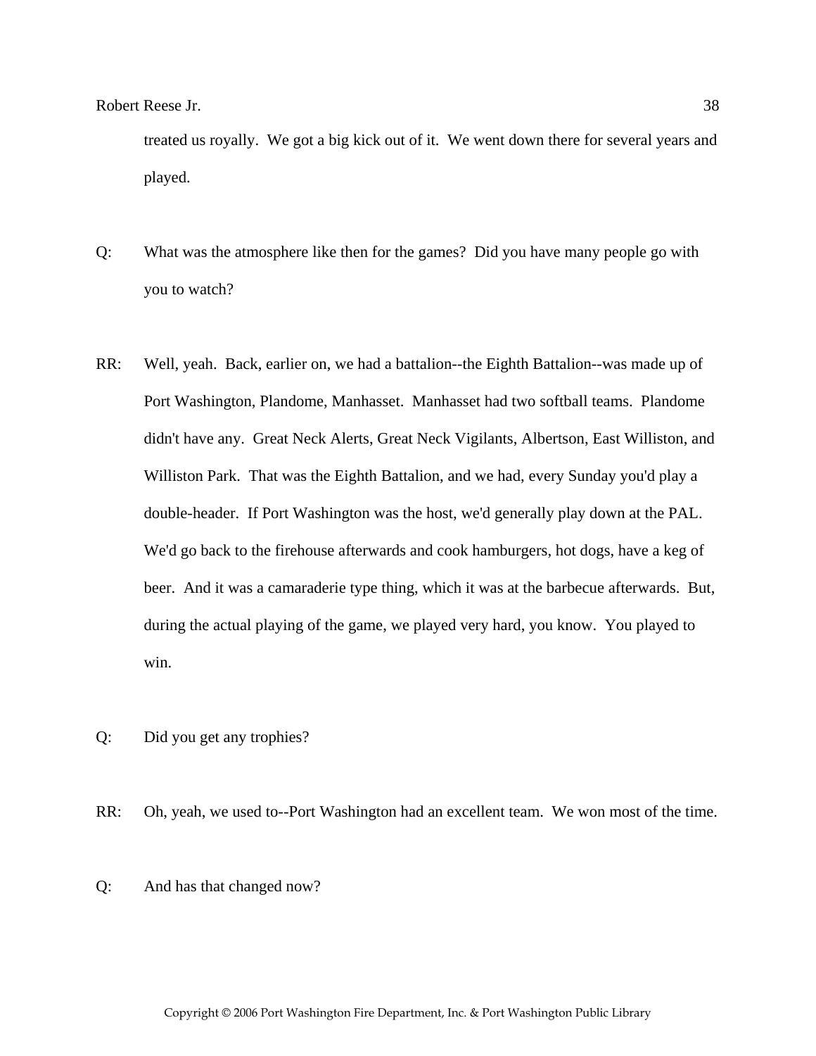treated us royally. We got a big kick out of it. We went down there for several years and played.

Q: What was the atmosphere like then for the games? Did you have many people go with you to watch?

RR: Well, yeah. Back, earlier on, we had a battalion--the Eighth Battalion--was made up of Port Washington, Plandome, Manhasset. Manhasset had two softball teams. Plandome didn't have any. Great Neck Alerts, Great Neck Vigilants, Albertson, East Williston, and Williston Park. That was the Eighth Battalion, and we had, every Sunday you'd play a double-header. If Port Washington was the host, we'd generally play down at the PAL. We'd go back to the firehouse afterwards and cook hamburgers, hot dogs, have a keg of beer. And it was a camaraderie type thing, which it was at the barbecue afterwards. But, during the actual playing of the game, we played very hard, you know. You played to win.

Q: Did you get any trophies?

RR: Oh, yeah, we used to--Port Washington had an excellent team. We won most of the time.

Q: And has that changed now?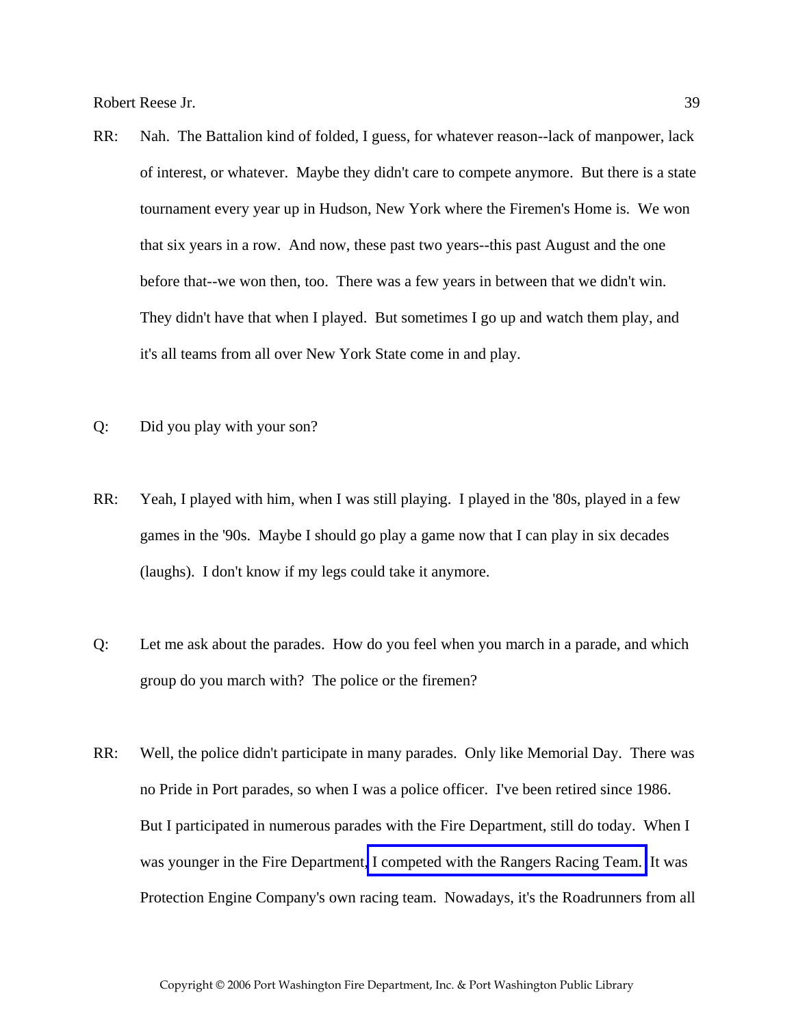RR: Nah. The Battalion kind of folded, I guess, for whatever reason--lack of manpower, lack of interest, or whatever. Maybe they didn't care to compete anymore. But there is a state tournament every year up in Hudson, New York where the Firemen's Home is. We won that six years in a row. And now, these past two years--this past August and the one before that--we won then, too. There was a few years in between that we didn't win. They didn't have that when I played. But sometimes I go up and watch them play, and it's all teams from all over New York State come in and play.

Q: Did you play with your son?

RR: Yeah, I played with him, when I was still playing. I played in the '80s, played in a few games in the '90s. Maybe I should go play a game now that I can play in six decades (laughs). I don't know if my legs could take it anymore.

Q: Let me ask about the parades. How do you feel when you march in a parade, and which group do you march with? The police or the firemen?

RR: Well, the police didn't participate in many parades. Only like Memorial Day. There was no Pride in Port parades, so when I was a police officer. I've been retired since 1986. But I participated in numerous parades with the Fire Department, still do today. When I was younger in the Fire Department, I competed with the Rangers Racing Team. It was Protection Engine Company's own racing team. Nowadays, it's the Roadrunners from all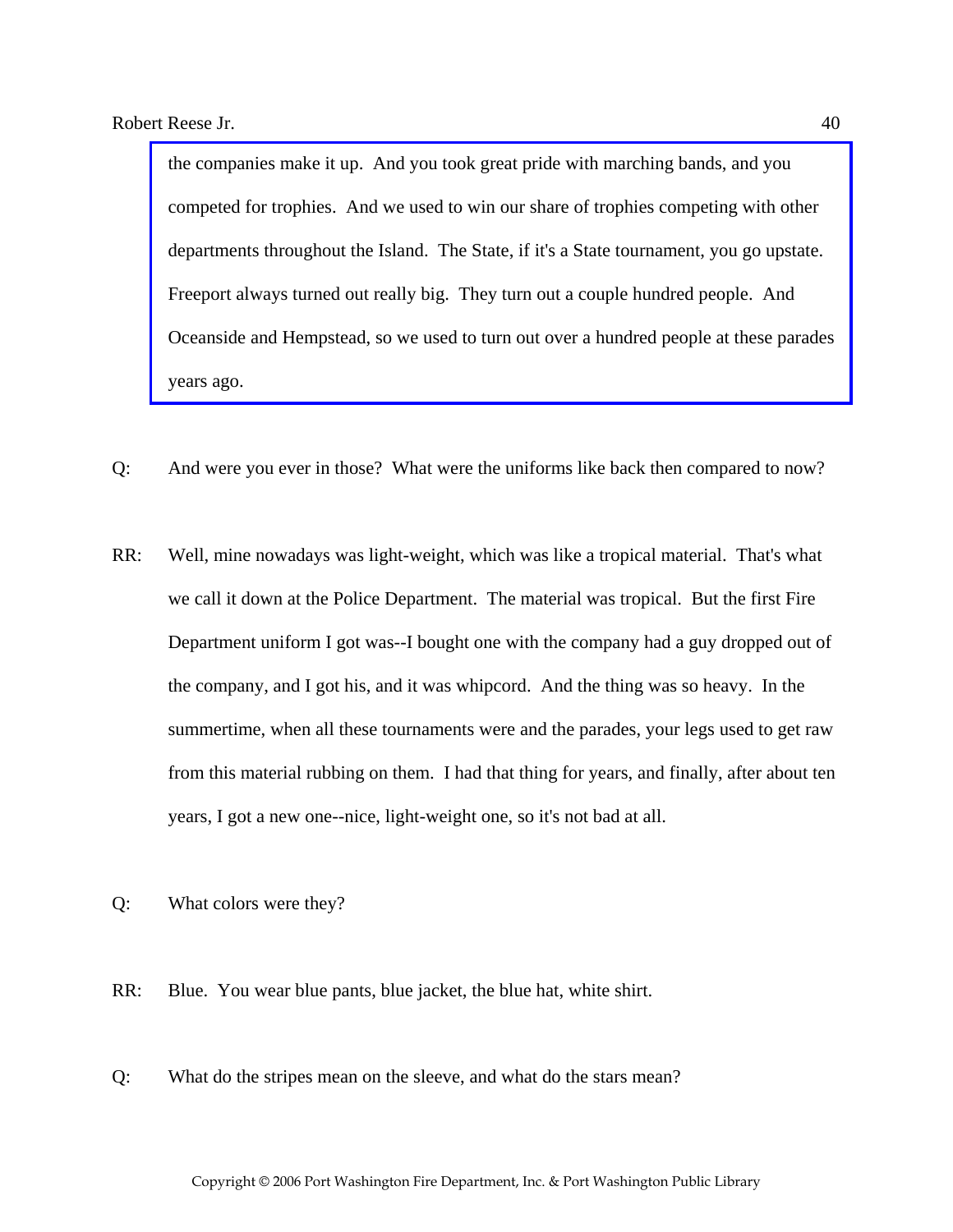the companies make it up. And you took great pride with marching bands, and you competed for trophies. And we used to win our share of trophies competing with other departments throughout the Island. The State, if it's a State tournament, you go upstate. Freeport always turned out really big. They turn out a couple hundred people. And Oceanside and Hempstead, so we used to turn out over a hundred people at these parades years ago.

Q: And were you ever in those? What were the uniforms like back then compared to now?

RR: Well, mine nowadays was light-weight, which was like a tropical material. That's what we call it down at the Police Department. The material was tropical. But the first Fire Department uniform I got was--I bought one with the company had a guy dropped out of the company, and I got his, and it was whipcord. And the thing was so heavy. In the summertime, when all these tournaments were and the parades, your legs used to get raw from this material rubbing on them. I had that thing for years, and finally, after about ten years, I got a new one--nice, light-weight one, so it's not bad at all.

Q: What colors were they?

RR: Blue. You wear blue pants, blue jacket, the blue hat, white shirt.

Q: What do the stripes mean on the sleeve, and what do the stars mean?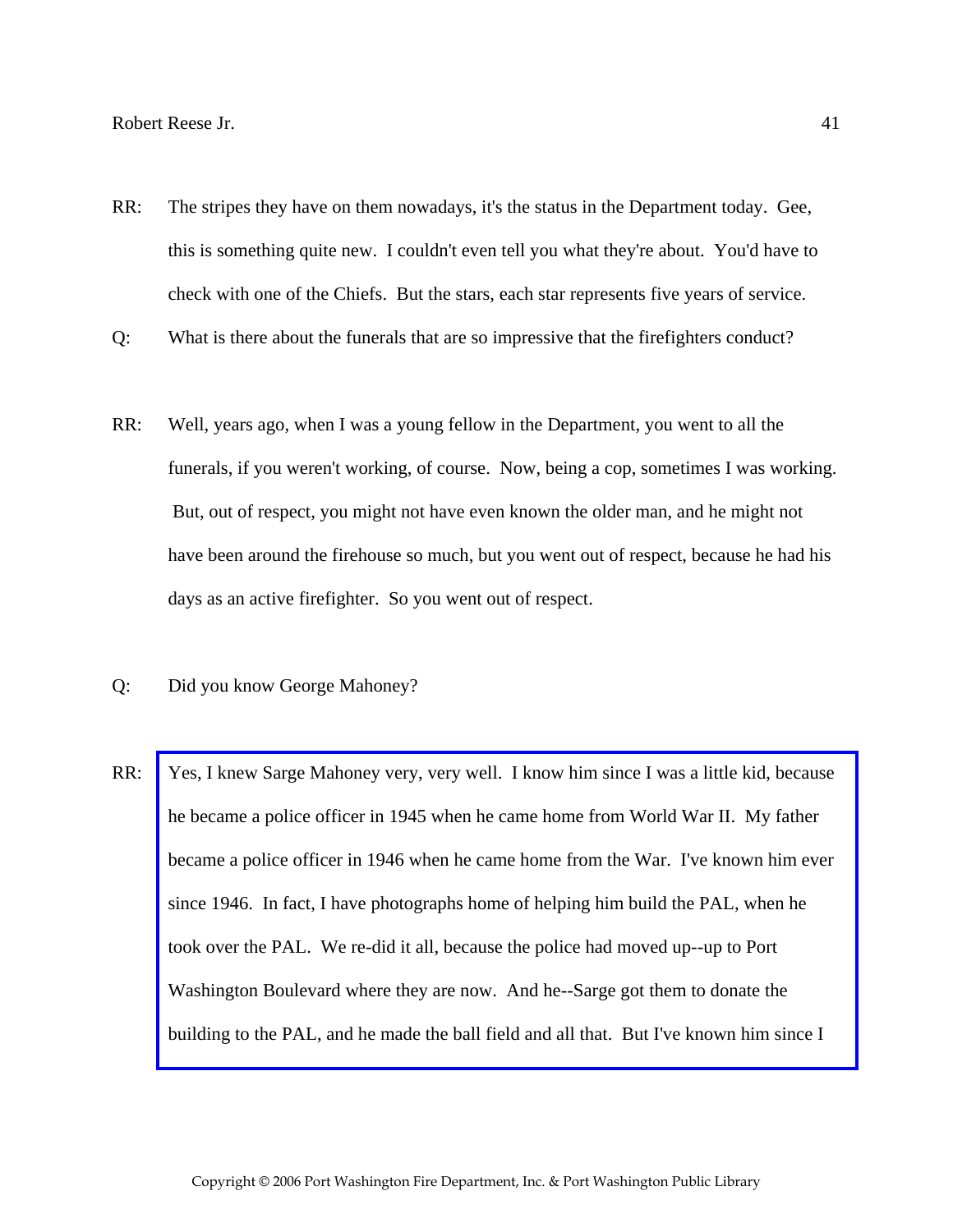RR: The stripes they have on them nowadays, it's the status in the Department today. Gee, this is something quite new. I couldn't even tell you what they're about. You'd have to check with one of the Chiefs. But the stars, each star represents five years of service.

Q: What is there about the funerals that are so impressive that the firefighters conduct?

RR: Well, years ago, when I was a young fellow in the Department, you went to all the funerals, if you weren't working, of course. Now, being a cop, sometimes I was working. But, out of respect, you might not have even known the older man, and he might not have been around the firehouse so much, but you went out of respect, because he had his days as an active firefighter. So you went out of respect.

Q: Did you know George Mahoney?

RR: Yes, I knew Sarge Mahoney very, very well. I know him since I was a little kid, because he became a police officer in 1945 when he came home from World War II. My father became a police officer in 1946 when he came home from the War. I've known him ever since 1946. In fact, I have photographs home of helping him build the PAL, when he took over the PAL. We re-did it all, because the police had moved up--up to Port Washington Boulevard where they are now. And he--Sarge got them to donate the building to the PAL, and he made the ball field and all that. But I've known him since I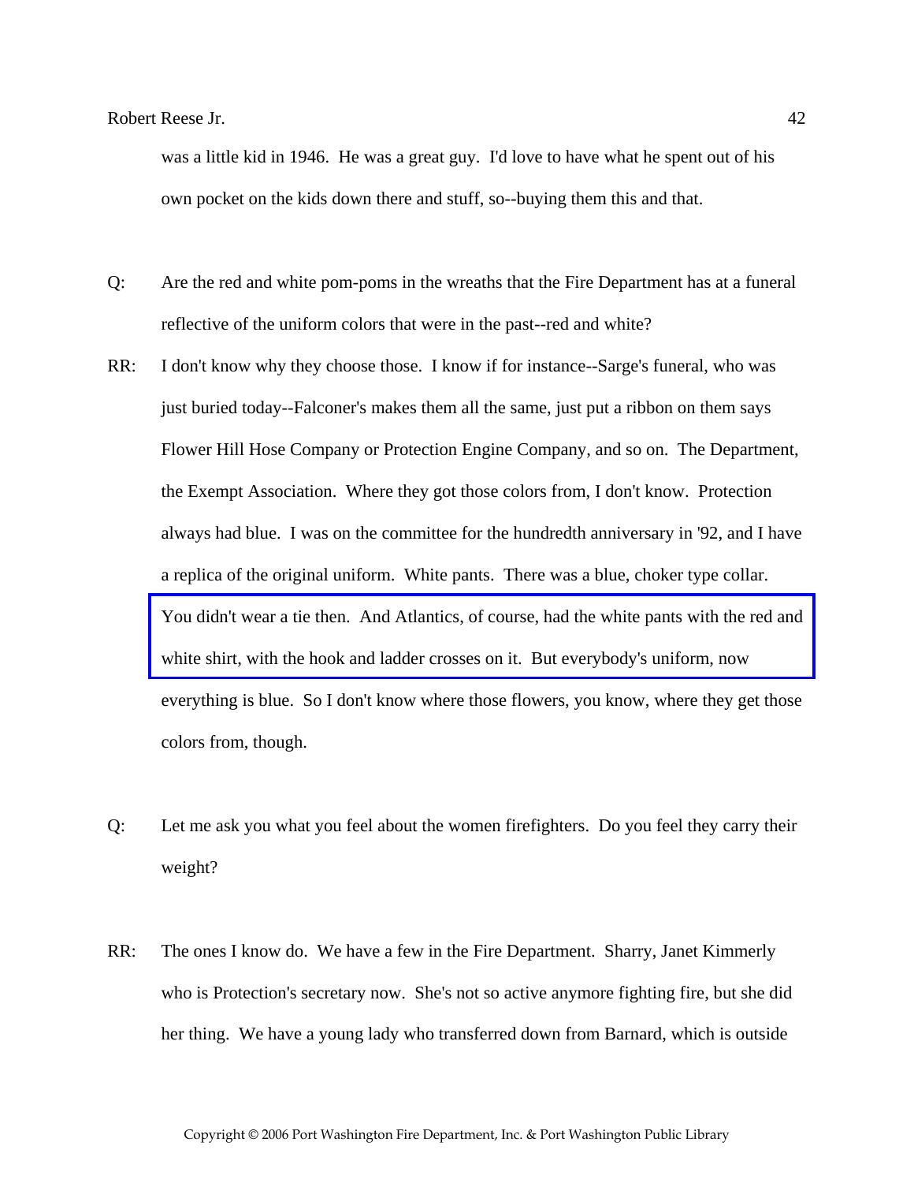was a little kid in 1946. He was a great guy. I'd love to have what he spent out of his own pocket on the kids down there and stuff, so--buying them this and that.

Q: Are the red and white pom-poms in the wreaths that the Fire Department has at a funeral reflective of the uniform colors that were in the past--red and white?

RR: I don't know why they choose those. I know if for instance--Sarge's funeral, who was just buried today--Falconer's makes them all the same, just put a ribbon on them says Flower Hill Hose Company or Protection Engine Company, and so on. The Department, the Exempt Association. Where they got those colors from, I don't know. Protection always had blue. I was on the committee for the hundredth anniversary in '92, and I have a replica of the original uniform. White pants. There was a blue, choker type collar. You didn't wear a tie then. And Atlantics, of course, had the white pants with the red and white shirt, with the hook and ladder crosses on it. But everybody's uniform, now everything is blue. So I don't know where those flowers, you know, where they get those colors from, though.

Q: Let me ask you what you feel about the women firefighters. Do you feel they carry their weight?

RR: The ones I know do. We have a few in the Fire Department. Sharry, Janet Kimmerly who is Protection's secretary now. She's not so active anymore fighting fire, but she did her thing. We have a young lady who transferred down from Barnard, which is outside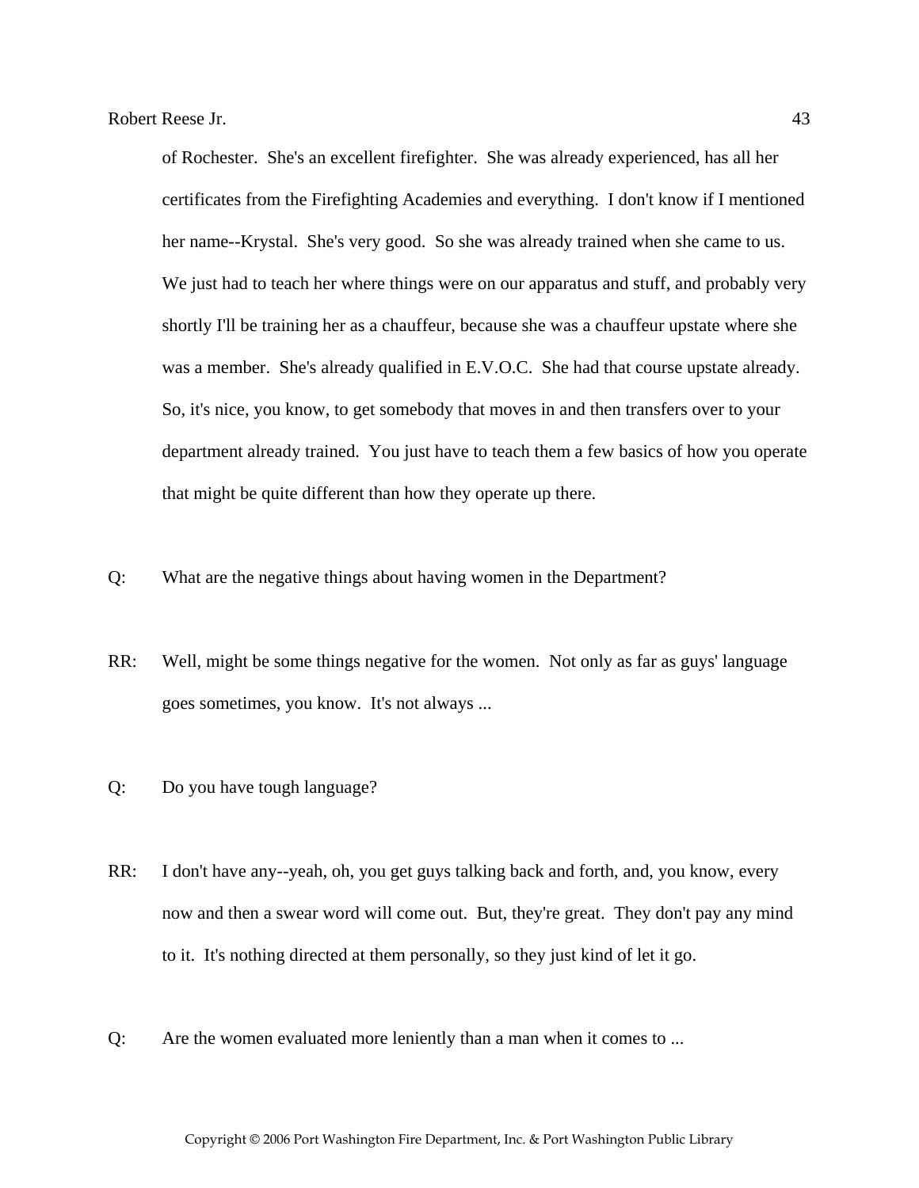of Rochester. She's an excellent firefighter. She was already experienced, has all her certificates from the Firefighting Academies and everything. I don't know if I mentioned her name--Krystal. She's very good. So she was already trained when she came to us. We just had to teach her where things were on our apparatus and stuff, and probably very shortly I'll be training her as a chauffeur, because she was a chauffeur upstate where she was a member. She's already qualified in E.V.O.C. She had that course upstate already. So, it's nice, you know, to get somebody that moves in and then transfers over to your department already trained. You just have to teach them a few basics of how you operate that might be quite different than how they operate up there.

Q: What are the negative things about having women in the Department?

RR: Well, might be some things negative for the women. Not only as far as guys' language goes sometimes, you know. It's not always ...

Q: Do you have tough language?

RR: I don't have any--yeah, oh, you get guys talking back and forth, and, you know, every now and then a swear word will come out. But, they're great. They don't pay any mind to it. It's nothing directed at them personally, so they just kind of let it go.

Q: Are the women evaluated more leniently than a man when it comes to ...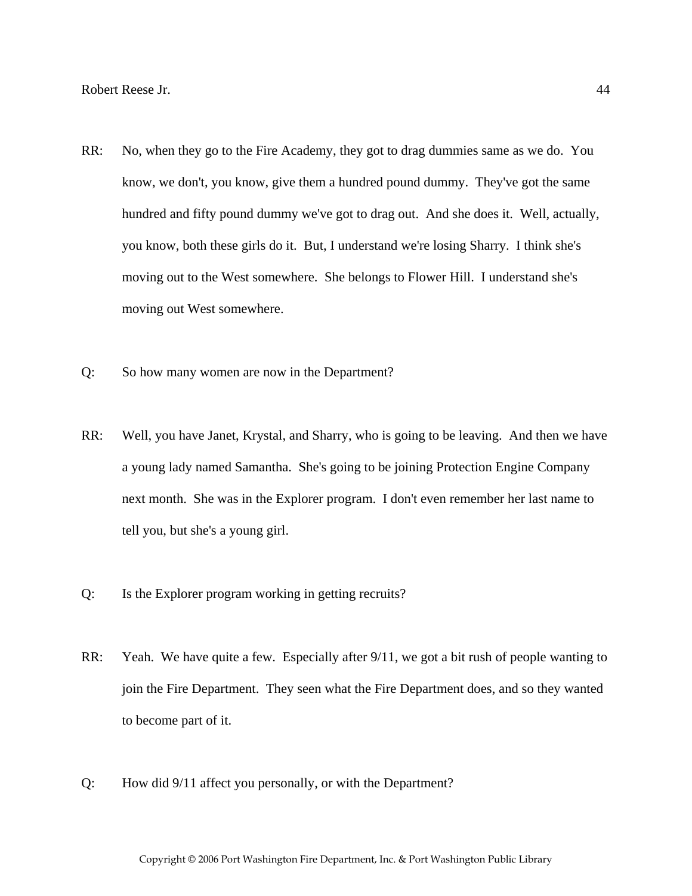RR: No, when they go to the Fire Academy, they got to drag dummies same as we do. You know, we don't, you know, give them a hundred pound dummy. They've got the same hundred and fifty pound dummy we've got to drag out. And she does it. Well, actually, you know, both these girls do it. But, I understand we're losing Sharry. I think she's moving out to the West somewhere. She belongs to Flower Hill. I understand she's moving out West somewhere.

Q: So how many women are now in the Department?

RR: Well, you have Janet, Krystal, and Sharry, who is going to be leaving. And then we have a young lady named Samantha. She's going to be joining Protection Engine Company next month. She was in the Explorer program. I don't even remember her last name to tell you, but she's a young girl.

Q: Is the Explorer program working in getting recruits?

RR: Yeah. We have quite a few. Especially after 9/11, we got a bit rush of people wanting to join the Fire Department. They seen what the Fire Department does, and so they wanted to become part of it.

Q: How did 9/11 affect you personally, or with the Department?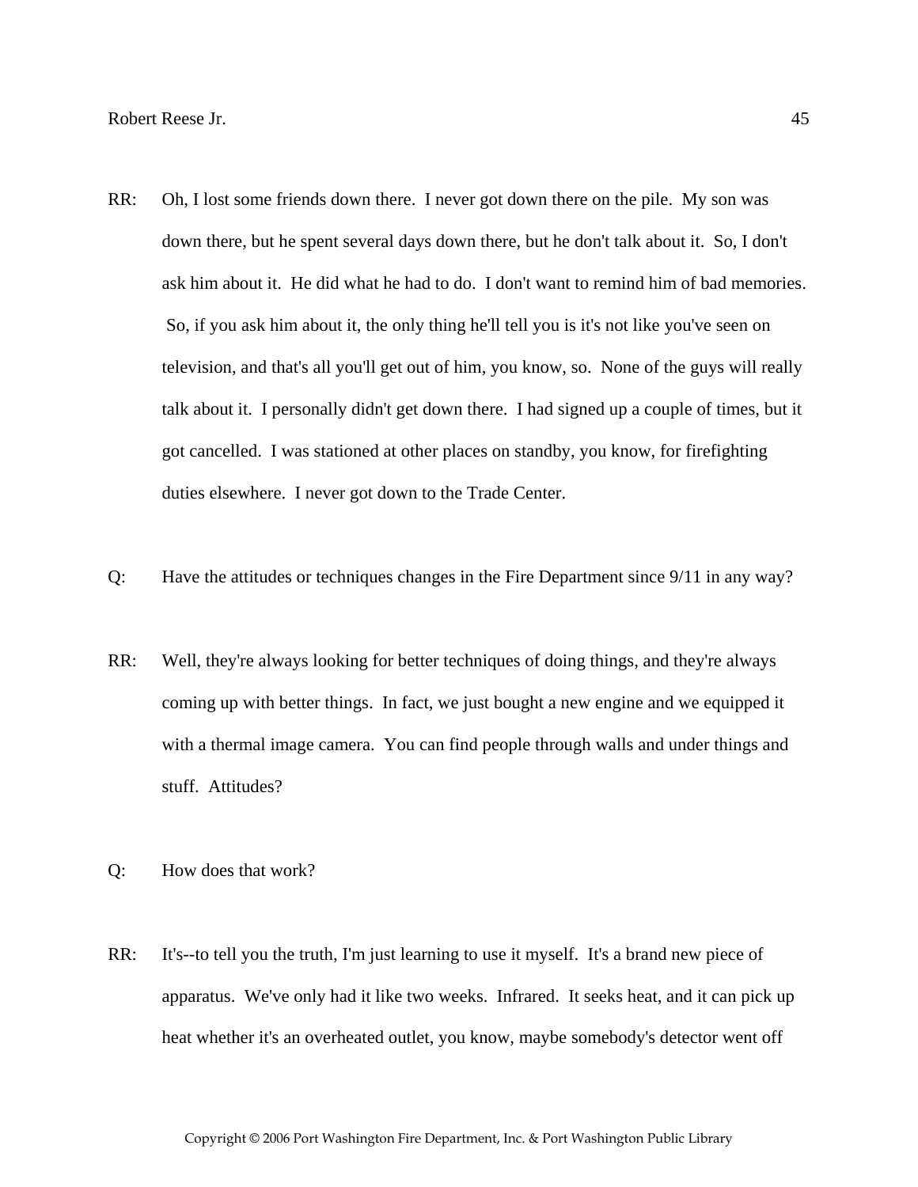RR: Oh, I lost some friends down there. I never got down there on the pile. My son was down there, but he spent several days down there, but he don't talk about it. So, I don't ask him about it. He did what he had to do. I don't want to remind him of bad memories. So, if you ask him about it, the only thing he'll tell you is it's not like you've seen on television, and that's all you'll get out of him, you know, so. None of the guys will really talk about it. I personally didn't get down there. I had signed up a couple of times, but it got cancelled. I was stationed at other places on standby, you know, for firefighting duties elsewhere. I never got down to the Trade Center.

Q: Have the attitudes or techniques changes in the Fire Department since 9/11 in any way?

RR: Well, they're always looking for better techniques of doing things, and they're always coming up with better things. In fact, we just bought a new engine and we equipped it with a thermal image camera. You can find people through walls and under things and stuff. Attitudes?

Q: How does that work?

RR: It's--to tell you the truth, I'm just learning to use it myself. It's a brand new piece of apparatus. We've only had it like two weeks. Infrared. It seeks heat, and it can pick up heat whether it's an overheated outlet, you know, maybe somebody's detector went off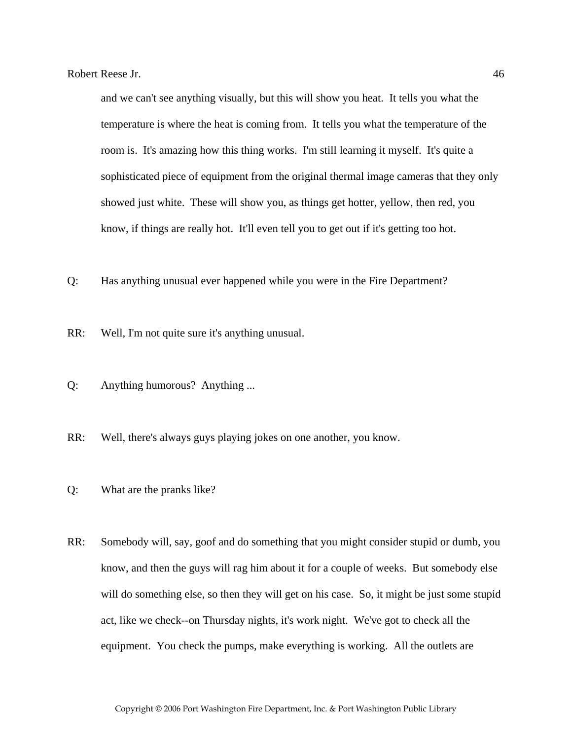and we can't see anything visually, but this will show you heat. It tells you what the temperature is where the heat is coming from. It tells you what the temperature of the room is. It's amazing how this thing works. I'm still learning it myself. It's quite a sophisticated piece of equipment from the original thermal image cameras that they only showed just white. These will show you, as things get hotter, yellow, then red, you know, if things are really hot. It'll even tell you to get out if it's getting too hot.

Q: Has anything unusual ever happened while you were in the Fire Department?

RR: Well, I'm not quite sure it's anything unusual.

Q: Anything humorous? Anything ...

RR: Well, there's always guys playing jokes on one another, you know.

Q: What are the pranks like?

RR: Somebody will, say, goof and do something that you might consider stupid or dumb, you know, and then the guys will rag him about it for a couple of weeks. But somebody else will do something else, so then they will get on his case. So, it might be just some stupid act, like we check--on Thursday nights, it's work night. We've got to check all the equipment. You check the pumps, make everything is working. All the outlets are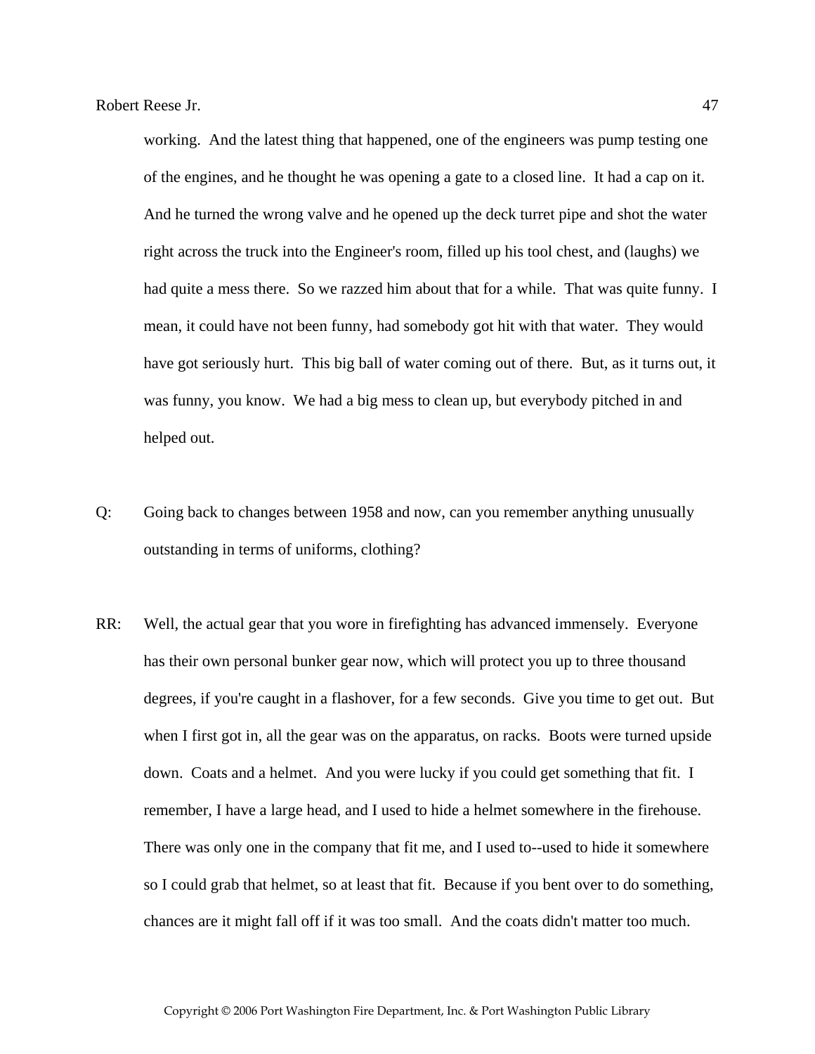working. And the latest thing that happened, one of the engineers was pump testing one of the engines, and he thought he was opening a gate to a closed line. It had a cap on it. And he turned the wrong valve and he opened up the deck turret pipe and shot the water right across the truck into the Engineer's room, filled up his tool chest, and (laughs) we had quite a mess there. So we razzed him about that for a while. That was quite funny. I mean, it could have not been funny, had somebody got hit with that water. They would have got seriously hurt. This big ball of water coming out of there. But, as it turns out, it was funny, you know. We had a big mess to clean up, but everybody pitched in and helped out.

Q: Going back to changes between 1958 and now, can you remember anything unusually outstanding in terms of uniforms, clothing?

RR: Well, the actual gear that you wore in firefighting has advanced immensely. Everyone has their own personal bunker gear now, which will protect you up to three thousand degrees, if you're caught in a flashover, for a few seconds. Give you time to get out. But when I first got in, all the gear was on the apparatus, on racks. Boots were turned upside down. Coats and a helmet. And you were lucky if you could get something that fit. I remember, I have a large head, and I used to hide a helmet somewhere in the firehouse. There was only one in the company that fit me, and I used to--used to hide it somewhere so I could grab that helmet, so at least that fit. Because if you bent over to do something, chances are it might fall off if it was too small. And the coats didn't matter too much.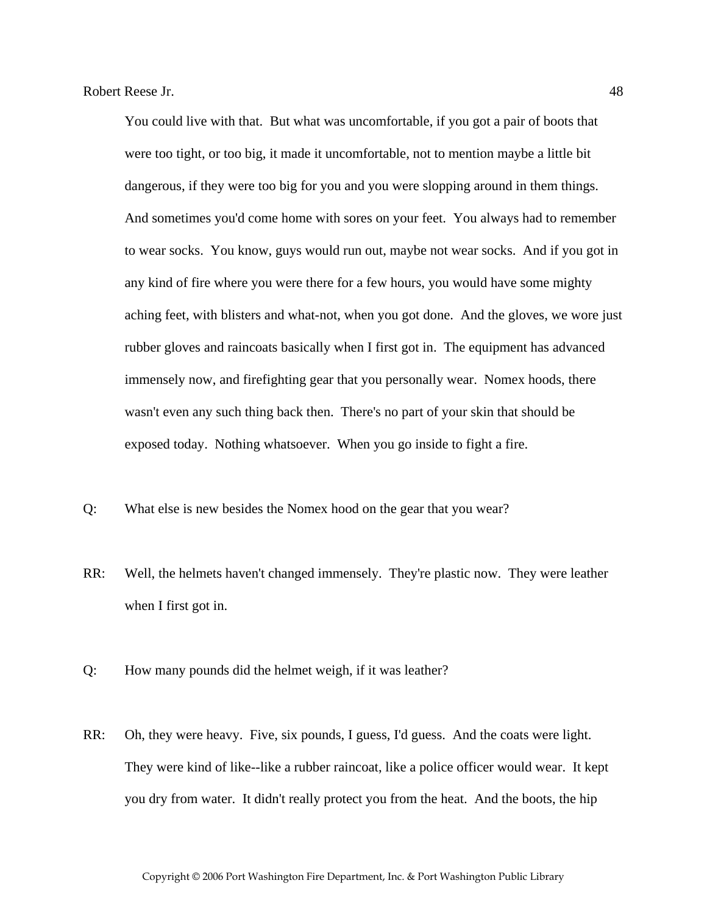You could live with that. But what was uncomfortable, if you got a pair of boots that were too tight, or too big, it made it uncomfortable, not to mention maybe a little bit dangerous, if they were too big for you and you were slopping around in them things. And sometimes you'd come home with sores on your feet. You always had to remember to wear socks. You know, guys would run out, maybe not wear socks. And if you got in any kind of fire where you were there for a few hours, you would have some mighty aching feet, with blisters and what-not, when you got done. And the gloves, we wore just rubber gloves and raincoats basically when I first got in. The equipment has advanced immensely now, and firefighting gear that you personally wear. Nomex hoods, there wasn't even any such thing back then. There's no part of your skin that should be exposed today. Nothing whatsoever. When you go inside to fight a fire.

Q: What else is new besides the Nomex hood on the gear that you wear?

RR: Well, the helmets haven't changed immensely. They're plastic now. They were leather when I first got in.

Q: How many pounds did the helmet weigh, if it was leather?

RR: Oh, they were heavy. Five, six pounds, I guess, I'd guess. And the coats were light. They were kind of like--like a rubber raincoat, like a police officer would wear. It kept you dry from water. It didn't really protect you from the heat. And the boots, the hip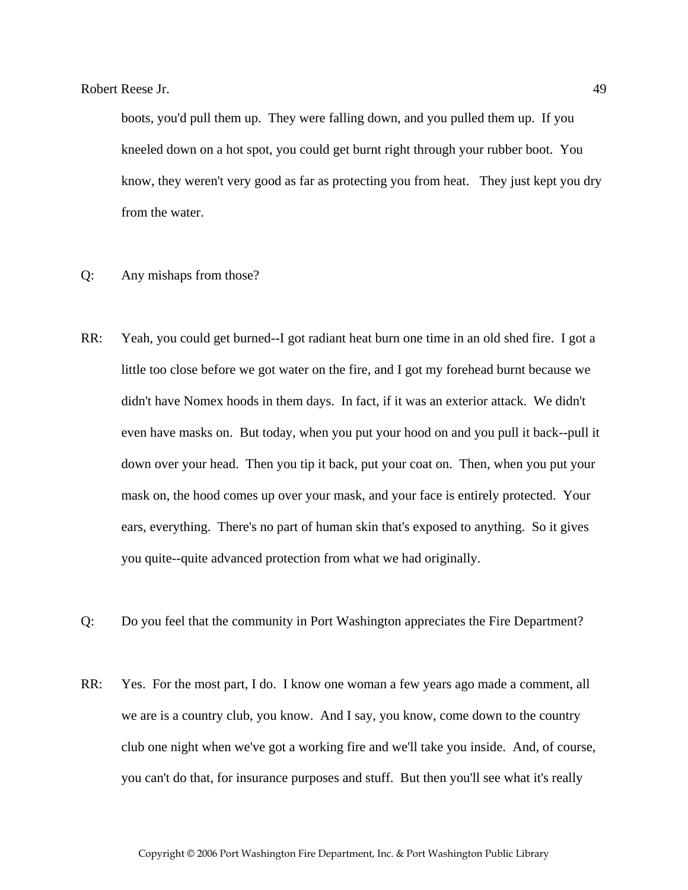boots, you'd pull them up. They were falling down, and you pulled them up. If you kneeled down on a hot spot, you could get burnt right through your rubber boot. You know, they weren't very good as far as protecting you from heat. They just kept you dry from the water.

Q: Any mishaps from those?

RR: Yeah, you could get burned--I got radiant heat burn one time in an old shed fire. I got a little too close before we got water on the fire, and I got my forehead burnt because we didn't have Nomex hoods in them days. In fact, if it was an exterior attack. We didn't even have masks on. But today, when you put your hood on and you pull it back--pull it down over your head. Then you tip it back, put your coat on. Then, when you put your mask on, the hood comes up over your mask, and your face is entirely protected. Your ears, everything. There's no part of human skin that's exposed to anything. So it gives you quite--quite advanced protection from what we had originally.

Q: Do you feel that the community in Port Washington appreciates the Fire Department?

RR: Yes. For the most part, I do. I know one woman a few years ago made a comment, all we are is a country club, you know. And I say, you know, come down to the country club one night when we've got a working fire and we'll take you inside. And, of course, you can't do that, for insurance purposes and stuff. But then you'll see what it's really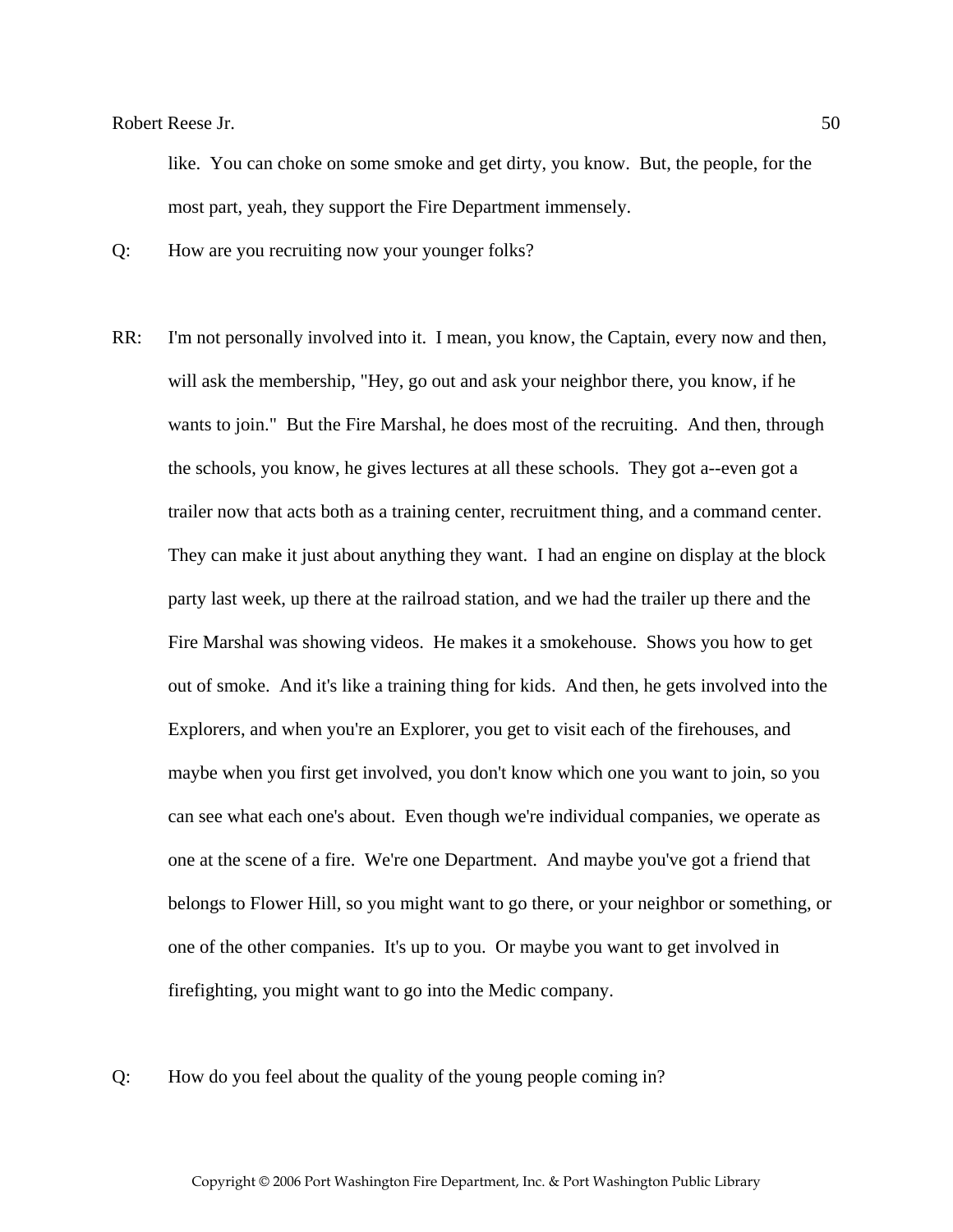like. You can choke on some smoke and get dirty, you know. But, the people, for the most part, yeah, they support the Fire Department immensely.

Q: How are you recruiting now your younger folks?

RR: I'm not personally involved into it. I mean, you know, the Captain, every now and then, will ask the membership, "Hey, go out and ask your neighbor there, you know, if he wants to join." But the Fire Marshal, he does most of the recruiting. And then, through the schools, you know, he gives lectures at all these schools. They got a--even got a trailer now that acts both as a training center, recruitment thing, and a command center. They can make it just about anything they want. I had an engine on display at the block party last week, up there at the railroad station, and we had the trailer up there and the Fire Marshal was showing videos. He makes it a smokehouse. Shows you how to get out of smoke. And it's like a training thing for kids. And then, he gets involved into the Explorers, and when you're an Explorer, you get to visit each of the firehouses, and maybe when you first get involved, you don't know which one you want to join, so you can see what each one's about. Even though we're individual companies, we operate as one at the scene of a fire. We're one Department. And maybe you've got a friend that belongs to Flower Hill, so you might want to go there, or your neighbor or something, or one of the other companies. It's up to you. Or maybe you want to get involved in firefighting, you might want to go into the Medic company.

Q: How do you feel about the quality of the young people coming in?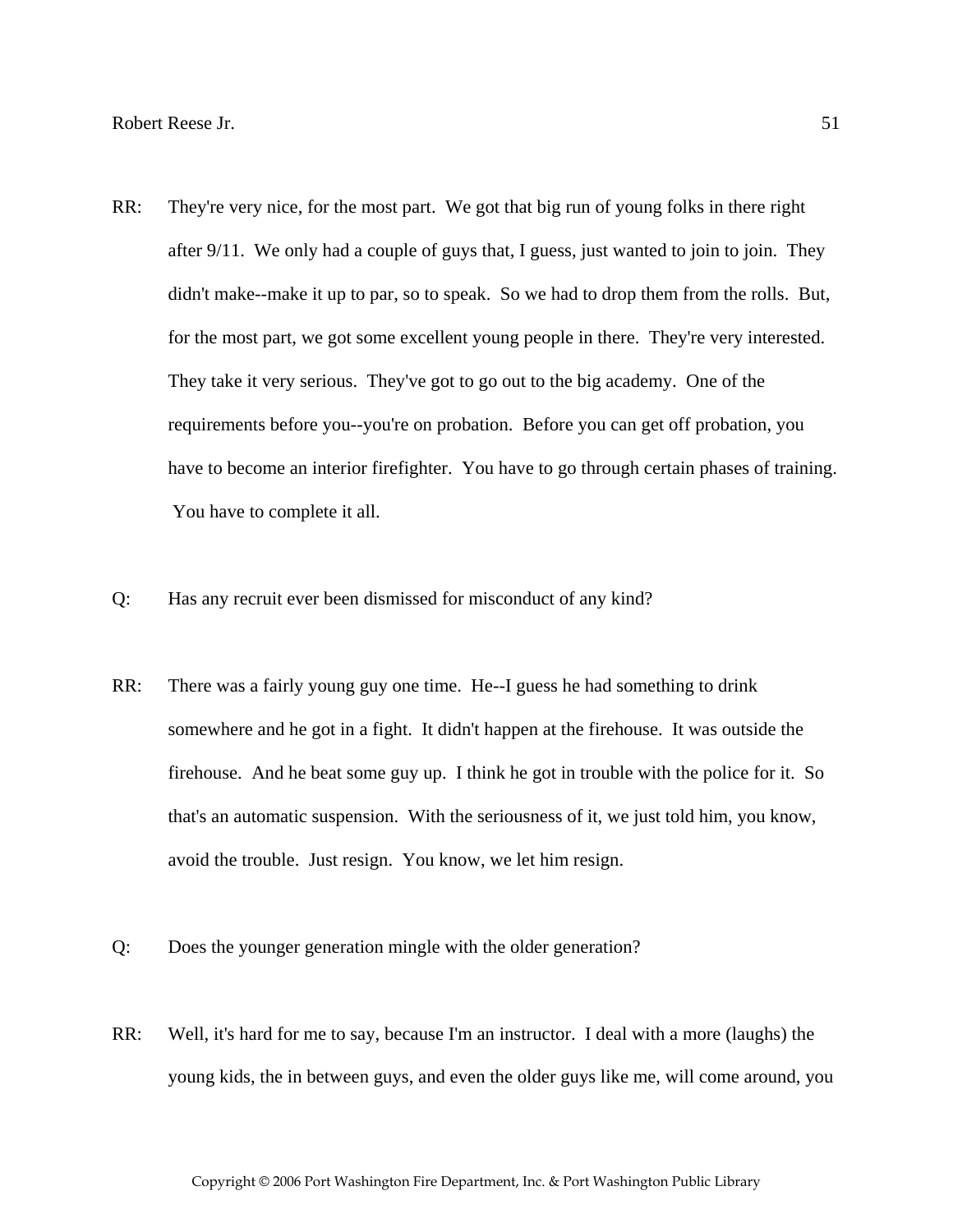RR: They're very nice, for the most part. We got that big run of young folks in there right after 9/11. We only had a couple of guys that, I guess, just wanted to join to join. They didn't make--make it up to par, so to speak. So we had to drop them from the rolls. But, for the most part, we got some excellent young people in there. They're very interested. They take it very serious. They've got to go out to the big academy. One of the requirements before you--you're on probation. Before you can get off probation, you have to become an interior firefighter. You have to go through certain phases of training. You have to complete it all.

Q: Has any recruit ever been dismissed for misconduct of any kind?

RR: There was a fairly young guy one time. He--I guess he had something to drink somewhere and he got in a fight. It didn't happen at the firehouse. It was outside the firehouse. And he beat some guy up. I think he got in trouble with the police for it. So that's an automatic suspension. With the seriousness of it, we just told him, you know, avoid the trouble. Just resign. You know, we let him resign.

Q: Does the younger generation mingle with the older generation?

RR: Well, it's hard for me to say, because I'm an instructor. I deal with a more (laughs) the young kids, the in between guys, and even the older guys like me, will come around, you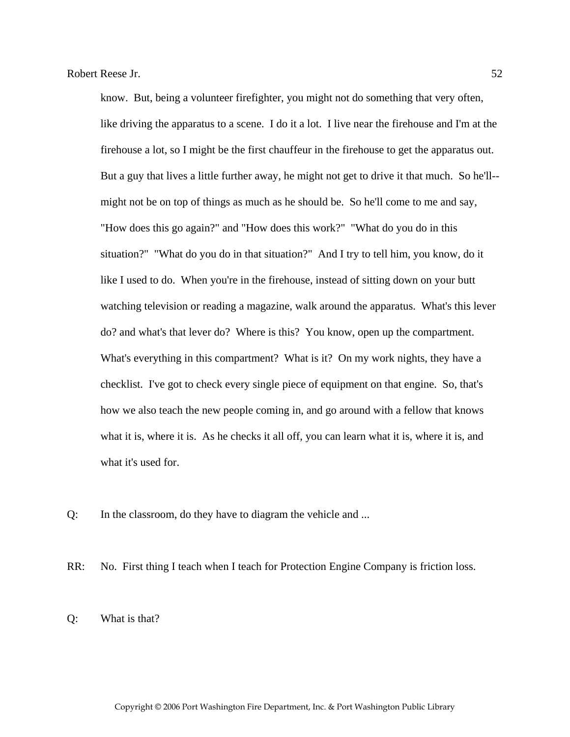know.  But, being a volunteer firefighter, you might not do something that very often, like driving the apparatus to a scene.  I do it a lot.  I live near the firehouse and I'm at the firehouse a lot, so I might be the first chauffeur in the firehouse to get the apparatus out. But a guy that lives a little further away, he might not get to drive it that much.  So he'll--might not be on top of things as much as he should be.  So he'll come to me and say, "How does this go again?" and "How does this work?"  "What do you do in this situation?"  "What do you do in that situation?"  And I try to tell him, you know, do it like I used to do.  When you're in the firehouse, instead of sitting down on your butt watching television or reading a magazine, walk around the apparatus.  What's this lever do? and what's that lever do?  Where is this?  You know, open up the compartment. What's everything in this compartment?  What is it?  On my work nights, they have a checklist.  I've got to check every single piece of equipment on that engine.  So, that's how we also teach the new people coming in, and go around with a fellow that knows what it is, where it is.  As he checks it all off, you can learn what it is, where it is, and what it's used for.

Q: In the classroom, do they have to diagram the vehicle and ...

RR: No.  First thing I teach when I teach for Protection Engine Company is friction loss.

Q: What is that?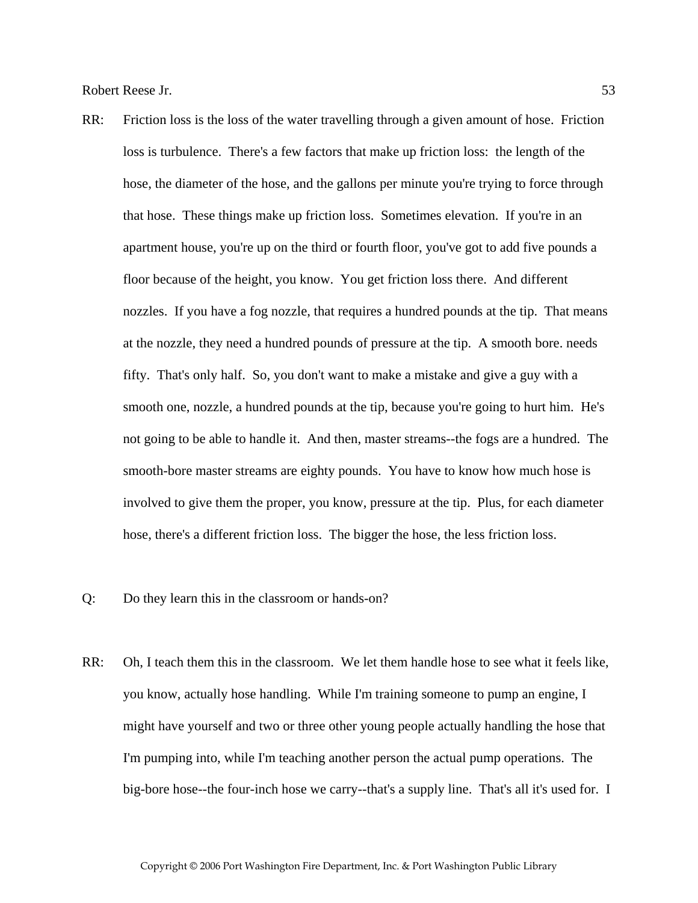RR: Friction loss is the loss of the water travelling through a given amount of hose. Friction loss is turbulence. There's a few factors that make up friction loss: the length of the hose, the diameter of the hose, and the gallons per minute you're trying to force through that hose. These things make up friction loss. Sometimes elevation. If you're in an apartment house, you're up on the third or fourth floor, you've got to add five pounds a floor because of the height, you know. You get friction loss there. And different nozzles. If you have a fog nozzle, that requires a hundred pounds at the tip. That means at the nozzle, they need a hundred pounds of pressure at the tip. A smooth bore. needs fifty. That's only half. So, you don't want to make a mistake and give a guy with a smooth one, nozzle, a hundred pounds at the tip, because you're going to hurt him. He's not going to be able to handle it. And then, master streams--the fogs are a hundred. The smooth-bore master streams are eighty pounds. You have to know how much hose is involved to give them the proper, you know, pressure at the tip. Plus, for each diameter hose, there's a different friction loss. The bigger the hose, the less friction loss.

Q: Do they learn this in the classroom or hands-on?

RR: Oh, I teach them this in the classroom. We let them handle hose to see what it feels like, you know, actually hose handling. While I'm training someone to pump an engine, I might have yourself and two or three other young people actually handling the hose that I'm pumping into, while I'm teaching another person the actual pump operations. The big-bore hose--the four-inch hose we carry--that's a supply line. That's all it's used for. I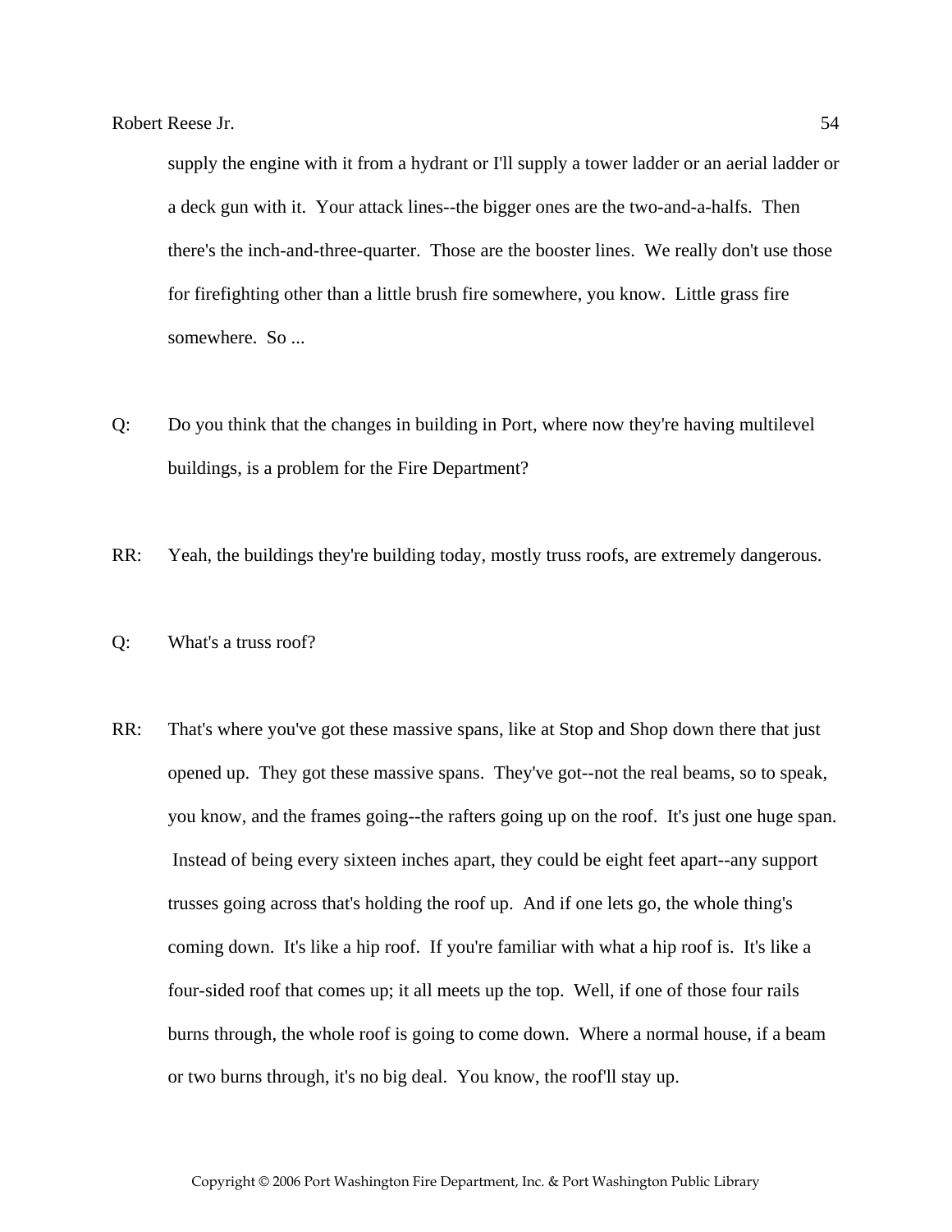supply the engine with it from a hydrant or I'll supply a tower ladder or an aerial ladder or a deck gun with it. Your attack lines--the bigger ones are the two-and-a-halfs. Then there's the inch-and-three-quarter. Those are the booster lines. We really don't use those for firefighting other than a little brush fire somewhere, you know. Little grass fire somewhere. So ...

Q: Do you think that the changes in building in Port, where now they're having multilevel buildings, is a problem for the Fire Department?

RR: Yeah, the buildings they're building today, mostly truss roofs, are extremely dangerous.

Q: What's a truss roof?

RR: That's where you've got these massive spans, like at Stop and Shop down there that just opened up. They got these massive spans. They've got--not the real beams, so to speak, you know, and the frames going--the rafters going up on the roof. It's just one huge span. Instead of being every sixteen inches apart, they could be eight feet apart--any support trusses going across that's holding the roof up. And if one lets go, the whole thing's coming down. It's like a hip roof. If you're familiar with what a hip roof is. It's like a four-sided roof that comes up; it all meets up the top. Well, if one of those four rails burns through, the whole roof is going to come down. Where a normal house, if a beam or two burns through, it's no big deal. You know, the roof'll stay up.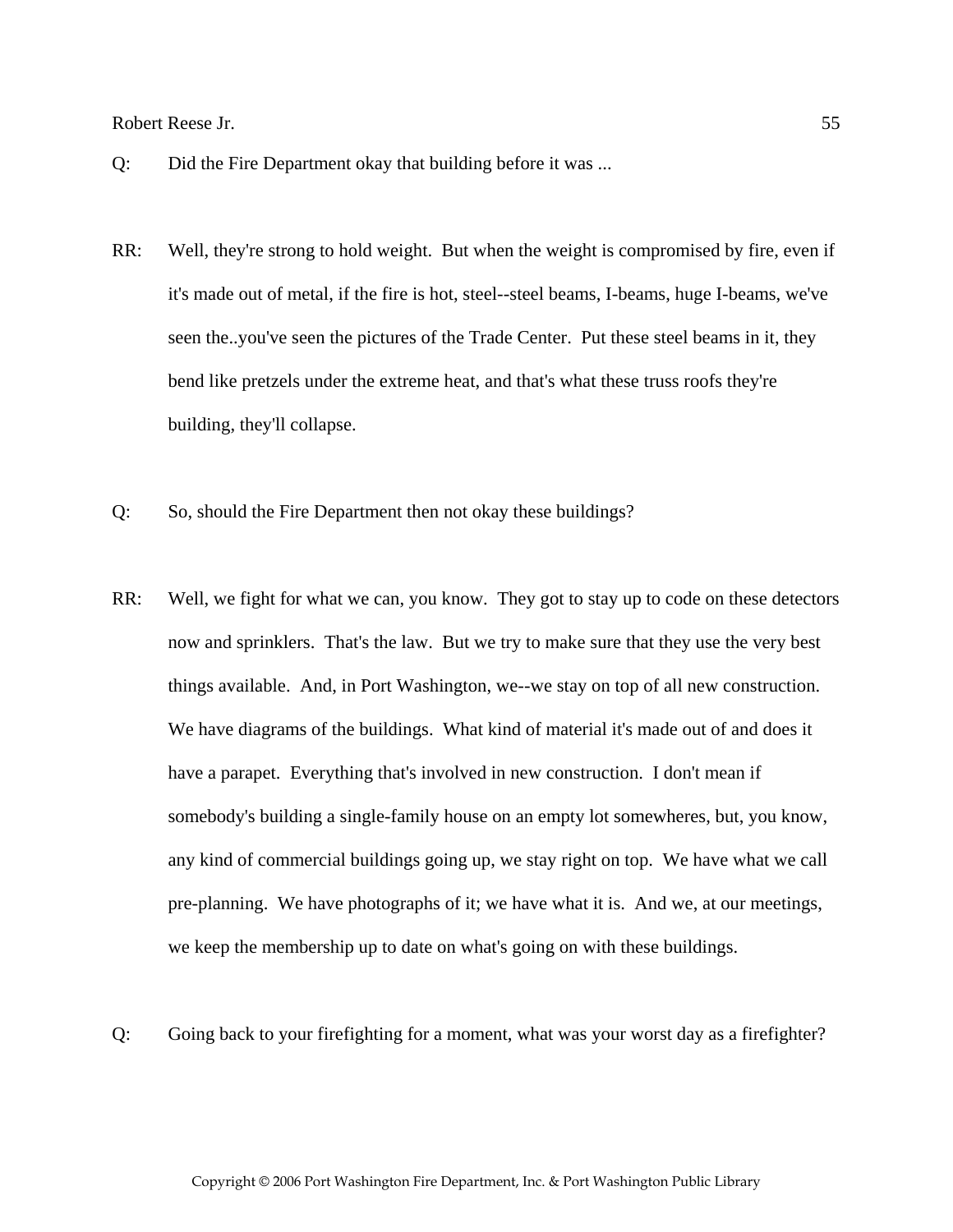Q: Did the Fire Department okay that building before it was ...

RR: Well, they're strong to hold weight. But when the weight is compromised by fire, even if it's made out of metal, if the fire is hot, steel--steel beams, I-beams, huge I-beams, we've seen the..you've seen the pictures of the Trade Center. Put these steel beams in it, they bend like pretzels under the extreme heat, and that's what these truss roofs they're building, they'll collapse.

Q: So, should the Fire Department then not okay these buildings?

RR: Well, we fight for what we can, you know. They got to stay up to code on these detectors now and sprinklers. That's the law. But we try to make sure that they use the very best things available. And, in Port Washington, we--we stay on top of all new construction. We have diagrams of the buildings. What kind of material it's made out of and does it have a parapet. Everything that's involved in new construction. I don't mean if somebody's building a single-family house on an empty lot somewheres, but, you know, any kind of commercial buildings going up, we stay right on top. We have what we call pre-planning. We have photographs of it; we have what it is. And we, at our meetings, we keep the membership up to date on what's going on with these buildings.

Q: Going back to your firefighting for a moment, what was your worst day as a firefighter?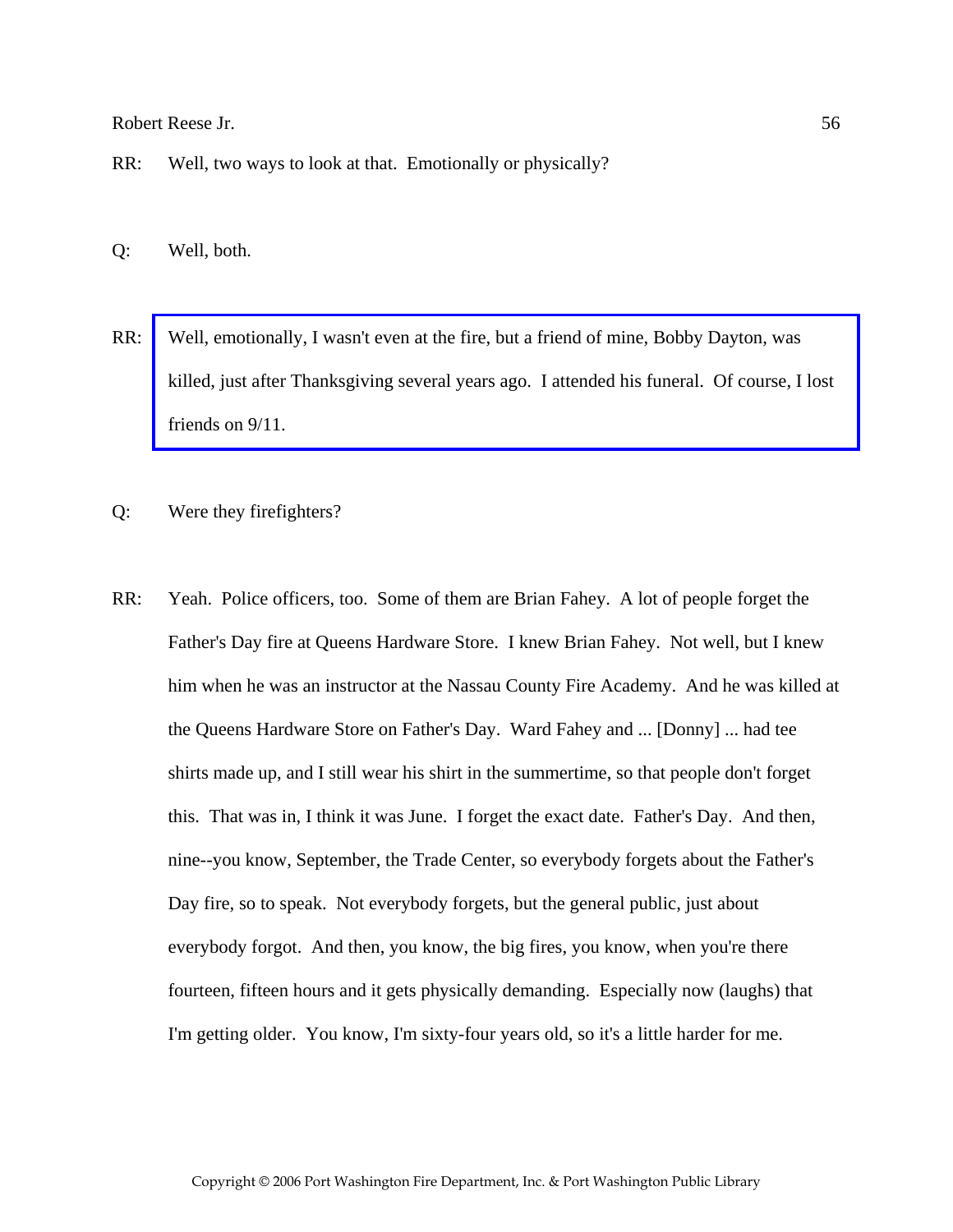RR: Well, two ways to look at that. Emotionally or physically?

Q: Well, both.

RR: Well, emotionally, I wasn't even at the fire, but a friend of mine, Bobby Dayton, was killed, just after Thanksgiving several years ago. I attended his funeral. Of course, I lost friends on 9/11.

Q: Were they firefighters?

RR: Yeah. Police officers, too. Some of them are Brian Fahey. A lot of people forget the Father's Day fire at Queens Hardware Store. I knew Brian Fahey. Not well, but I knew him when he was an instructor at the Nassau County Fire Academy. And he was killed at the Queens Hardware Store on Father's Day. Ward Fahey and ... [Donny] ... had tee shirts made up, and I still wear his shirt in the summertime, so that people don't forget this. That was in, I think it was June. I forget the exact date. Father's Day. And then, nine--you know, September, the Trade Center, so everybody forgets about the Father's Day fire, so to speak. Not everybody forgets, but the general public, just about everybody forgot. And then, you know, the big fires, you know, when you're there fourteen, fifteen hours and it gets physically demanding. Especially now (laughs) that I'm getting older. You know, I'm sixty-four years old, so it's a little harder for me.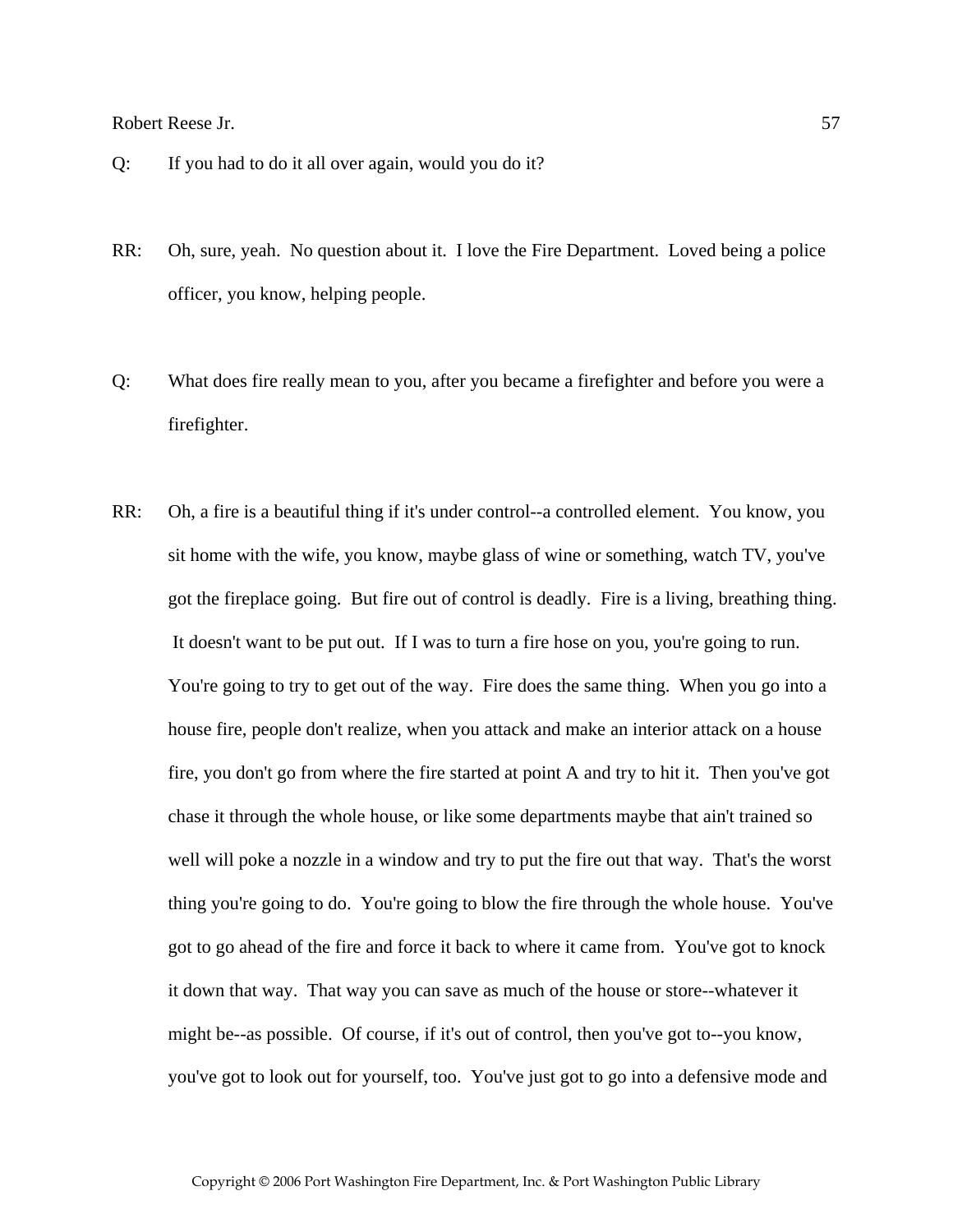Q: If you had to do it all over again, would you do it?

RR: Oh, sure, yeah. No question about it. I love the Fire Department. Loved being a police officer, you know, helping people.

Q: What does fire really mean to you, after you became a firefighter and before you were a firefighter.

RR: Oh, a fire is a beautiful thing if it's under control--a controlled element. You know, you sit home with the wife, you know, maybe glass of wine or something, watch TV, you've got the fireplace going. But fire out of control is deadly. Fire is a living, breathing thing. It doesn't want to be put out. If I was to turn a fire hose on you, you're going to run. You're going to try to get out of the way. Fire does the same thing. When you go into a house fire, people don't realize, when you attack and make an interior attack on a house fire, you don't go from where the fire started at point A and try to hit it. Then you've got chase it through the whole house, or like some departments maybe that ain't trained so well will poke a nozzle in a window and try to put the fire out that way. That's the worst thing you're going to do. You're going to blow the fire through the whole house. You've got to go ahead of the fire and force it back to where it came from. You've got to knock it down that way. That way you can save as much of the house or store--whatever it might be--as possible. Of course, if it's out of control, then you've got to--you know, you've got to look out for yourself, too. You've just got to go into a defensive mode and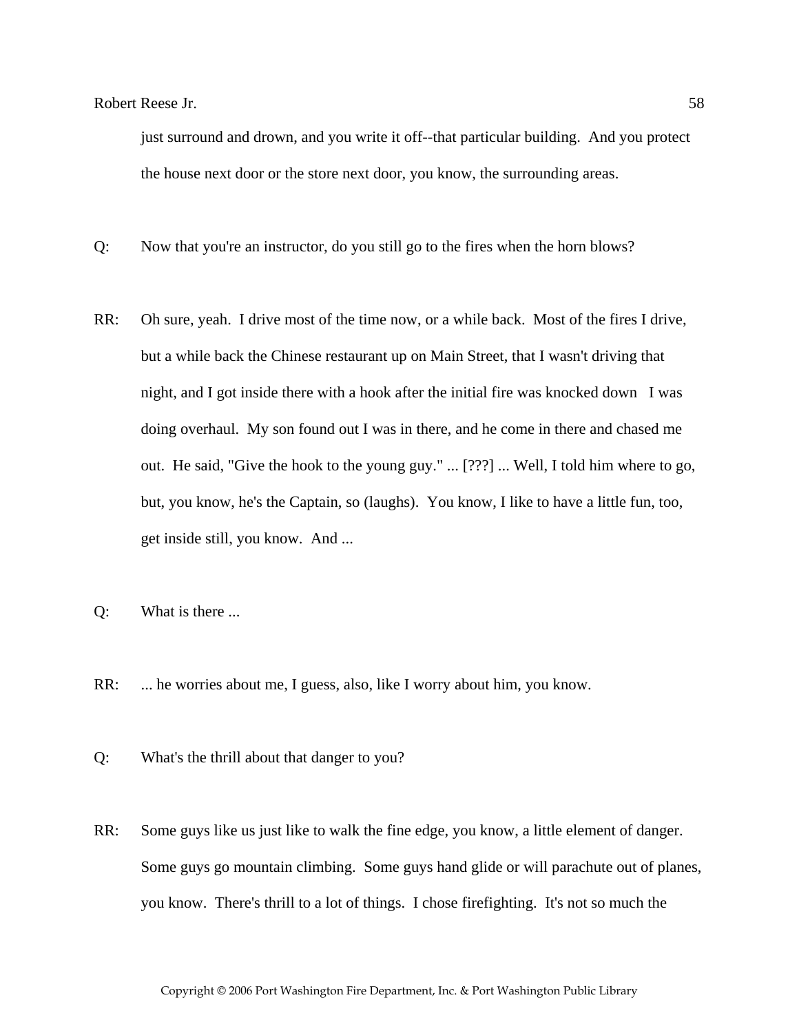just surround and drown, and you write it off--that particular building. And you protect the house next door or the store next door, you know, the surrounding areas.

Q: Now that you're an instructor, do you still go to the fires when the horn blows?

RR: Oh sure, yeah. I drive most of the time now, or a while back. Most of the fires I drive, but a while back the Chinese restaurant up on Main Street, that I wasn't driving that night, and I got inside there with a hook after the initial fire was knocked down I was doing overhaul. My son found out I was in there, and he come in there and chased me out. He said, "Give the hook to the young guy." ... [???] ... Well, I told him where to go, but, you know, he's the Captain, so (laughs). You know, I like to have a little fun, too, get inside still, you know. And ...

Q: What is there ...

RR: ... he worries about me, I guess, also, like I worry about him, you know.

Q: What's the thrill about that danger to you?

RR: Some guys like us just like to walk the fine edge, you know, a little element of danger. Some guys go mountain climbing. Some guys hand glide or will parachute out of planes, you know. There's thrill to a lot of things. I chose firefighting. It's not so much the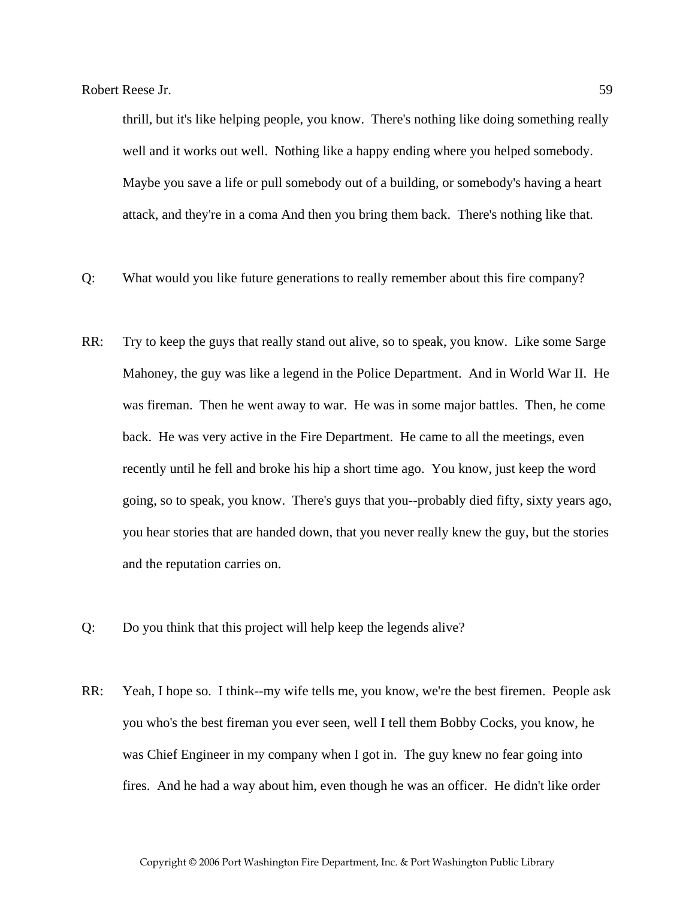thrill, but it's like helping people, you know. There's nothing like doing something really well and it works out well. Nothing like a happy ending where you helped somebody. Maybe you save a life or pull somebody out of a building, or somebody's having a heart attack, and they're in a coma And then you bring them back. There's nothing like that.

Q: What would you like future generations to really remember about this fire company?

RR: Try to keep the guys that really stand out alive, so to speak, you know. Like some Sarge Mahoney, the guy was like a legend in the Police Department. And in World War II. He was fireman. Then he went away to war. He was in some major battles. Then, he come back. He was very active in the Fire Department. He came to all the meetings, even recently until he fell and broke his hip a short time ago. You know, just keep the word going, so to speak, you know. There's guys that you--probably died fifty, sixty years ago, you hear stories that are handed down, that you never really knew the guy, but the stories and the reputation carries on.

Q: Do you think that this project will help keep the legends alive?

RR: Yeah, I hope so. I think--my wife tells me, you know, we're the best firemen. People ask you who's the best fireman you ever seen, well I tell them Bobby Cocks, you know, he was Chief Engineer in my company when I got in. The guy knew no fear going into fires. And he had a way about him, even though he was an officer. He didn't like order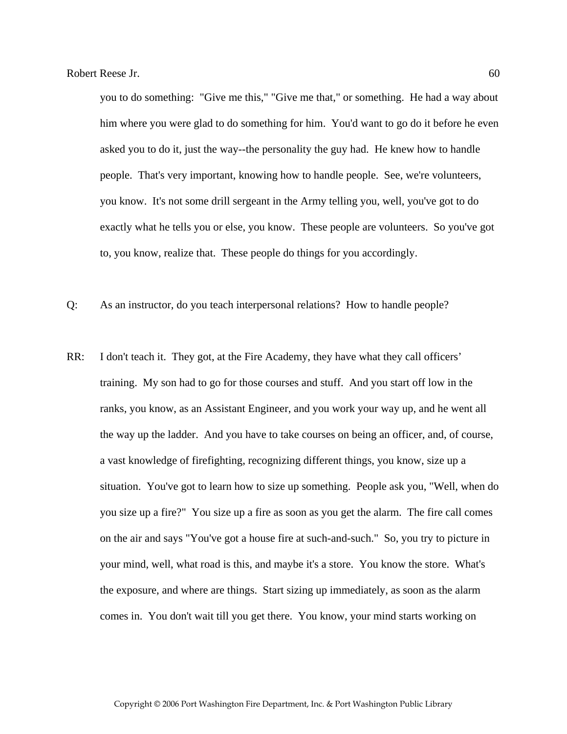you to do something: "Give me this," "Give me that," or something. He had a way about him where you were glad to do something for him. You'd want to go do it before he even asked you to do it, just the way--the personality the guy had. He knew how to handle people. That's very important, knowing how to handle people. See, we're volunteers, you know. It's not some drill sergeant in the Army telling you, well, you've got to do exactly what he tells you or else, you know. These people are volunteers. So you've got to, you know, realize that. These people do things for you accordingly.

Q: As an instructor, do you teach interpersonal relations? How to handle people?

RR: I don't teach it. They got, at the Fire Academy, they have what they call officers' training. My son had to go for those courses and stuff. And you start off low in the ranks, you know, as an Assistant Engineer, and you work your way up, and he went all the way up the ladder. And you have to take courses on being an officer, and, of course, a vast knowledge of firefighting, recognizing different things, you know, size up a situation. You've got to learn how to size up something. People ask you, "Well, when do you size up a fire?" You size up a fire as soon as you get the alarm. The fire call comes on the air and says "You've got a house fire at such-and-such." So, you try to picture in your mind, well, what road is this, and maybe it's a store. You know the store. What's the exposure, and where are things. Start sizing up immediately, as soon as the alarm comes in. You don't wait till you get there. You know, your mind starts working on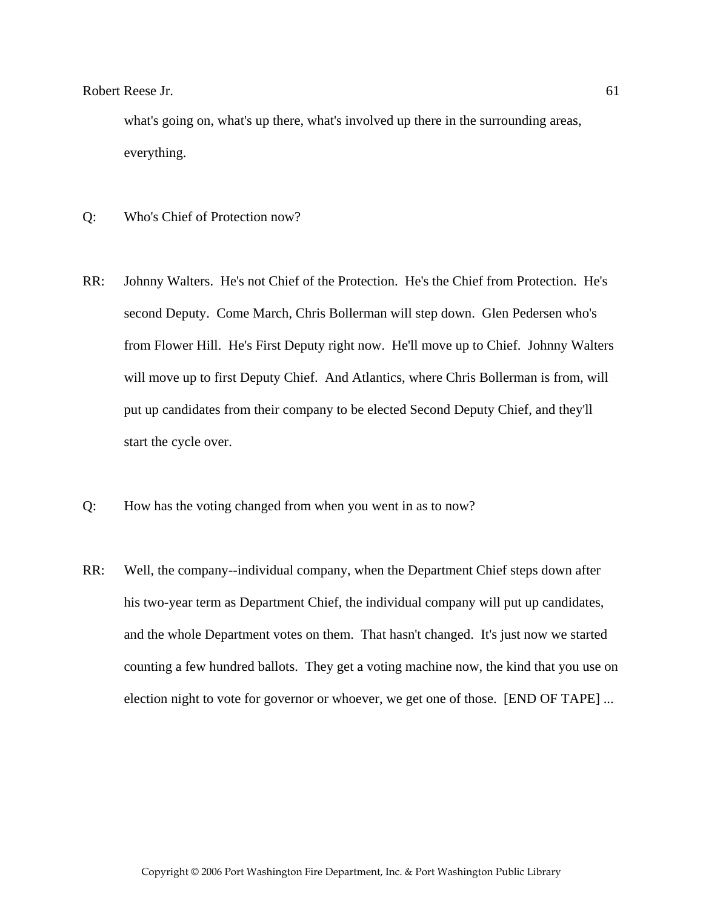what's going on, what's up there, what's involved up there in the surrounding areas, everything.

Q: Who's Chief of Protection now?

RR: Johnny Walters. He's not Chief of the Protection. He's the Chief from Protection. He's second Deputy. Come March, Chris Bollerman will step down. Glen Pedersen who's from Flower Hill. He's First Deputy right now. He'll move up to Chief. Johnny Walters will move up to first Deputy Chief. And Atlantics, where Chris Bollerman is from, will put up candidates from their company to be elected Second Deputy Chief, and they'll start the cycle over.

Q: How has the voting changed from when you went in as to now?

RR: Well, the company--individual company, when the Department Chief steps down after his two-year term as Department Chief, the individual company will put up candidates, and the whole Department votes on them. That hasn't changed. It's just now we started counting a few hundred ballots. They get a voting machine now, the kind that you use on election night to vote for governor or whoever, we get one of those. [END OF TAPE] ...

Copyright © 2006 Port Washington Fire Department, Inc. & Port Washington Public Library